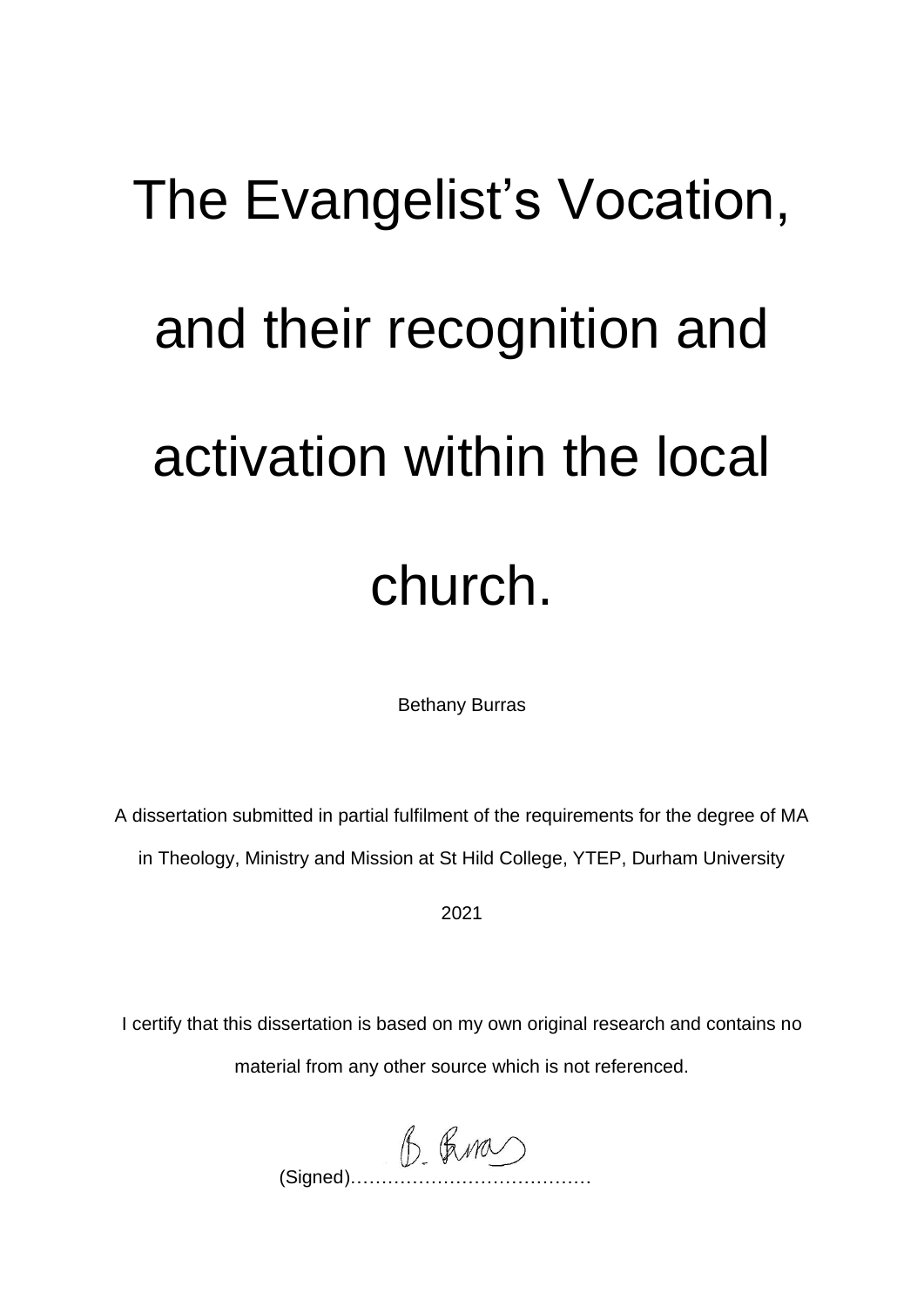# The Evangelist's Vocation, and their recognition and activation within the local church.

Bethany Burras

A dissertation submitted in partial fulfilment of the requirements for the degree of MA in Theology, Ministry and Mission at St Hild College, YTEP, Durham University

2021

I certify that this dissertation is based on my own original research and contains no material from any other source which is not referenced.

(Signed)……………………………………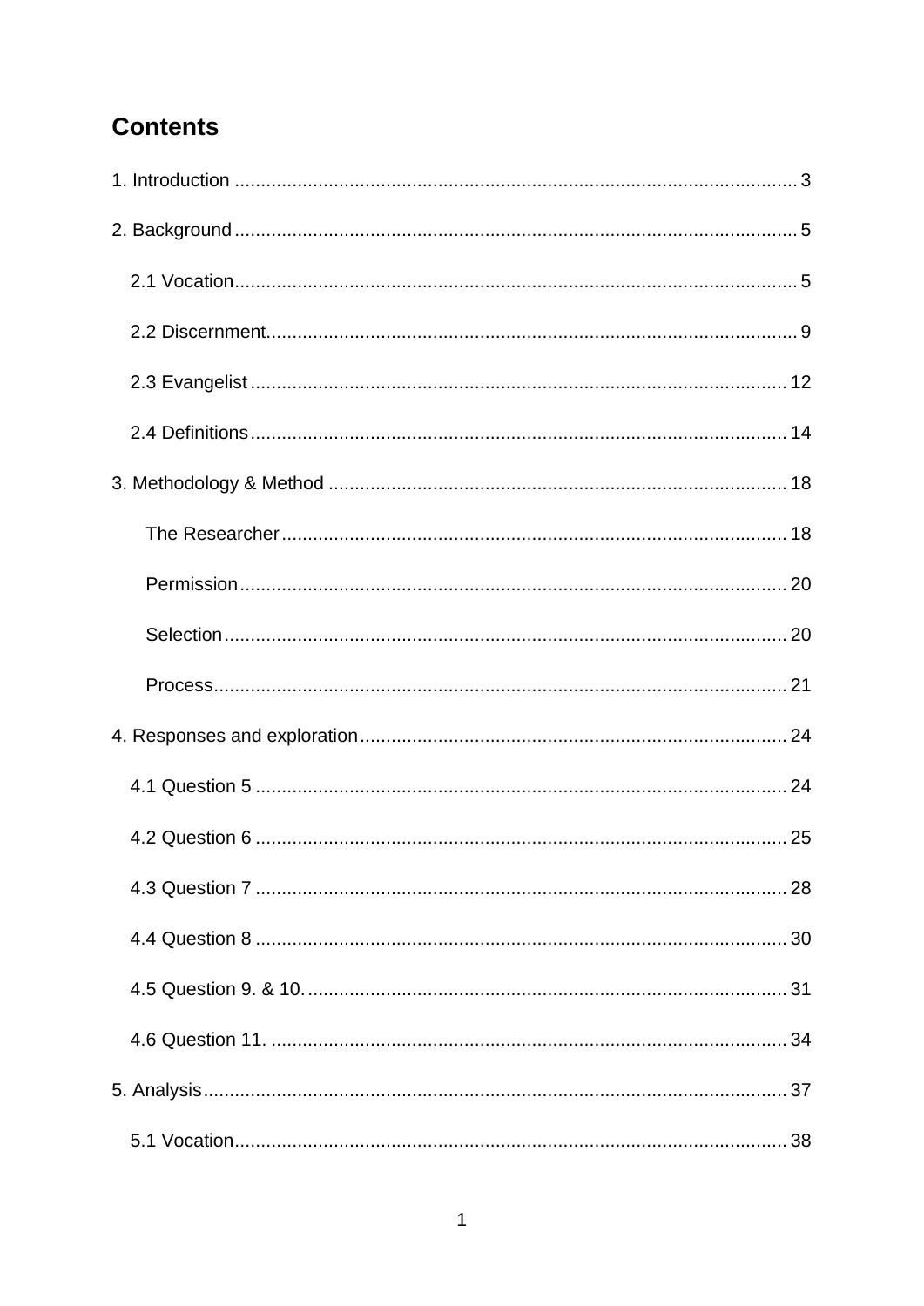# Contents

1. Introduction ........................................................................................................ 3

2. Background ........................................................................................................ 5

   2.1 Vocation ........................................................................................................ 5

   2.2 Discernment ................................................................................................... 9

   2.3 Evangelist ..................................................................................................... 12

   2.4 Definitions ..................................................................................................... 14

3. Methodology & Method ...................................................................................... 18

      The Researcher ............................................................................................... 18

      Permission ....................................................................................................... 20

      Selection .......................................................................................................... 20

      Process ............................................................................................................ 21

4. Responses and exploration ................................................................................ 24

   4.1 Question 5 .................................................................................................... 24

   4.2 Question 6 .................................................................................................... 25

   4.3 Question 7 .................................................................................................... 28

   4.4 Question 8 .................................................................................................... 30

   4.5 Question 9. & 10. .......................................................................................... 31

   4.6 Question 11. .................................................................................................. 34

5. Analysis .............................................................................................................. 37

   5.1 Vocation ........................................................................................................ 38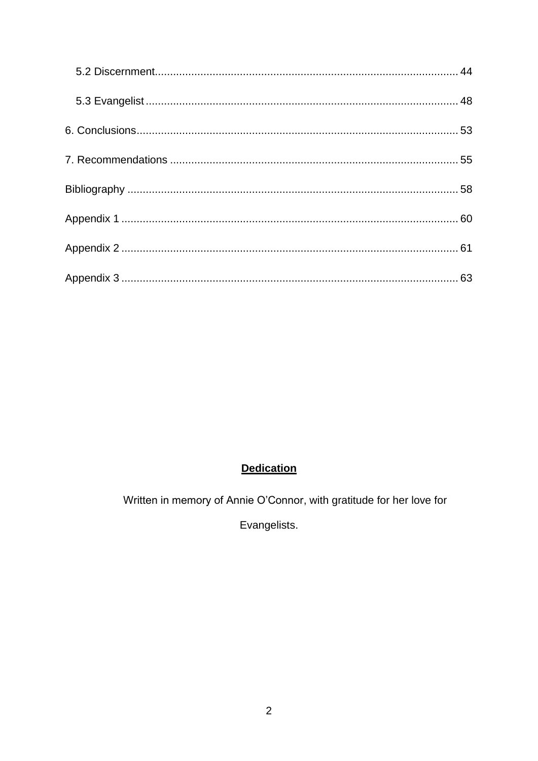5.2 Discernment.................................................................................................. 44

5.3 Evangelist ...................................................................................................... 48

6. Conclusions......................................................................................................... 53

7. Recommendations .............................................................................................. 55

Bibliography ............................................................................................................ 58

Appendix 1 .............................................................................................................. 60

Appendix 2 .............................................................................................................. 61

Appendix 3 .............................................................................................................. 63

## Dedication

Written in memory of Annie O'Connor, with gratitude for her love for Evangelists.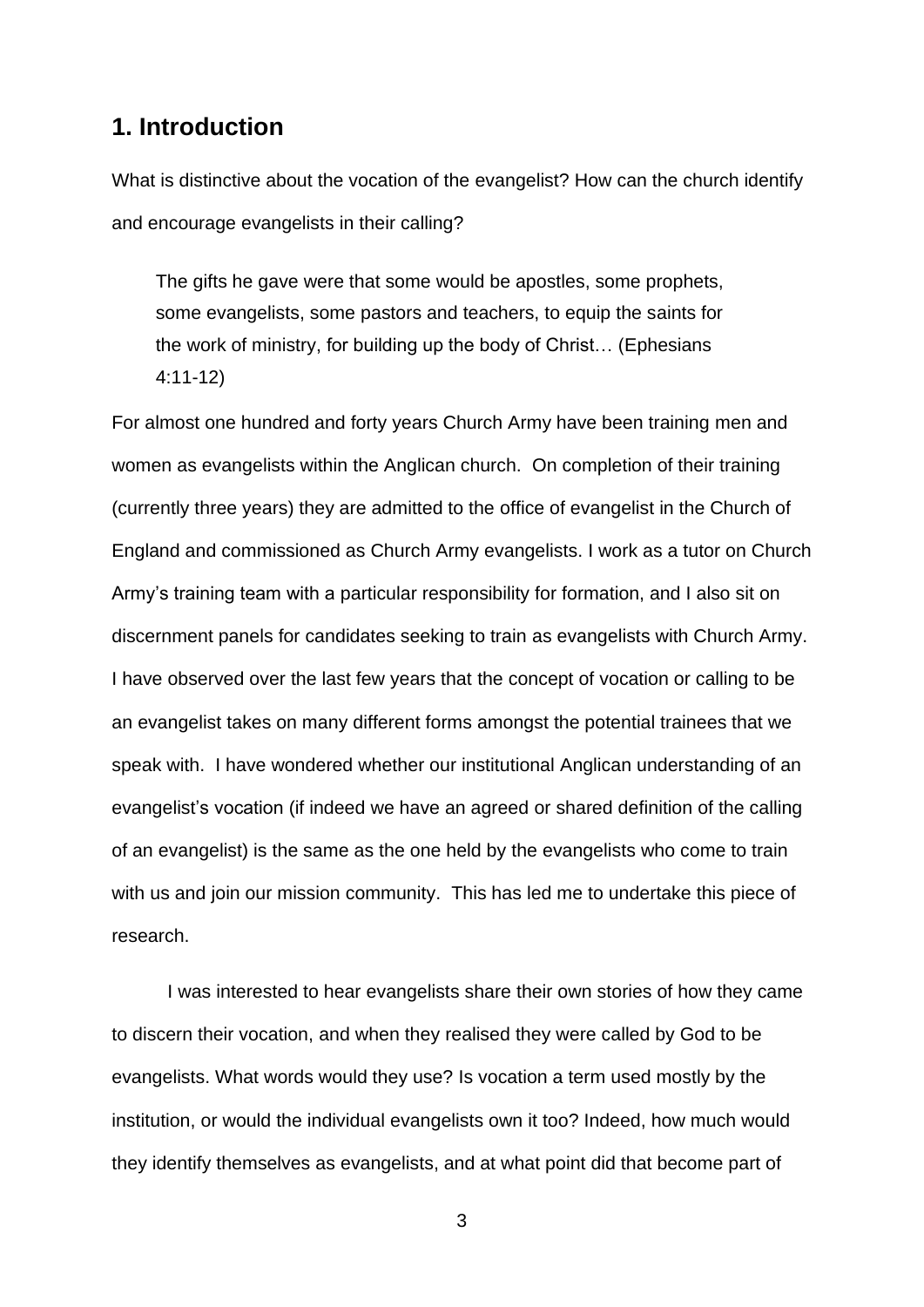## 1. Introduction

What is distinctive about the vocation of the evangelist? How can the church identify and encourage evangelists in their calling?

> The gifts he gave were that some would be apostles, some prophets, some evangelists, some pastors and teachers, to equip the saints for the work of ministry, for building up the body of Christ… (Ephesians 4:11-12)

For almost one hundred and forty years Church Army have been training men and women as evangelists within the Anglican church. On completion of their training (currently three years) they are admitted to the office of evangelist in the Church of England and commissioned as Church Army evangelists. I work as a tutor on Church Army's training team with a particular responsibility for formation, and I also sit on discernment panels for candidates seeking to train as evangelists with Church Army. I have observed over the last few years that the concept of vocation or calling to be an evangelist takes on many different forms amongst the potential trainees that we speak with. I have wondered whether our institutional Anglican understanding of an evangelist's vocation (if indeed we have an agreed or shared definition of the calling of an evangelist) is the same as the one held by the evangelists who come to train with us and join our mission community. This has led me to undertake this piece of research.

I was interested to hear evangelists share their own stories of how they came to discern their vocation, and when they realised they were called by God to be evangelists. What words would they use? Is vocation a term used mostly by the institution, or would the individual evangelists own it too? Indeed, how much would they identify themselves as evangelists, and at what point did that become part of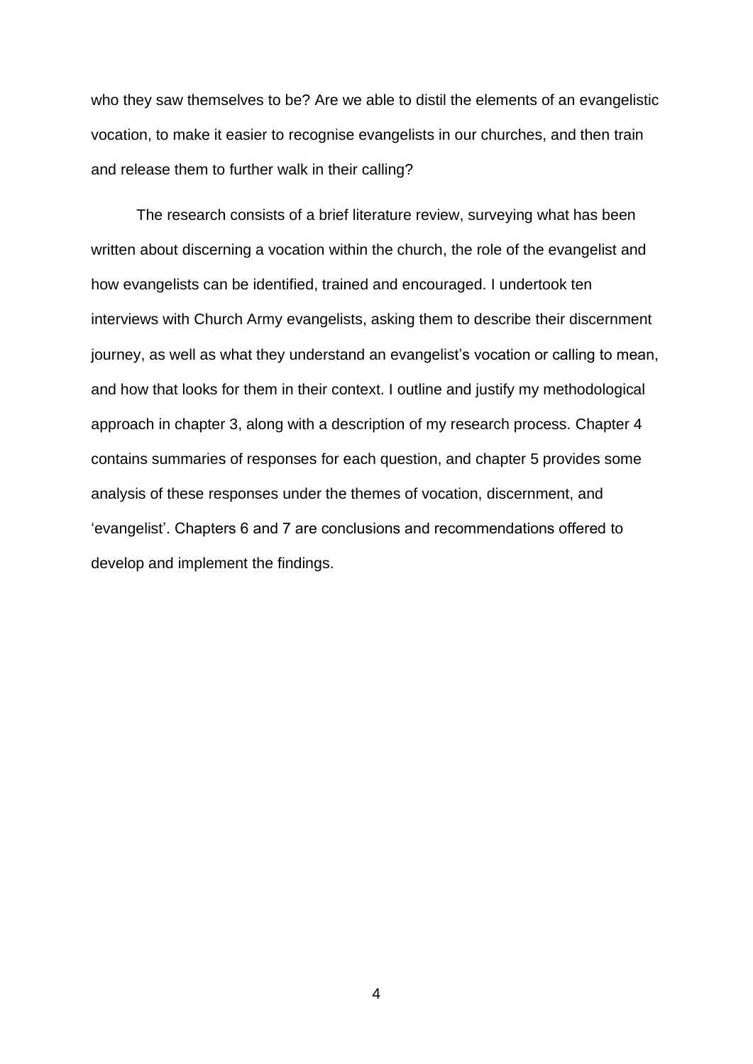who they saw themselves to be? Are we able to distil the elements of an evangelistic vocation, to make it easier to recognise evangelists in our churches, and then train and release them to further walk in their calling?

The research consists of a brief literature review, surveying what has been written about discerning a vocation within the church, the role of the evangelist and how evangelists can be identified, trained and encouraged. I undertook ten interviews with Church Army evangelists, asking them to describe their discernment journey, as well as what they understand an evangelist's vocation or calling to mean, and how that looks for them in their context. I outline and justify my methodological approach in chapter 3, along with a description of my research process. Chapter 4 contains summaries of responses for each question, and chapter 5 provides some analysis of these responses under the themes of vocation, discernment, and 'evangelist'. Chapters 6 and 7 are conclusions and recommendations offered to develop and implement the findings.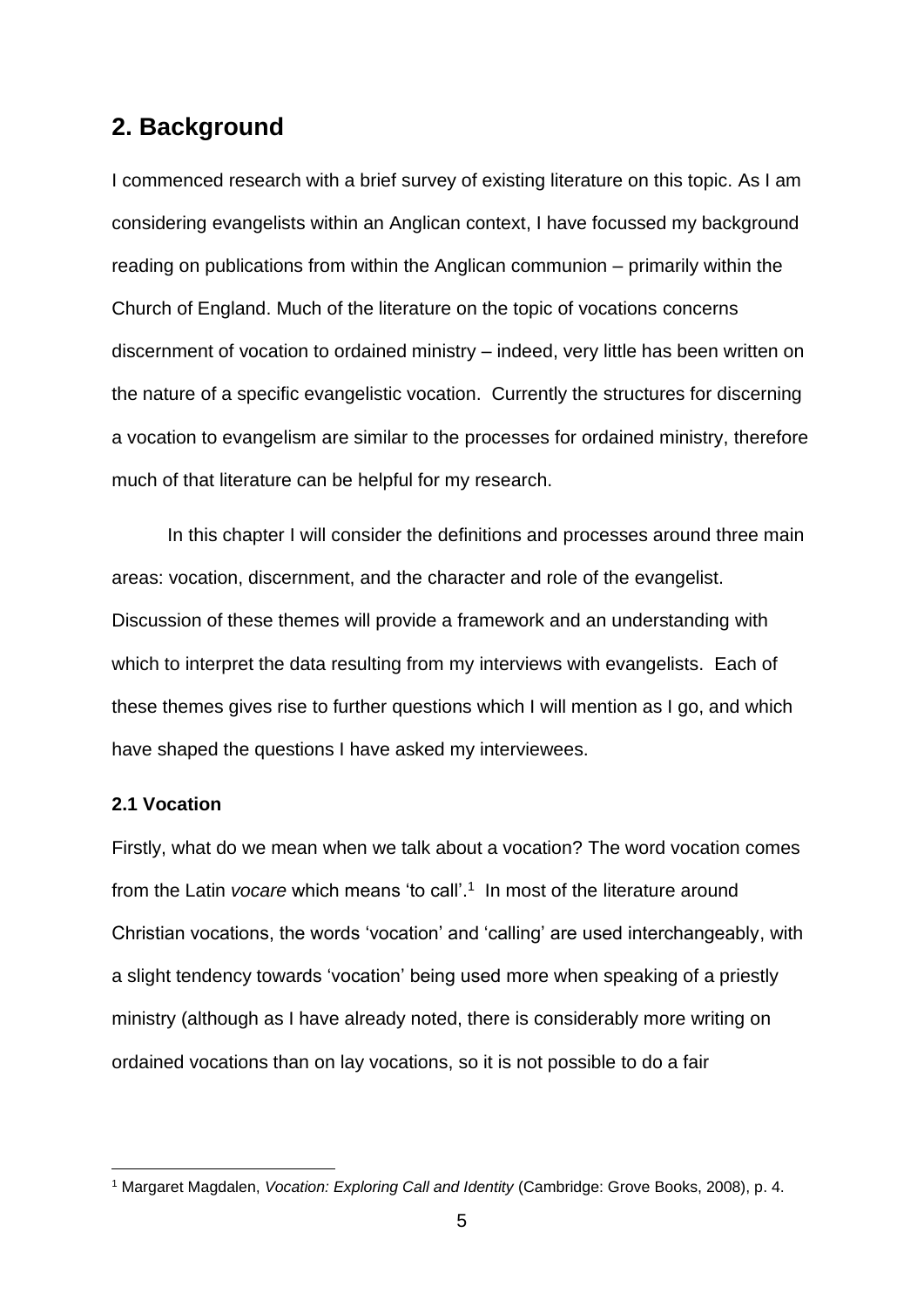## 2. Background

I commenced research with a brief survey of existing literature on this topic. As I am considering evangelists within an Anglican context, I have focussed my background reading on publications from within the Anglican communion – primarily within the Church of England. Much of the literature on the topic of vocations concerns discernment of vocation to ordained ministry – indeed, very little has been written on the nature of a specific evangelistic vocation. Currently the structures for discerning a vocation to evangelism are similar to the processes for ordained ministry, therefore much of that literature can be helpful for my research.

In this chapter I will consider the definitions and processes around three main areas: vocation, discernment, and the character and role of the evangelist. Discussion of these themes will provide a framework and an understanding with which to interpret the data resulting from my interviews with evangelists. Each of these themes gives rise to further questions which I will mention as I go, and which have shaped the questions I have asked my interviewees.

### 2.1 Vocation

Firstly, what do we mean when we talk about a vocation? The word vocation comes from the Latin *vocare* which means 'to call'.[1] In most of the literature around Christian vocations, the words 'vocation' and 'calling' are used interchangeably, with a slight tendency towards 'vocation' being used more when speaking of a priestly ministry (although as I have already noted, there is considerably more writing on ordained vocations than on lay vocations, so it is not possible to do a fair

[1] Margaret Magdalen, *Vocation: Exploring Call and Identity* (Cambridge: Grove Books, 2008), p. 4.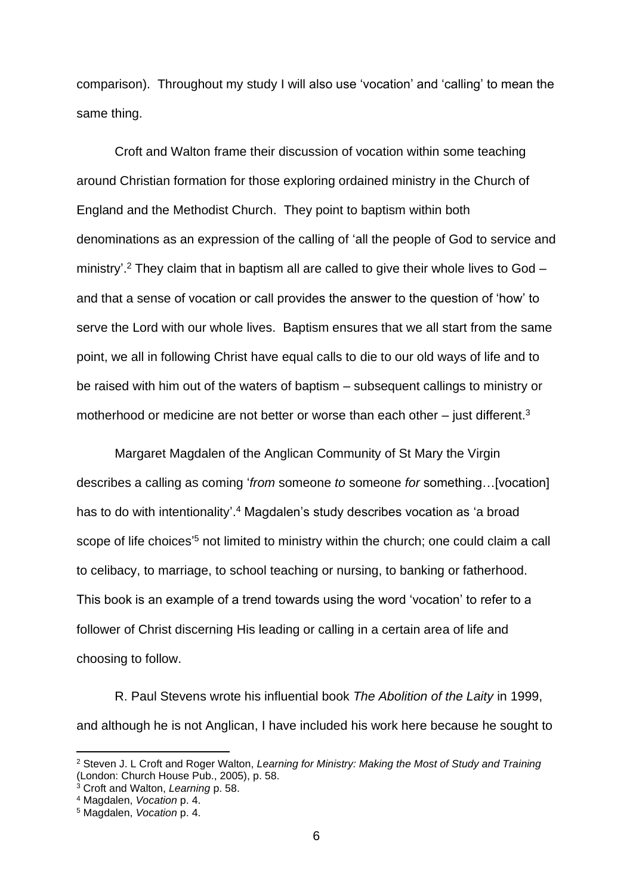comparison). Throughout my study I will also use 'vocation' and 'calling' to mean the same thing.

Croft and Walton frame their discussion of vocation within some teaching around Christian formation for those exploring ordained ministry in the Church of England and the Methodist Church. They point to baptism within both denominations as an expression of the calling of 'all the people of God to service and ministry'.[2] They claim that in baptism all are called to give their whole lives to God – and that a sense of vocation or call provides the answer to the question of 'how' to serve the Lord with our whole lives. Baptism ensures that we all start from the same point, we all in following Christ have equal calls to die to our old ways of life and to be raised with him out of the waters of baptism – subsequent callings to ministry or motherhood or medicine are not better or worse than each other – just different.[3]

Margaret Magdalen of the Anglican Community of St Mary the Virgin describes a calling as coming '*from* someone *to* someone *for* something…[vocation] has to do with intentionality'.[4] Magdalen's study describes vocation as 'a broad scope of life choices'[5] not limited to ministry within the church; one could claim a call to celibacy, to marriage, to school teaching or nursing, to banking or fatherhood. This book is an example of a trend towards using the word 'vocation' to refer to a follower of Christ discerning His leading or calling in a certain area of life and choosing to follow.

R. Paul Stevens wrote his influential book *The Abolition of the Laity* in 1999, and although he is not Anglican, I have included his work here because he sought to

---

[2] Steven J. L Croft and Roger Walton, *Learning for Ministry: Making the Most of Study and Training* (London: Church House Pub., 2005), p. 58.

[3] Croft and Walton, *Learning* p. 58.

[4] Magdalen, *Vocation* p. 4.

[5] Magdalen, *Vocation* p. 4.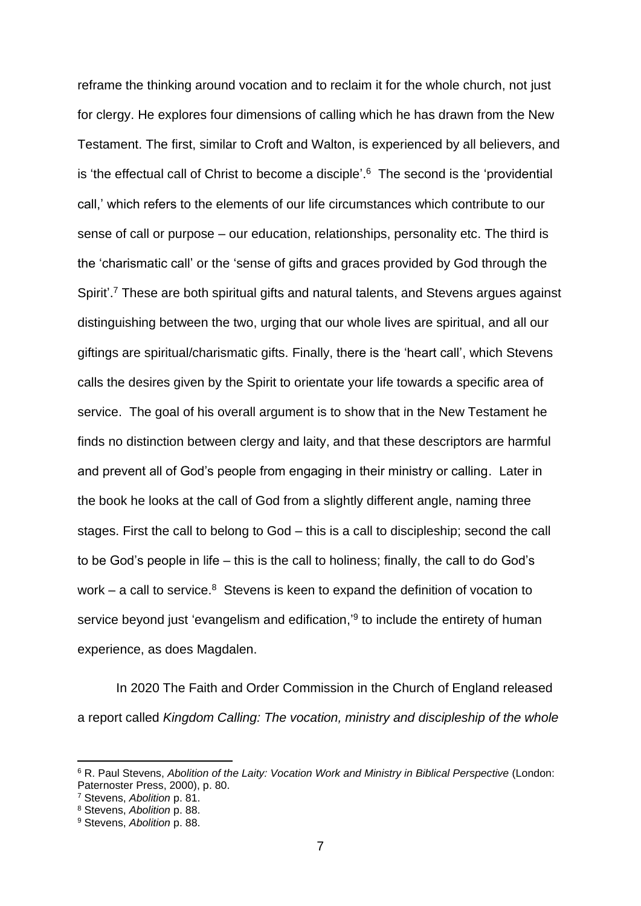reframe the thinking around vocation and to reclaim it for the whole church, not just for clergy. He explores four dimensions of calling which he has drawn from the New Testament. The first, similar to Croft and Walton, is experienced by all believers, and is 'the effectual call of Christ to become a disciple'.[6] The second is the 'providential call,' which refers to the elements of our life circumstances which contribute to our sense of call or purpose – our education, relationships, personality etc. The third is the 'charismatic call' or the 'sense of gifts and graces provided by God through the Spirit'.[7] These are both spiritual gifts and natural talents, and Stevens argues against distinguishing between the two, urging that our whole lives are spiritual, and all our giftings are spiritual/charismatic gifts. Finally, there is the 'heart call', which Stevens calls the desires given by the Spirit to orientate your life towards a specific area of service. The goal of his overall argument is to show that in the New Testament he finds no distinction between clergy and laity, and that these descriptors are harmful and prevent all of God's people from engaging in their ministry or calling. Later in the book he looks at the call of God from a slightly different angle, naming three stages. First the call to belong to God – this is a call to discipleship; second the call to be God's people in life – this is the call to holiness; finally, the call to do God's work – a call to service.[8] Stevens is keen to expand the definition of vocation to service beyond just 'evangelism and edification,'[9] to include the entirety of human experience, as does Magdalen.

In 2020 The Faith and Order Commission in the Church of England released a report called *Kingdom Calling: The vocation, ministry and discipleship of the whole*

---

[6] R. Paul Stevens, *Abolition of the Laity: Vocation Work and Ministry in Biblical Perspective* (London: Paternoster Press, 2000), p. 80.

[7] Stevens, *Abolition* p. 81.

[8] Stevens, *Abolition* p. 88.

[9] Stevens, *Abolition* p. 88.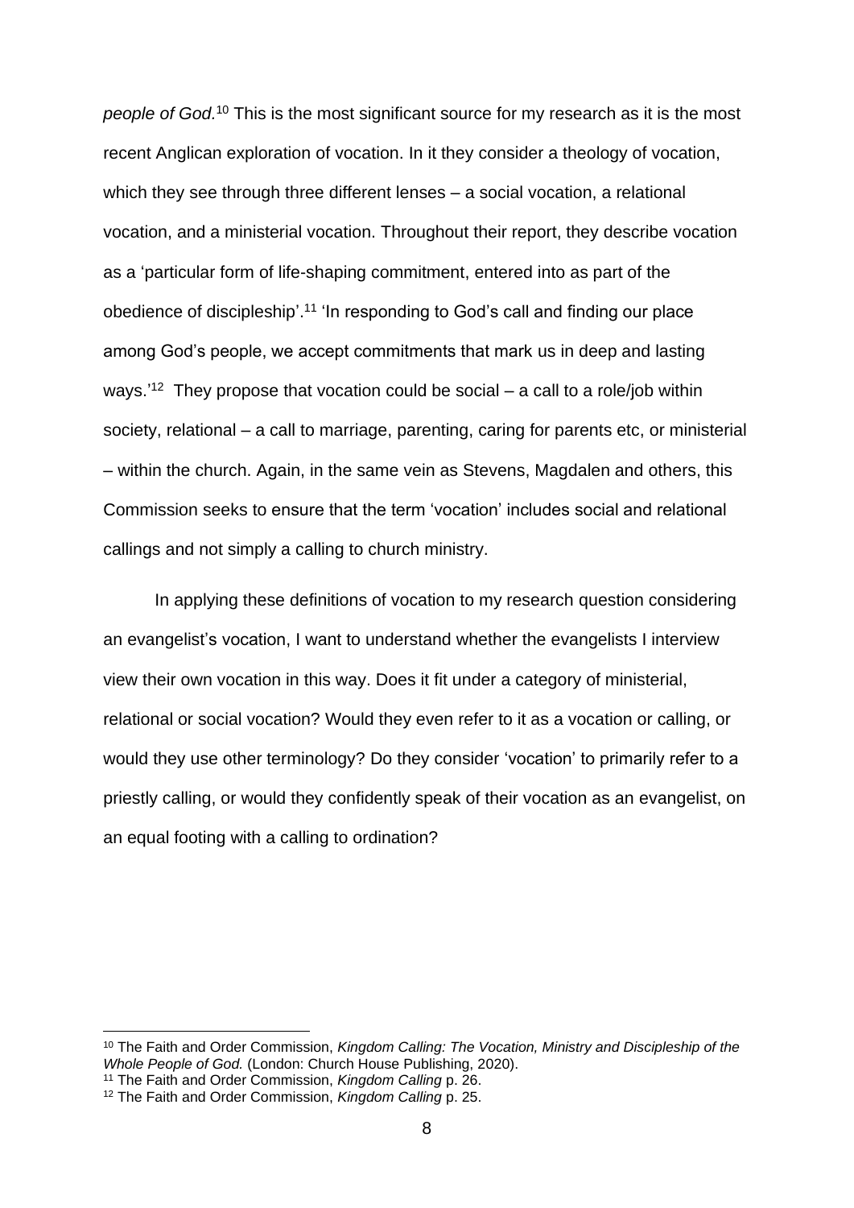*people of God.*[10] This is the most significant source for my research as it is the most recent Anglican exploration of vocation. In it they consider a theology of vocation, which they see through three different lenses – a social vocation, a relational vocation, and a ministerial vocation. Throughout their report, they describe vocation as a 'particular form of life-shaping commitment, entered into as part of the obedience of discipleship'.[11] 'In responding to God's call and finding our place among God's people, we accept commitments that mark us in deep and lasting ways.'[12] They propose that vocation could be social – a call to a role/job within society, relational – a call to marriage, parenting, caring for parents etc, or ministerial – within the church. Again, in the same vein as Stevens, Magdalen and others, this Commission seeks to ensure that the term 'vocation' includes social and relational callings and not simply a calling to church ministry.

In applying these definitions of vocation to my research question considering an evangelist's vocation, I want to understand whether the evangelists I interview view their own vocation in this way. Does it fit under a category of ministerial, relational or social vocation? Would they even refer to it as a vocation or calling, or would they use other terminology? Do they consider 'vocation' to primarily refer to a priestly calling, or would they confidently speak of their vocation as an evangelist, on an equal footing with a calling to ordination?

---

[10] The Faith and Order Commission, *Kingdom Calling: The Vocation, Ministry and Discipleship of the Whole People of God.* (London: Church House Publishing, 2020).

[11] The Faith and Order Commission, *Kingdom Calling* p. 26.

[12] The Faith and Order Commission, *Kingdom Calling* p. 25.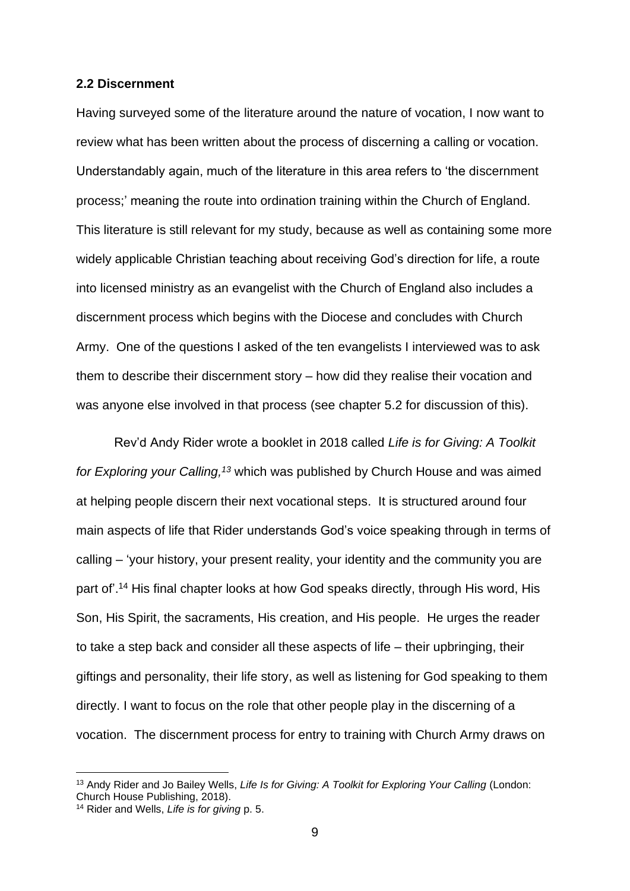### 2.2 Discernment

Having surveyed some of the literature around the nature of vocation, I now want to review what has been written about the process of discerning a calling or vocation. Understandably again, much of the literature in this area refers to 'the discernment process;' meaning the route into ordination training within the Church of England. This literature is still relevant for my study, because as well as containing some more widely applicable Christian teaching about receiving God's direction for life, a route into licensed ministry as an evangelist with the Church of England also includes a discernment process which begins with the Diocese and concludes with Church Army. One of the questions I asked of the ten evangelists I interviewed was to ask them to describe their discernment story – how did they realise their vocation and was anyone else involved in that process (see chapter 5.2 for discussion of this).

Rev'd Andy Rider wrote a booklet in 2018 called *Life is for Giving: A Toolkit for Exploring your Calling,*[13] which was published by Church House and was aimed at helping people discern their next vocational steps. It is structured around four main aspects of life that Rider understands God's voice speaking through in terms of calling – 'your history, your present reality, your identity and the community you are part of'.[14] His final chapter looks at how God speaks directly, through His word, His Son, His Spirit, the sacraments, His creation, and His people. He urges the reader to take a step back and consider all these aspects of life – their upbringing, their giftings and personality, their life story, as well as listening for God speaking to them directly. I want to focus on the role that other people play in the discerning of a vocation. The discernment process for entry to training with Church Army draws on

---

[13] Andy Rider and Jo Bailey Wells, *Life Is for Giving: A Toolkit for Exploring Your Calling* (London: Church House Publishing, 2018).

[14] Rider and Wells, *Life is for giving* p. 5.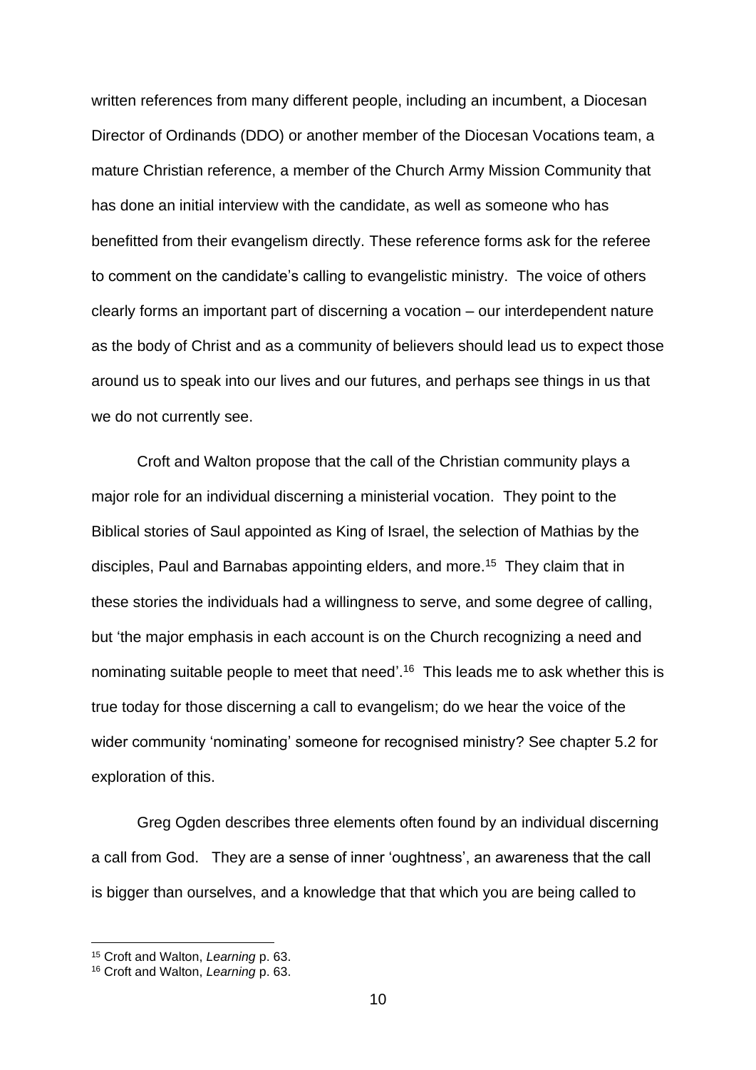written references from many different people, including an incumbent, a Diocesan Director of Ordinands (DDO) or another member of the Diocesan Vocations team, a mature Christian reference, a member of the Church Army Mission Community that has done an initial interview with the candidate, as well as someone who has benefitted from their evangelism directly. These reference forms ask for the referee to comment on the candidate's calling to evangelistic ministry. The voice of others clearly forms an important part of discerning a vocation – our interdependent nature as the body of Christ and as a community of believers should lead us to expect those around us to speak into our lives and our futures, and perhaps see things in us that we do not currently see.

Croft and Walton propose that the call of the Christian community plays a major role for an individual discerning a ministerial vocation. They point to the Biblical stories of Saul appointed as King of Israel, the selection of Mathias by the disciples, Paul and Barnabas appointing elders, and more.[15] They claim that in these stories the individuals had a willingness to serve, and some degree of calling, but 'the major emphasis in each account is on the Church recognizing a need and nominating suitable people to meet that need'.[16] This leads me to ask whether this is true today for those discerning a call to evangelism; do we hear the voice of the wider community 'nominating' someone for recognised ministry? See chapter 5.2 for exploration of this.

Greg Ogden describes three elements often found by an individual discerning a call from God. They are a sense of inner 'oughtness', an awareness that the call is bigger than ourselves, and a knowledge that that which you are being called to

---

[15] Croft and Walton, *Learning* p. 63.

[16] Croft and Walton, *Learning* p. 63.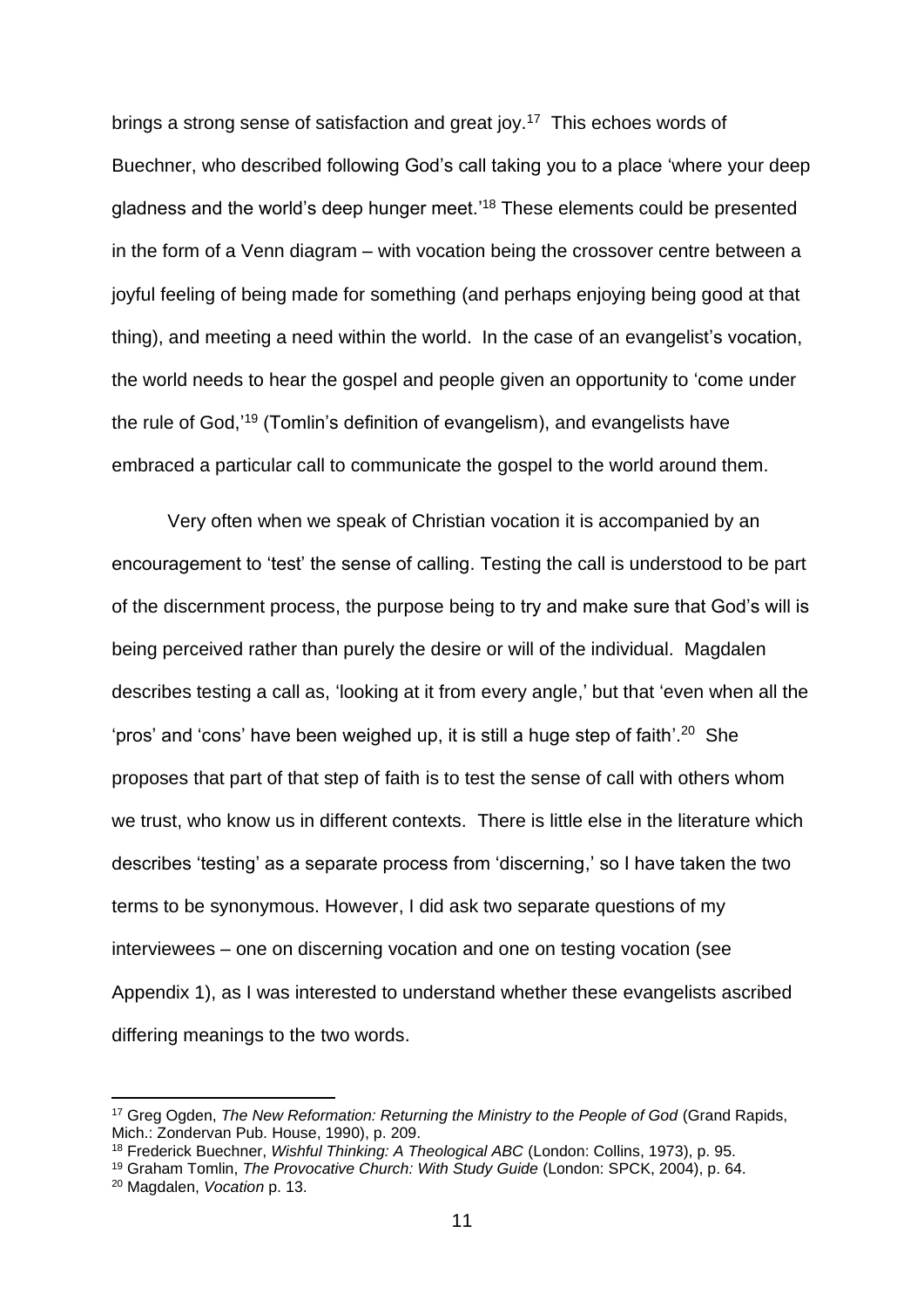brings a strong sense of satisfaction and great joy.[17] This echoes words of Buechner, who described following God's call taking you to a place 'where your deep gladness and the world's deep hunger meet.'[18] These elements could be presented in the form of a Venn diagram – with vocation being the crossover centre between a joyful feeling of being made for something (and perhaps enjoying being good at that thing), and meeting a need within the world. In the case of an evangelist's vocation, the world needs to hear the gospel and people given an opportunity to 'come under the rule of God,'[19] (Tomlin's definition of evangelism), and evangelists have embraced a particular call to communicate the gospel to the world around them.

Very often when we speak of Christian vocation it is accompanied by an encouragement to 'test' the sense of calling. Testing the call is understood to be part of the discernment process, the purpose being to try and make sure that God's will is being perceived rather than purely the desire or will of the individual. Magdalen describes testing a call as, 'looking at it from every angle,' but that 'even when all the 'pros' and 'cons' have been weighed up, it is still a huge step of faith'.[20] She proposes that part of that step of faith is to test the sense of call with others whom we trust, who know us in different contexts. There is little else in the literature which describes 'testing' as a separate process from 'discerning,' so I have taken the two terms to be synonymous. However, I did ask two separate questions of my interviewees – one on discerning vocation and one on testing vocation (see Appendix 1), as I was interested to understand whether these evangelists ascribed differing meanings to the two words.

---

[17] Greg Ogden, *The New Reformation: Returning the Ministry to the People of God* (Grand Rapids, Mich.: Zondervan Pub. House, 1990), p. 209.

[18] Frederick Buechner, *Wishful Thinking: A Theological ABC* (London: Collins, 1973), p. 95.

[19] Graham Tomlin, *The Provocative Church: With Study Guide* (London: SPCK, 2004), p. 64.

[20] Magdalen, *Vocation* p. 13.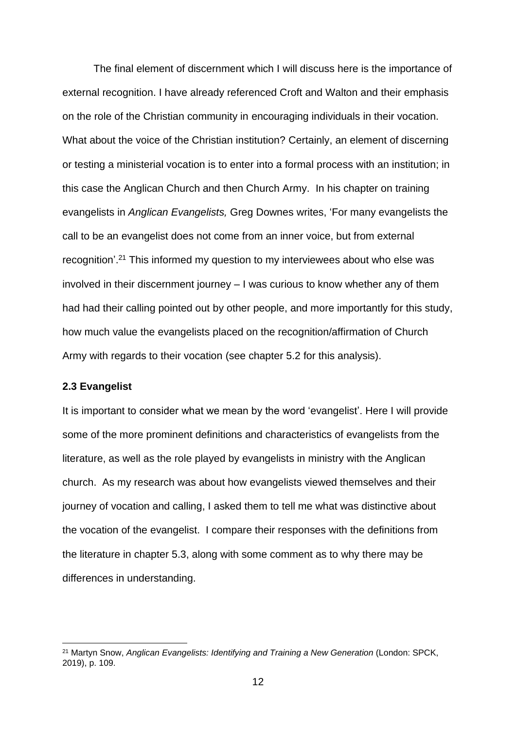The final element of discernment which I will discuss here is the importance of external recognition. I have already referenced Croft and Walton and their emphasis on the role of the Christian community in encouraging individuals in their vocation. What about the voice of the Christian institution? Certainly, an element of discerning or testing a ministerial vocation is to enter into a formal process with an institution; in this case the Anglican Church and then Church Army. In his chapter on training evangelists in *Anglican Evangelists,* Greg Downes writes, 'For many evangelists the call to be an evangelist does not come from an inner voice, but from external recognition'.[21] This informed my question to my interviewees about who else was involved in their discernment journey – I was curious to know whether any of them had had their calling pointed out by other people, and more importantly for this study, how much value the evangelists placed on the recognition/affirmation of Church Army with regards to their vocation (see chapter 5.2 for this analysis).

**2.3 Evangelist**

It is important to consider what we mean by the word 'evangelist'. Here I will provide some of the more prominent definitions and characteristics of evangelists from the literature, as well as the role played by evangelists in ministry with the Anglican church. As my research was about how evangelists viewed themselves and their journey of vocation and calling, I asked them to tell me what was distinctive about the vocation of the evangelist. I compare their responses with the definitions from the literature in chapter 5.3, along with some comment as to why there may be differences in understanding.

---

[21] Martyn Snow, *Anglican Evangelists: Identifying and Training a New Generation* (London: SPCK, 2019), p. 109.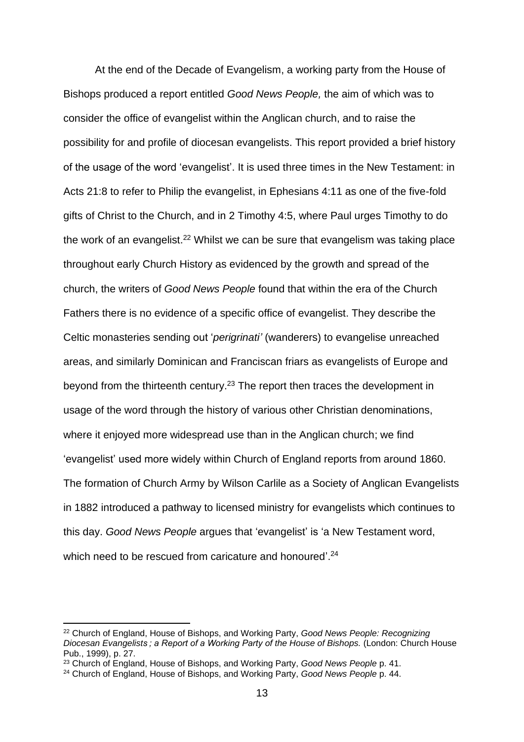At the end of the Decade of Evangelism, a working party from the House of Bishops produced a report entitled *Good News People,* the aim of which was to consider the office of evangelist within the Anglican church, and to raise the possibility for and profile of diocesan evangelists. This report provided a brief history of the usage of the word 'evangelist'. It is used three times in the New Testament: in Acts 21:8 to refer to Philip the evangelist, in Ephesians 4:11 as one of the five-fold gifts of Christ to the Church, and in 2 Timothy 4:5, where Paul urges Timothy to do the work of an evangelist.[22] Whilst we can be sure that evangelism was taking place throughout early Church History as evidenced by the growth and spread of the church, the writers of *Good News People* found that within the era of the Church Fathers there is no evidence of a specific office of evangelist. They describe the Celtic monasteries sending out '*perigrinati'* (wanderers) to evangelise unreached areas, and similarly Dominican and Franciscan friars as evangelists of Europe and beyond from the thirteenth century.[23] The report then traces the development in usage of the word through the history of various other Christian denominations, where it enjoyed more widespread use than in the Anglican church; we find 'evangelist' used more widely within Church of England reports from around 1860. The formation of Church Army by Wilson Carlile as a Society of Anglican Evangelists in 1882 introduced a pathway to licensed ministry for evangelists which continues to this day. *Good News People* argues that 'evangelist' is 'a New Testament word, which need to be rescued from caricature and honoured'.[24]

---

[22] Church of England, House of Bishops, and Working Party, *Good News People: Recognizing Diocesan Evangelists ; a Report of a Working Party of the House of Bishops.* (London: Church House Pub., 1999), p. 27.

[23] Church of England, House of Bishops, and Working Party, *Good News People* p. 41.

[24] Church of England, House of Bishops, and Working Party, *Good News People* p. 44.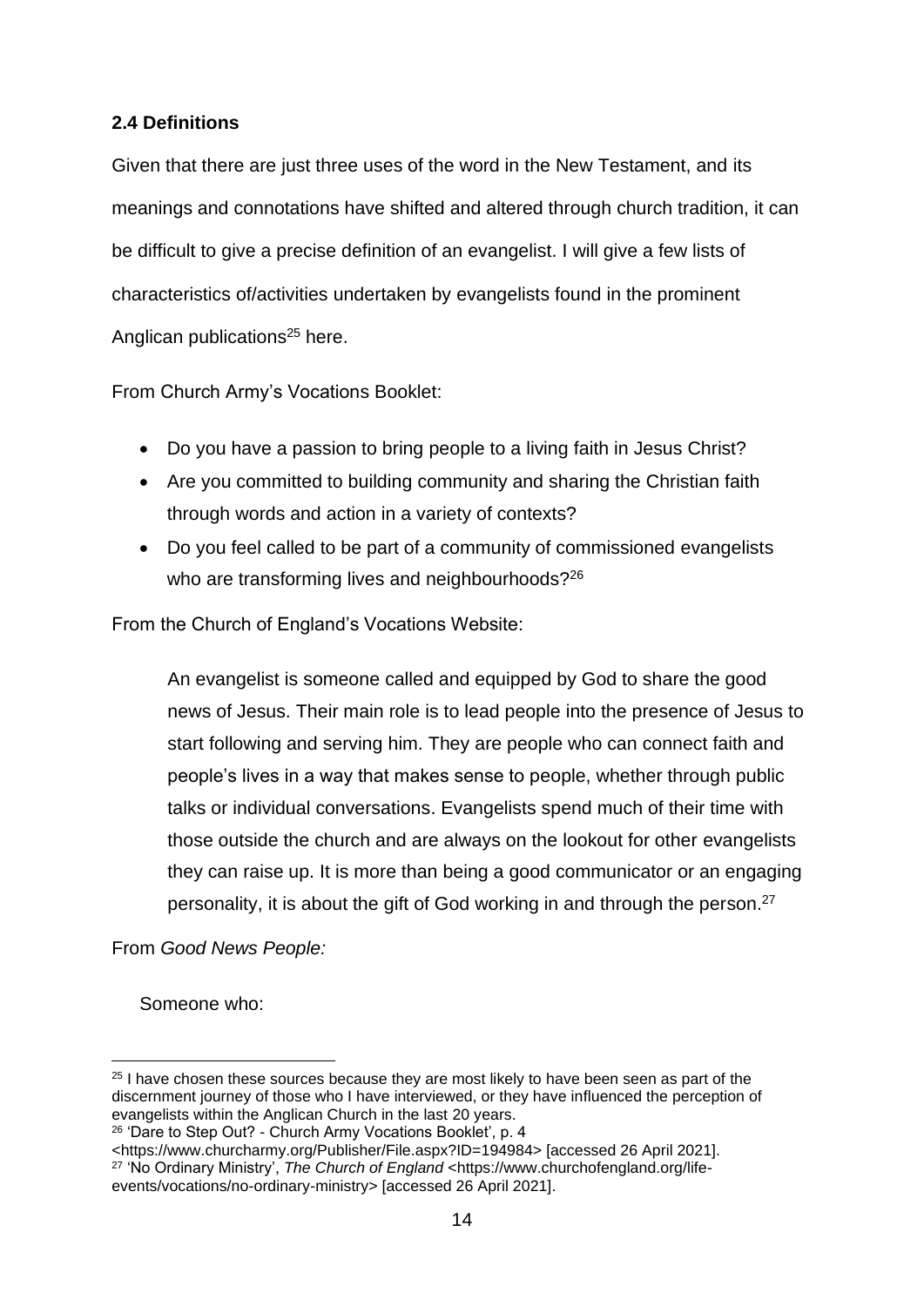### 2.4 Definitions

Given that there are just three uses of the word in the New Testament, and its meanings and connotations have shifted and altered through church tradition, it can be difficult to give a precise definition of an evangelist. I will give a few lists of characteristics of/activities undertaken by evangelists found in the prominent Anglican publications[25] here.

From Church Army's Vocations Booklet:

- Do you have a passion to bring people to a living faith in Jesus Christ?
- Are you committed to building community and sharing the Christian faith through words and action in a variety of contexts?
- Do you feel called to be part of a community of commissioned evangelists who are transforming lives and neighbourhoods?[26]

From the Church of England's Vocations Website:

> An evangelist is someone called and equipped by God to share the good news of Jesus. Their main role is to lead people into the presence of Jesus to start following and serving him. They are people who can connect faith and people's lives in a way that makes sense to people, whether through public talks or individual conversations. Evangelists spend much of their time with those outside the church and are always on the lookout for other evangelists they can raise up. It is more than being a good communicator or an engaging personality, it is about the gift of God working in and through the person.[27]

From *Good News People:*

> Someone who:

---

[25] I have chosen these sources because they are most likely to have been seen as part of the discernment journey of those who I have interviewed, or they have influenced the perception of evangelists within the Anglican Church in the last 20 years.

[26] 'Dare to Step Out? - Church Army Vocations Booklet', p. 4 <https://www.churcharmy.org/Publisher/File.aspx?ID=194984> [accessed 26 April 2021].

[27] 'No Ordinary Ministry', *The Church of England* <https://www.churchofengland.org/life-events/vocations/no-ordinary-ministry> [accessed 26 April 2021].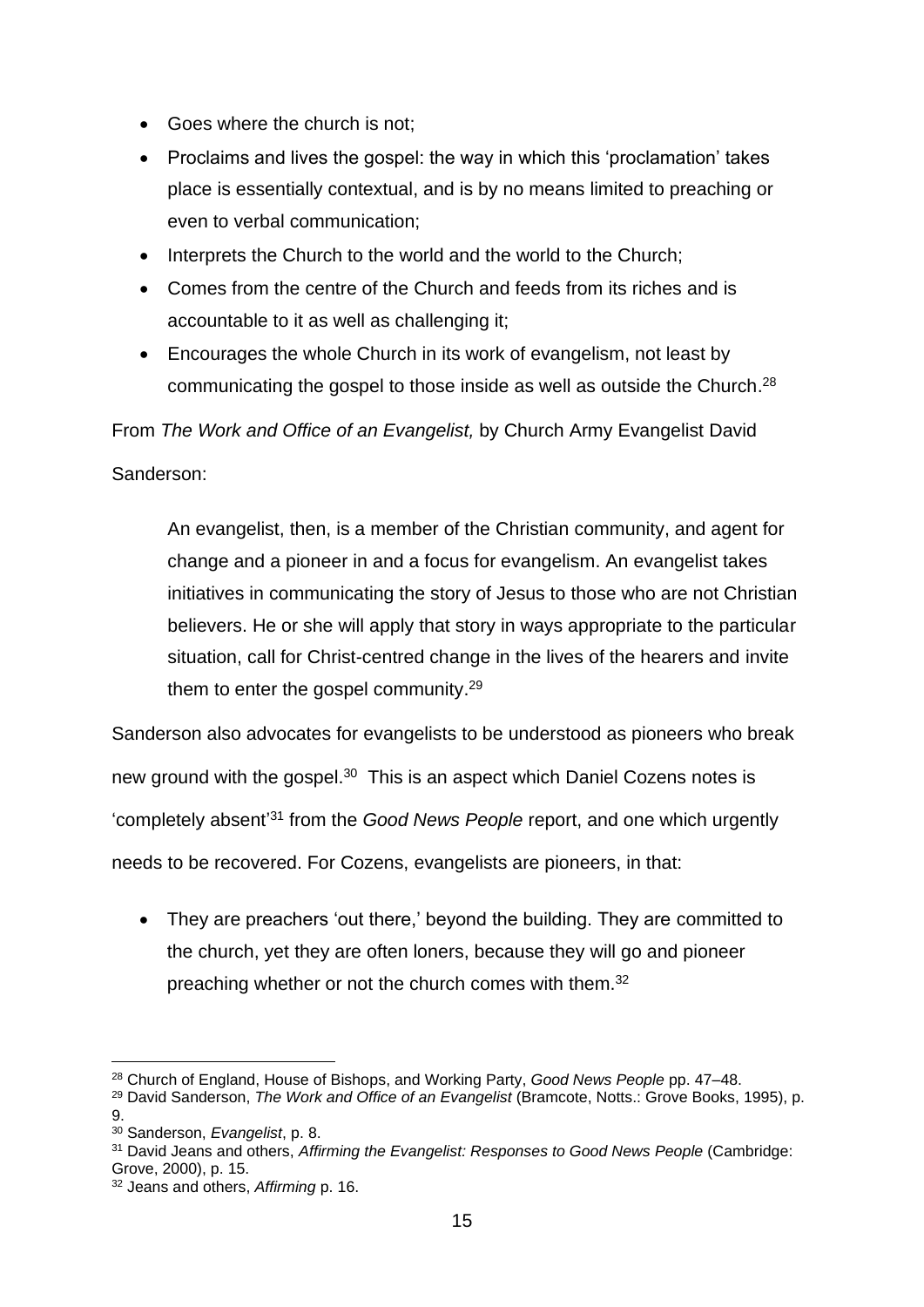- Goes where the church is not;
- Proclaims and lives the gospel: the way in which this 'proclamation' takes place is essentially contextual, and is by no means limited to preaching or even to verbal communication;
- Interprets the Church to the world and the world to the Church;
- Comes from the centre of the Church and feeds from its riches and is accountable to it as well as challenging it;
- Encourages the whole Church in its work of evangelism, not least by communicating the gospel to those inside as well as outside the Church.[28]

From *The Work and Office of an Evangelist,* by Church Army Evangelist David Sanderson:

> An evangelist, then, is a member of the Christian community, and agent for change and a pioneer in and a focus for evangelism. An evangelist takes initiatives in communicating the story of Jesus to those who are not Christian believers. He or she will apply that story in ways appropriate to the particular situation, call for Christ-centred change in the lives of the hearers and invite them to enter the gospel community.[29]

Sanderson also advocates for evangelists to be understood as pioneers who break new ground with the gospel.[30] This is an aspect which Daniel Cozens notes is 'completely absent'[31] from the *Good News People* report, and one which urgently needs to be recovered. For Cozens, evangelists are pioneers, in that:

- They are preachers 'out there,' beyond the building. They are committed to the church, yet they are often loners, because they will go and pioneer preaching whether or not the church comes with them.[32]

---

[28] Church of England, House of Bishops, and Working Party, *Good News People* pp. 47–48.

[29] David Sanderson, *The Work and Office of an Evangelist* (Bramcote, Notts.: Grove Books, 1995), p. 9.

[30] Sanderson, *Evangelist*, p. 8.

[31] David Jeans and others, *Affirming the Evangelist: Responses to Good News People* (Cambridge: Grove, 2000), p. 15.

[32] Jeans and others, *Affirming* p. 16.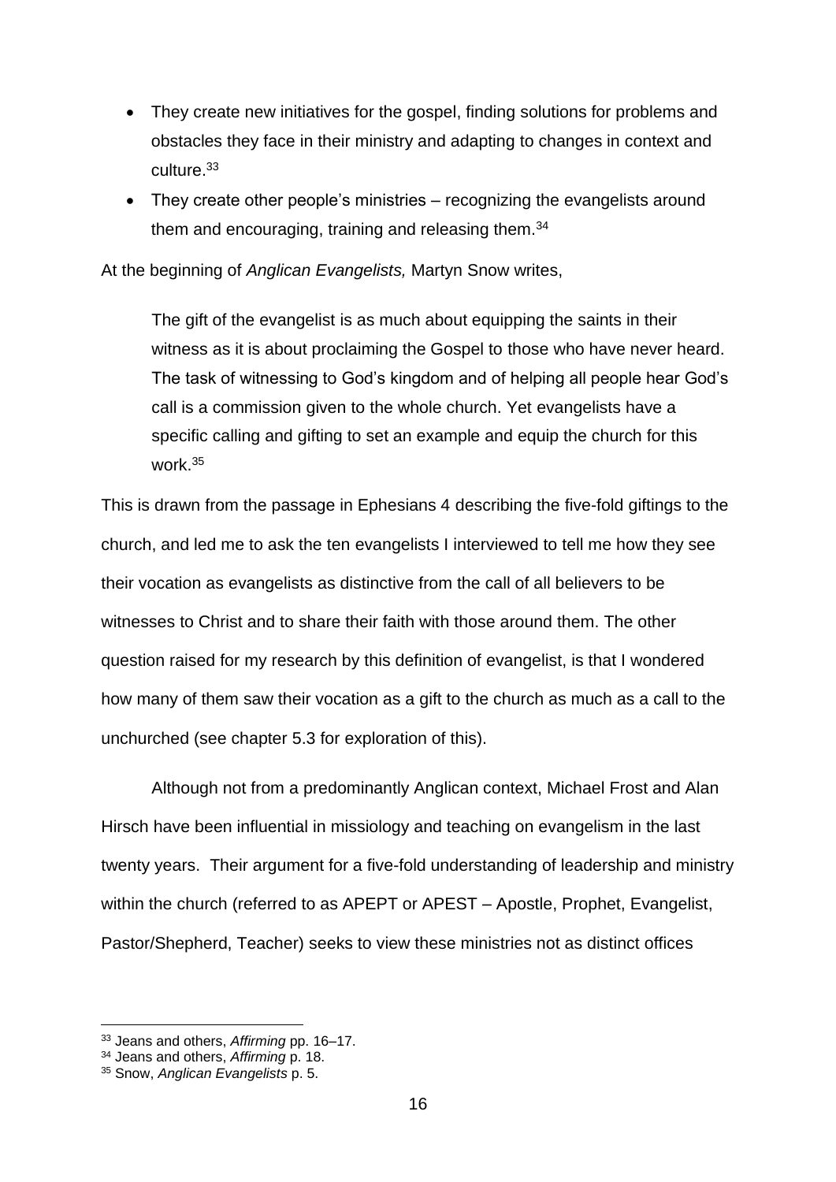- They create new initiatives for the gospel, finding solutions for problems and obstacles they face in their ministry and adapting to changes in context and culture.[33]
- They create other people's ministries – recognizing the evangelists around them and encouraging, training and releasing them.[34]

At the beginning of *Anglican Evangelists,* Martyn Snow writes,

> The gift of the evangelist is as much about equipping the saints in their witness as it is about proclaiming the Gospel to those who have never heard. The task of witnessing to God's kingdom and of helping all people hear God's call is a commission given to the whole church. Yet evangelists have a specific calling and gifting to set an example and equip the church for this work.[35]

This is drawn from the passage in Ephesians 4 describing the five-fold giftings to the church, and led me to ask the ten evangelists I interviewed to tell me how they see their vocation as evangelists as distinctive from the call of all believers to be witnesses to Christ and to share their faith with those around them. The other question raised for my research by this definition of evangelist, is that I wondered how many of them saw their vocation as a gift to the church as much as a call to the unchurched (see chapter 5.3 for exploration of this).

Although not from a predominantly Anglican context, Michael Frost and Alan Hirsch have been influential in missiology and teaching on evangelism in the last twenty years. Their argument for a five-fold understanding of leadership and ministry within the church (referred to as APEPT or APEST – Apostle, Prophet, Evangelist, Pastor/Shepherd, Teacher) seeks to view these ministries not as distinct offices

---

[33] Jeans and others, *Affirming* pp. 16–17.

[34] Jeans and others, *Affirming* p. 18.

[35] Snow, *Anglican Evangelists* p. 5.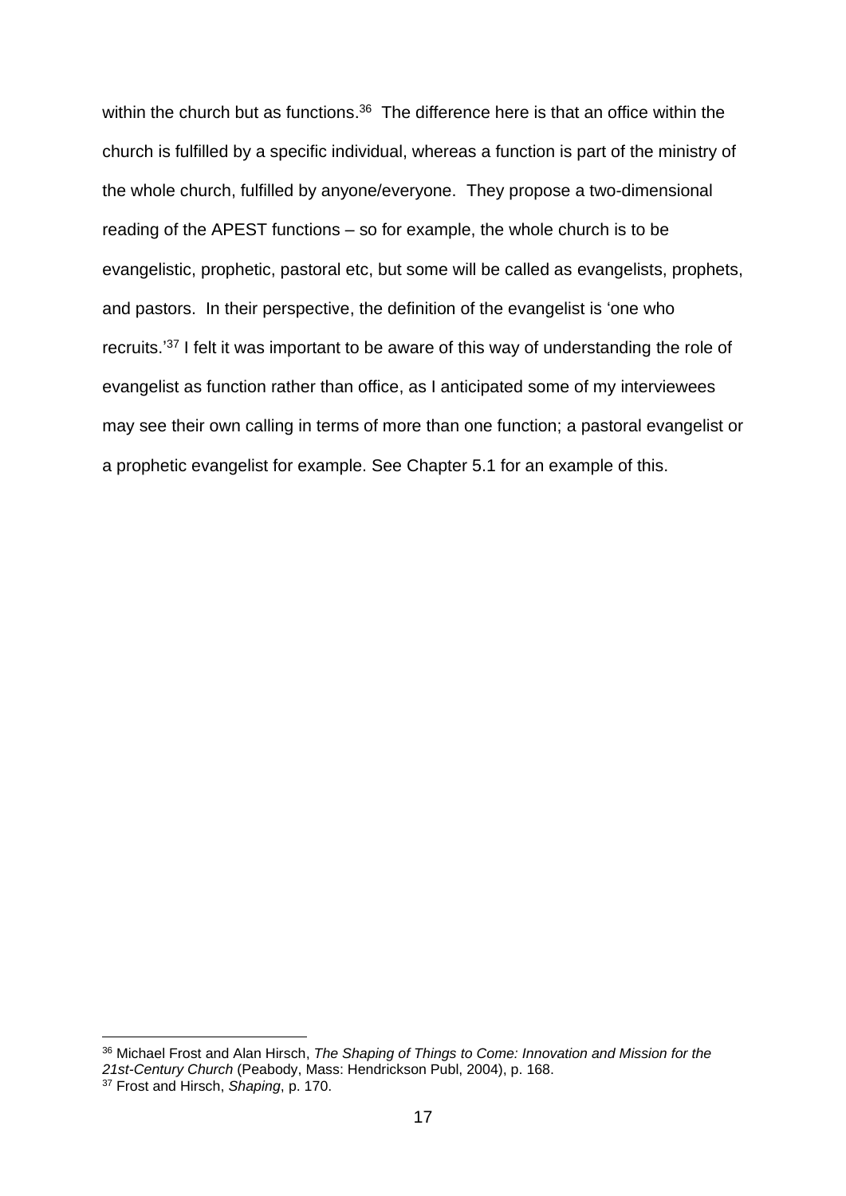within the church but as functions.[36] The difference here is that an office within the church is fulfilled by a specific individual, whereas a function is part of the ministry of the whole church, fulfilled by anyone/everyone. They propose a two-dimensional reading of the APEST functions – so for example, the whole church is to be evangelistic, prophetic, pastoral etc, but some will be called as evangelists, prophets, and pastors. In their perspective, the definition of the evangelist is 'one who recruits.'[37] I felt it was important to be aware of this way of understanding the role of evangelist as function rather than office, as I anticipated some of my interviewees may see their own calling in terms of more than one function; a pastoral evangelist or a prophetic evangelist for example. See Chapter 5.1 for an example of this.

---

[36] Michael Frost and Alan Hirsch, *The Shaping of Things to Come: Innovation and Mission for the 21st-Century Church* (Peabody, Mass: Hendrickson Publ, 2004), p. 168.

[37] Frost and Hirsch, *Shaping*, p. 170.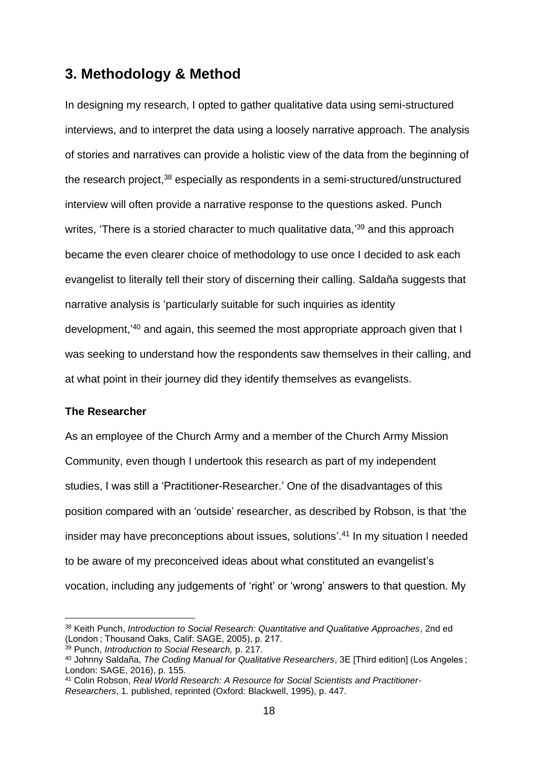## 3. Methodology & Method

In designing my research, I opted to gather qualitative data using semi-structured interviews, and to interpret the data using a loosely narrative approach. The analysis of stories and narratives can provide a holistic view of the data from the beginning of the research project,[38] especially as respondents in a semi-structured/unstructured interview will often provide a narrative response to the questions asked. Punch writes, 'There is a storied character to much qualitative data,'[39] and this approach became the even clearer choice of methodology to use once I decided to ask each evangelist to literally tell their story of discerning their calling. Saldaña suggests that narrative analysis is 'particularly suitable for such inquiries as identity development,'[40] and again, this seemed the most appropriate approach given that I was seeking to understand how the respondents saw themselves in their calling, and at what point in their journey did they identify themselves as evangelists.

### The Researcher

As an employee of the Church Army and a member of the Church Army Mission Community, even though I undertook this research as part of my independent studies, I was still a 'Practitioner-Researcher.' One of the disadvantages of this position compared with an 'outside' researcher, as described by Robson, is that 'the insider may have preconceptions about issues, solutions'.[41] In my situation I needed to be aware of my preconceived ideas about what constituted an evangelist's vocation, including any judgements of 'right' or 'wrong' answers to that question. My

---

[38] Keith Punch, *Introduction to Social Research: Quantitative and Qualitative Approaches*, 2nd ed (London ; Thousand Oaks, Calif: SAGE, 2005), p. 217.

[39] Punch, *Introduction to Social Research,* p. 217.

[40] Johnny Saldaña, *The Coding Manual for Qualitative Researchers*, 3E [Third edition] (Los Angeles ; London: SAGE, 2016), p. 155.

[41] Colin Robson, *Real World Research: A Resource for Social Scientists and Practitioner-Researchers*, 1. published, reprinted (Oxford: Blackwell, 1995), p. 447.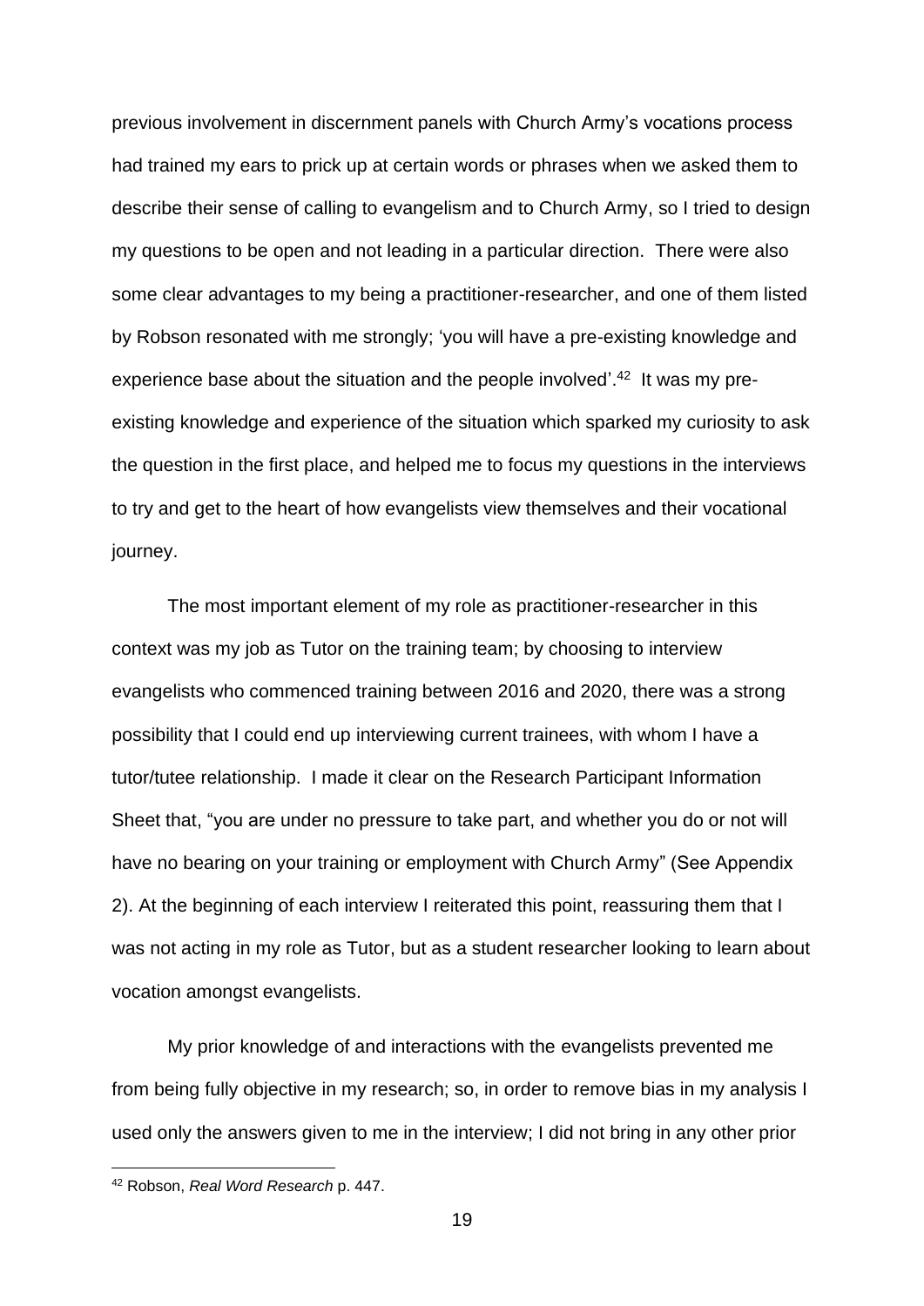previous involvement in discernment panels with Church Army's vocations process had trained my ears to prick up at certain words or phrases when we asked them to describe their sense of calling to evangelism and to Church Army, so I tried to design my questions to be open and not leading in a particular direction. There were also some clear advantages to my being a practitioner-researcher, and one of them listed by Robson resonated with me strongly; 'you will have a pre-existing knowledge and experience base about the situation and the people involved'.[42] It was my pre-existing knowledge and experience of the situation which sparked my curiosity to ask the question in the first place, and helped me to focus my questions in the interviews to try and get to the heart of how evangelists view themselves and their vocational journey.

The most important element of my role as practitioner-researcher in this context was my job as Tutor on the training team; by choosing to interview evangelists who commenced training between 2016 and 2020, there was a strong possibility that I could end up interviewing current trainees, with whom I have a tutor/tutee relationship. I made it clear on the Research Participant Information Sheet that, "you are under no pressure to take part, and whether you do or not will have no bearing on your training or employment with Church Army" (See Appendix 2). At the beginning of each interview I reiterated this point, reassuring them that I was not acting in my role as Tutor, but as a student researcher looking to learn about vocation amongst evangelists.

My prior knowledge of and interactions with the evangelists prevented me from being fully objective in my research; so, in order to remove bias in my analysis I used only the answers given to me in the interview; I did not bring in any other prior

[42] Robson, *Real Word Research* p. 447.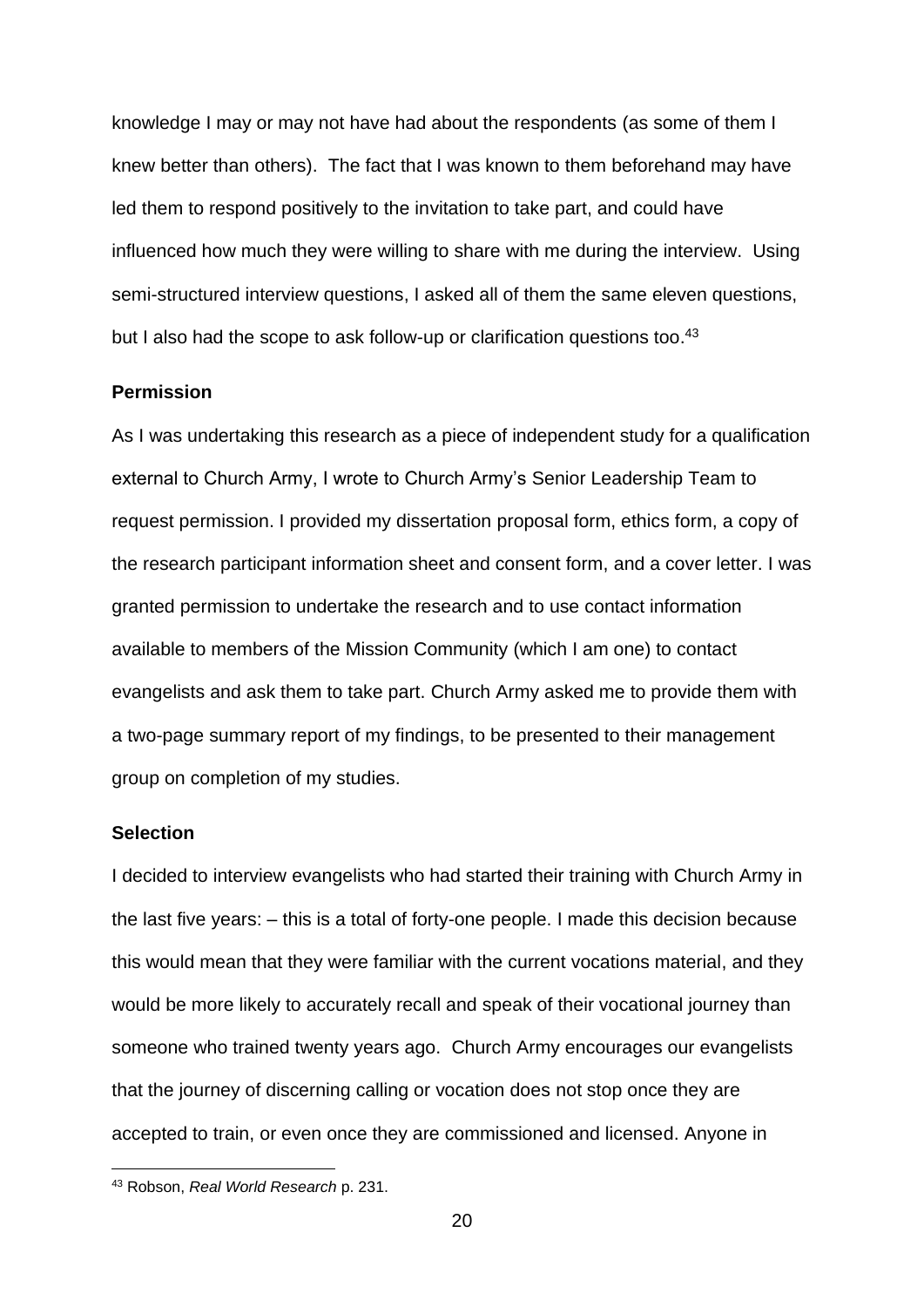knowledge I may or may not have had about the respondents (as some of them I knew better than others). The fact that I was known to them beforehand may have led them to respond positively to the invitation to take part, and could have influenced how much they were willing to share with me during the interview. Using semi-structured interview questions, I asked all of them the same eleven questions, but I also had the scope to ask follow-up or clarification questions too.[43]

**Permission**

As I was undertaking this research as a piece of independent study for a qualification external to Church Army, I wrote to Church Army's Senior Leadership Team to request permission. I provided my dissertation proposal form, ethics form, a copy of the research participant information sheet and consent form, and a cover letter. I was granted permission to undertake the research and to use contact information available to members of the Mission Community (which I am one) to contact evangelists and ask them to take part. Church Army asked me to provide them with a two-page summary report of my findings, to be presented to their management group on completion of my studies.

**Selection**

I decided to interview evangelists who had started their training with Church Army in the last five years: – this is a total of forty-one people. I made this decision because this would mean that they were familiar with the current vocations material, and they would be more likely to accurately recall and speak of their vocational journey than someone who trained twenty years ago. Church Army encourages our evangelists that the journey of discerning calling or vocation does not stop once they are accepted to train, or even once they are commissioned and licensed. Anyone in

[43] Robson, *Real World Research* p. 231.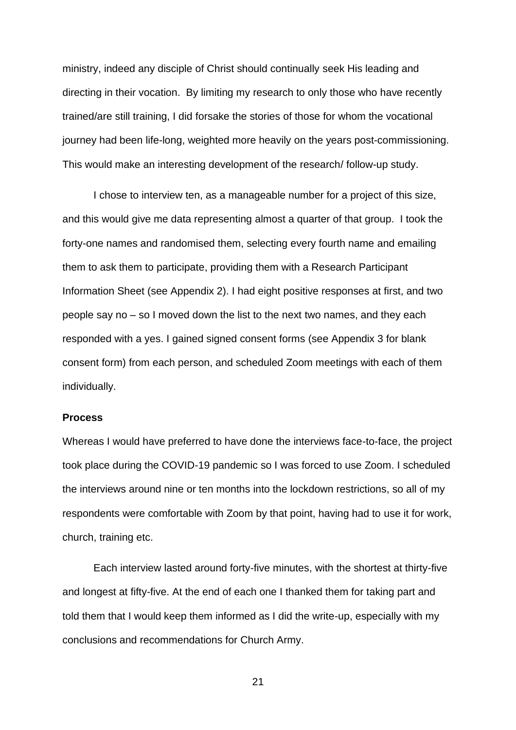ministry, indeed any disciple of Christ should continually seek His leading and directing in their vocation. By limiting my research to only those who have recently trained/are still training, I did forsake the stories of those for whom the vocational journey had been life-long, weighted more heavily on the years post-commissioning. This would make an interesting development of the research/ follow-up study.

I chose to interview ten, as a manageable number for a project of this size, and this would give me data representing almost a quarter of that group. I took the forty-one names and randomised them, selecting every fourth name and emailing them to ask them to participate, providing them with a Research Participant Information Sheet (see Appendix 2). I had eight positive responses at first, and two people say no – so I moved down the list to the next two names, and they each responded with a yes. I gained signed consent forms (see Appendix 3 for blank consent form) from each person, and scheduled Zoom meetings with each of them individually.

**Process**

Whereas I would have preferred to have done the interviews face-to-face, the project took place during the COVID-19 pandemic so I was forced to use Zoom. I scheduled the interviews around nine or ten months into the lockdown restrictions, so all of my respondents were comfortable with Zoom by that point, having had to use it for work, church, training etc.

Each interview lasted around forty-five minutes, with the shortest at thirty-five and longest at fifty-five. At the end of each one I thanked them for taking part and told them that I would keep them informed as I did the write-up, especially with my conclusions and recommendations for Church Army.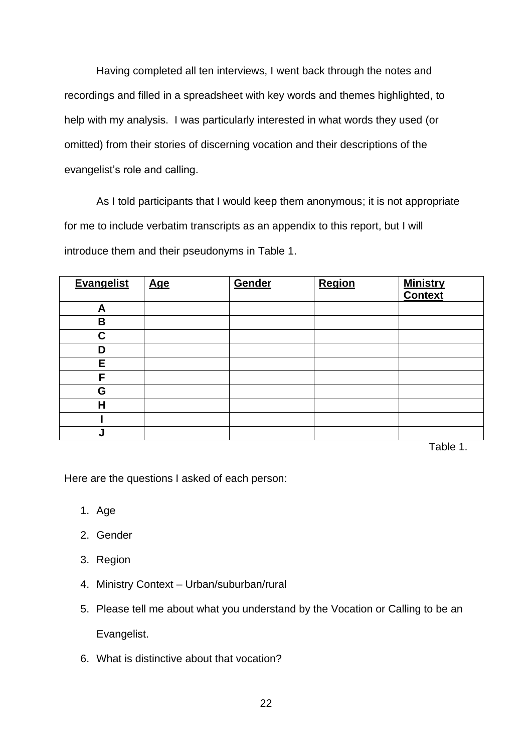Having completed all ten interviews, I went back through the notes and recordings and filled in a spreadsheet with key words and themes highlighted, to help with my analysis. I was particularly interested in what words they used (or omitted) from their stories of discerning vocation and their descriptions of the evangelist's role and calling.

As I told participants that I would keep them anonymous; it is not appropriate for me to include verbatim transcripts as an appendix to this report, but I will introduce them and their pseudonyms in Table 1.

| Evangelist | Age | Gender | Region | Ministry Context |
|---|---|---|---|---|
| A | | | | |
| B | | | | |
| C | | | | |
| D | | | | |
| E | | | | |
| F | | | | |
| G | | | | |
| H | | | | |
| I | | | | |
| J | | | | |

Table 1.

Here are the questions I asked of each person:

1. Age
2. Gender
3. Region
4. Ministry Context – Urban/suburban/rural
5. Please tell me about what you understand by the Vocation or Calling to be an Evangelist.
6. What is distinctive about that vocation?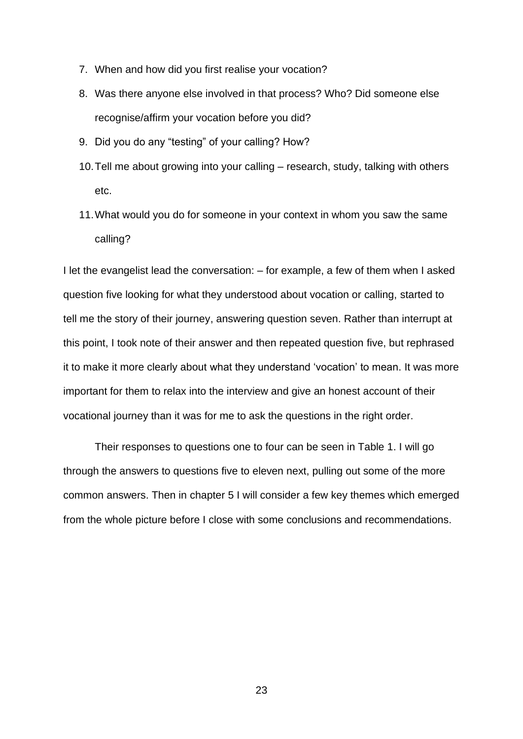7. When and how did you first realise your vocation?
8. Was there anyone else involved in that process? Who? Did someone else recognise/affirm your vocation before you did?
9. Did you do any “testing” of your calling? How?
10. Tell me about growing into your calling – research, study, talking with others etc.
11. What would you do for someone in your context in whom you saw the same calling?

I let the evangelist lead the conversation: – for example, a few of them when I asked question five looking for what they understood about vocation or calling, started to tell me the story of their journey, answering question seven. Rather than interrupt at this point, I took note of their answer and then repeated question five, but rephrased it to make it more clearly about what they understand ‘vocation’ to mean. It was more important for them to relax into the interview and give an honest account of their vocational journey than it was for me to ask the questions in the right order.

Their responses to questions one to four can be seen in Table 1. I will go through the answers to questions five to eleven next, pulling out some of the more common answers. Then in chapter 5 I will consider a few key themes which emerged from the whole picture before I close with some conclusions and recommendations.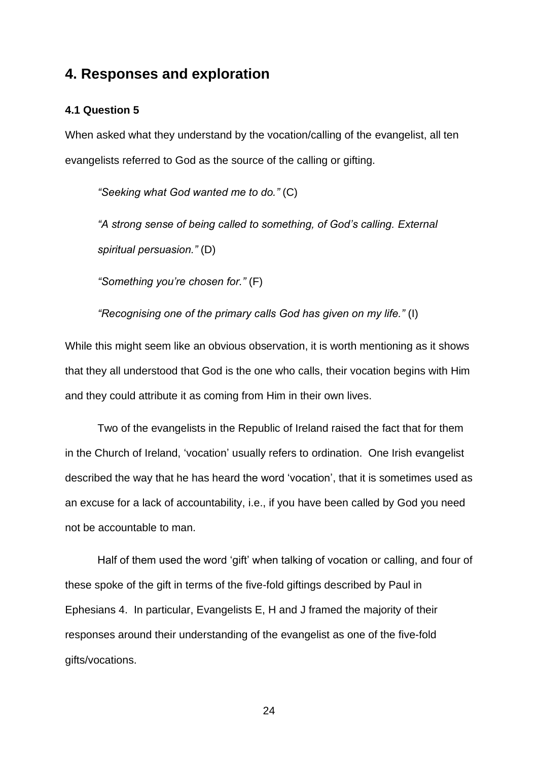## 4. Responses and exploration

### 4.1 Question 5

When asked what they understand by the vocation/calling of the evangelist, all ten evangelists referred to God as the source of the calling or gifting.

> *"Seeking what God wanted me to do."* (C)
>
> *"A strong sense of being called to something, of God's calling. External spiritual persuasion."* (D)
>
> *"Something you're chosen for."* (F)
>
> *"Recognising one of the primary calls God has given on my life."* (I)

While this might seem like an obvious observation, it is worth mentioning as it shows that they all understood that God is the one who calls, their vocation begins with Him and they could attribute it as coming from Him in their own lives.

Two of the evangelists in the Republic of Ireland raised the fact that for them in the Church of Ireland, 'vocation' usually refers to ordination. One Irish evangelist described the way that he has heard the word 'vocation', that it is sometimes used as an excuse for a lack of accountability, i.e., if you have been called by God you need not be accountable to man.

Half of them used the word 'gift' when talking of vocation or calling, and four of these spoke of the gift in terms of the five-fold giftings described by Paul in Ephesians 4. In particular, Evangelists E, H and J framed the majority of their responses around their understanding of the evangelist as one of the five-fold gifts/vocations.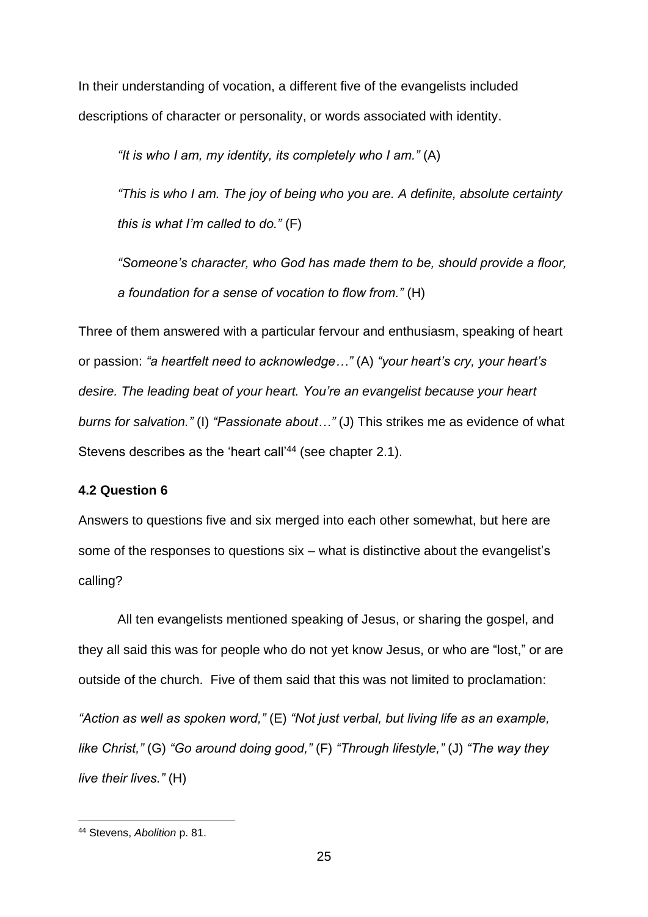In their understanding of vocation, a different five of the evangelists included descriptions of character or personality, or words associated with identity.

> *"It is who I am, my identity, its completely who I am."* (A)
>
> *"This is who I am. The joy of being who you are. A definite, absolute certainty this is what I'm called to do."* (F)
>
> *"Someone's character, who God has made them to be, should provide a floor, a foundation for a sense of vocation to flow from."* (H)

Three of them answered with a particular fervour and enthusiasm, speaking of heart or passion: *"a heartfelt need to acknowledge…"* (A) *"your heart's cry, your heart's desire. The leading beat of your heart. You're an evangelist because your heart burns for salvation."* (I) *"Passionate about…"* (J) This strikes me as evidence of what Stevens describes as the 'heart call'[44] (see chapter 2.1).

### 4.2 Question 6

Answers to questions five and six merged into each other somewhat, but here are some of the responses to questions six – what is distinctive about the evangelist's calling?

All ten evangelists mentioned speaking of Jesus, or sharing the gospel, and they all said this was for people who do not yet know Jesus, or who are "lost," or are outside of the church. Five of them said that this was not limited to proclamation:

*"Action as well as spoken word,"* (E) *"Not just verbal, but living life as an example, like Christ,"* (G) *"Go around doing good,"* (F) *"Through lifestyle,"* (J) *"The way they live their lives."* (H)

---

[44] Stevens, *Abolition* p. 81.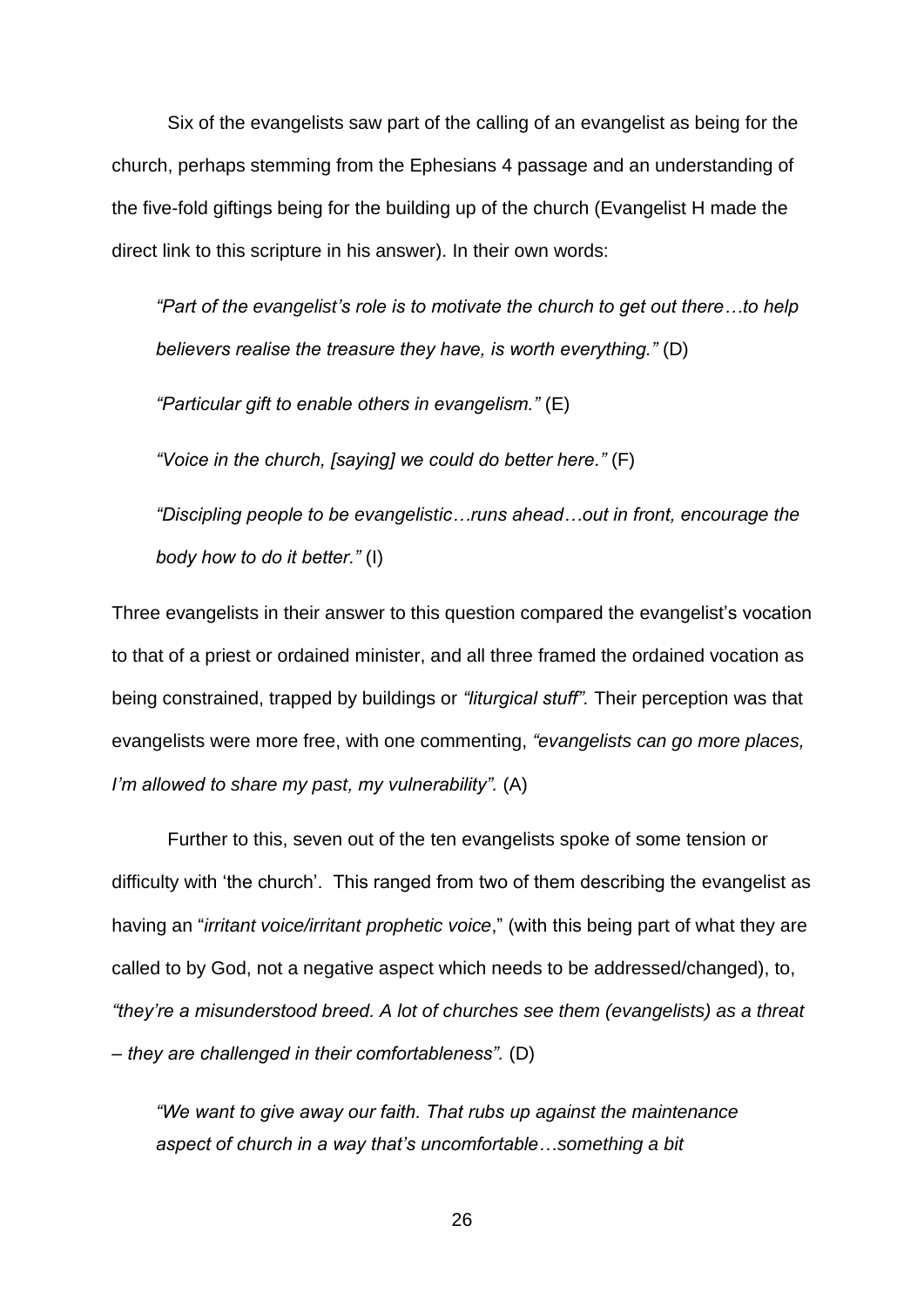Six of the evangelists saw part of the calling of an evangelist as being for the church, perhaps stemming from the Ephesians 4 passage and an understanding of the five-fold giftings being for the building up of the church (Evangelist H made the direct link to this scripture in his answer). In their own words:

> *"Part of the evangelist's role is to motivate the church to get out there…to help believers realise the treasure they have, is worth everything."* (D)
>
> *"Particular gift to enable others in evangelism."* (E)
>
> *"Voice in the church, [saying] we could do better here."* (F)
>
> *"Discipling people to be evangelistic…runs ahead…out in front, encourage the body how to do it better."* (I)

Three evangelists in their answer to this question compared the evangelist's vocation to that of a priest or ordained minister, and all three framed the ordained vocation as being constrained, trapped by buildings or *"liturgical stuff".* Their perception was that evangelists were more free, with one commenting, *"evangelists can go more places, I'm allowed to share my past, my vulnerability".* (A)

Further to this, seven out of the ten evangelists spoke of some tension or difficulty with 'the church'. This ranged from two of them describing the evangelist as having an "*irritant voice/irritant prophetic voice*," (with this being part of what they are called to by God, not a negative aspect which needs to be addressed/changed), to, *"they're a misunderstood breed. A lot of churches see them (evangelists) as a threat – they are challenged in their comfortableness".* (D)

> *"We want to give away our faith. That rubs up against the maintenance aspect of church in a way that's uncomfortable…something a bit*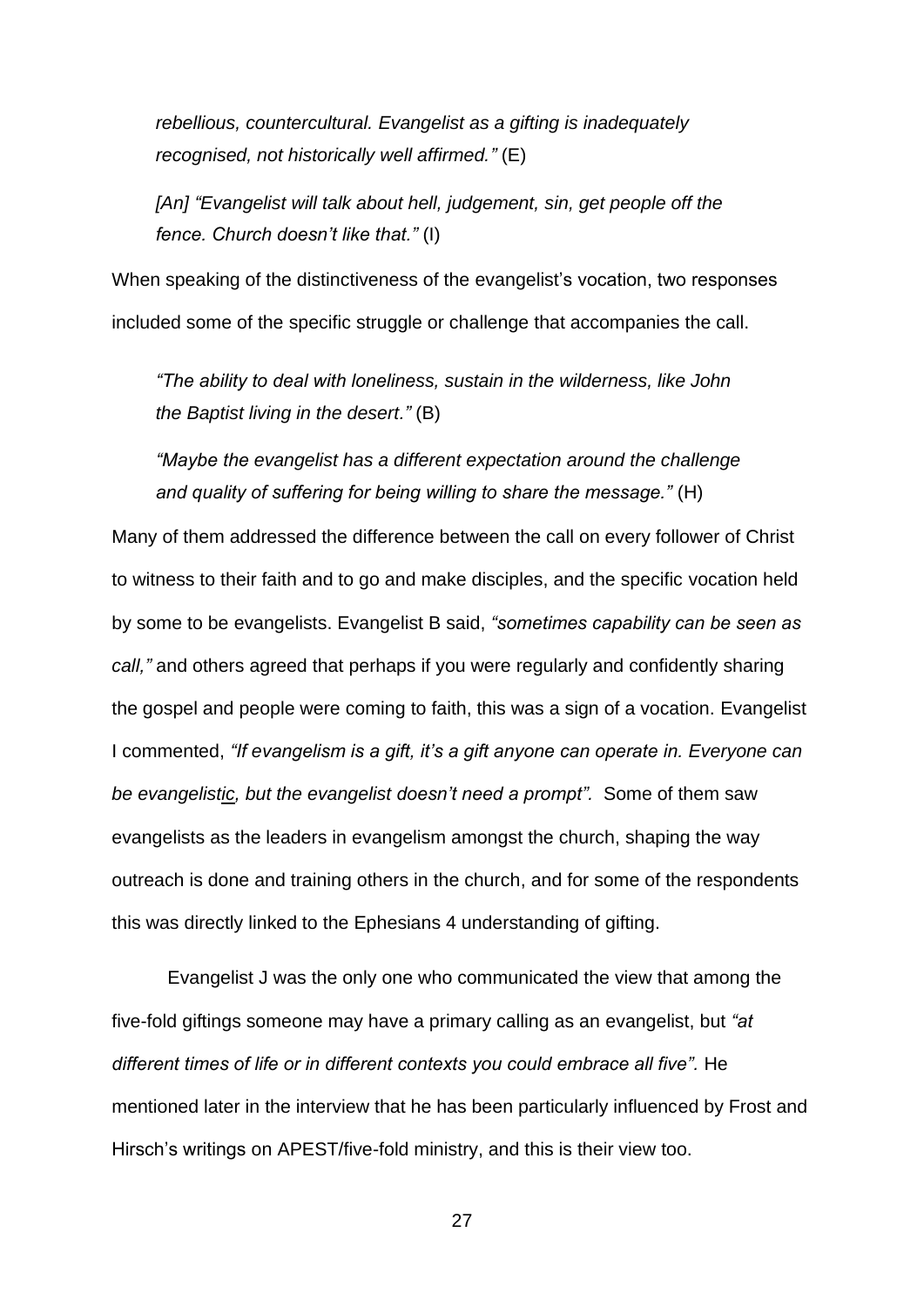*rebellious, countercultural. Evangelist as a gifting is inadequately recognised, not historically well affirmed."* (E)

*[An] "Evangelist will talk about hell, judgement, sin, get people off the fence. Church doesn't like that."* (I)

When speaking of the distinctiveness of the evangelist's vocation, two responses included some of the specific struggle or challenge that accompanies the call.

*"The ability to deal with loneliness, sustain in the wilderness, like John the Baptist living in the desert."* (B)

*"Maybe the evangelist has a different expectation around the challenge and quality of suffering for being willing to share the message."* (H)

Many of them addressed the difference between the call on every follower of Christ to witness to their faith and to go and make disciples, and the specific vocation held by some to be evangelists. Evangelist B said, *"sometimes capability can be seen as call,"* and others agreed that perhaps if you were regularly and confidently sharing the gospel and people were coming to faith, this was a sign of a vocation. Evangelist I commented, *"If evangelism is a gift, it's a gift anyone can operate in. Everyone can be evangelis<u>tic</u>, but the evangelist doesn't need a prompt".* Some of them saw evangelists as the leaders in evangelism amongst the church, shaping the way outreach is done and training others in the church, and for some of the respondents this was directly linked to the Ephesians 4 understanding of gifting.

Evangelist J was the only one who communicated the view that among the five-fold giftings someone may have a primary calling as an evangelist, but *"at different times of life or in different contexts you could embrace all five".* He mentioned later in the interview that he has been particularly influenced by Frost and Hirsch's writings on APEST/five-fold ministry, and this is their view too.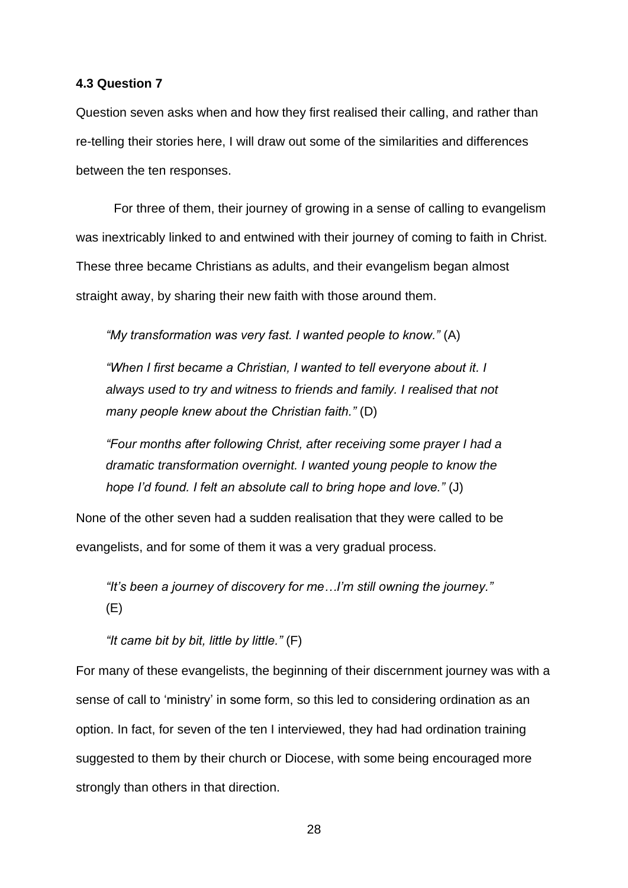### 4.3 Question 7

Question seven asks when and how they first realised their calling, and rather than re-telling their stories here, I will draw out some of the similarities and differences between the ten responses.

For three of them, their journey of growing in a sense of calling to evangelism was inextricably linked to and entwined with their journey of coming to faith in Christ. These three became Christians as adults, and their evangelism began almost straight away, by sharing their new faith with those around them.

> *"My transformation was very fast. I wanted people to know."* (A)
>
> *"When I first became a Christian, I wanted to tell everyone about it. I always used to try and witness to friends and family. I realised that not many people knew about the Christian faith."* (D)
>
> *"Four months after following Christ, after receiving some prayer I had a dramatic transformation overnight. I wanted young people to know the hope I'd found. I felt an absolute call to bring hope and love."* (J)

None of the other seven had a sudden realisation that they were called to be evangelists, and for some of them it was a very gradual process.

> *"It's been a journey of discovery for me…I'm still owning the journey."* (E)
>
> *"It came bit by bit, little by little."* (F)

For many of these evangelists, the beginning of their discernment journey was with a sense of call to 'ministry' in some form, so this led to considering ordination as an option. In fact, for seven of the ten I interviewed, they had had ordination training suggested to them by their church or Diocese, with some being encouraged more strongly than others in that direction.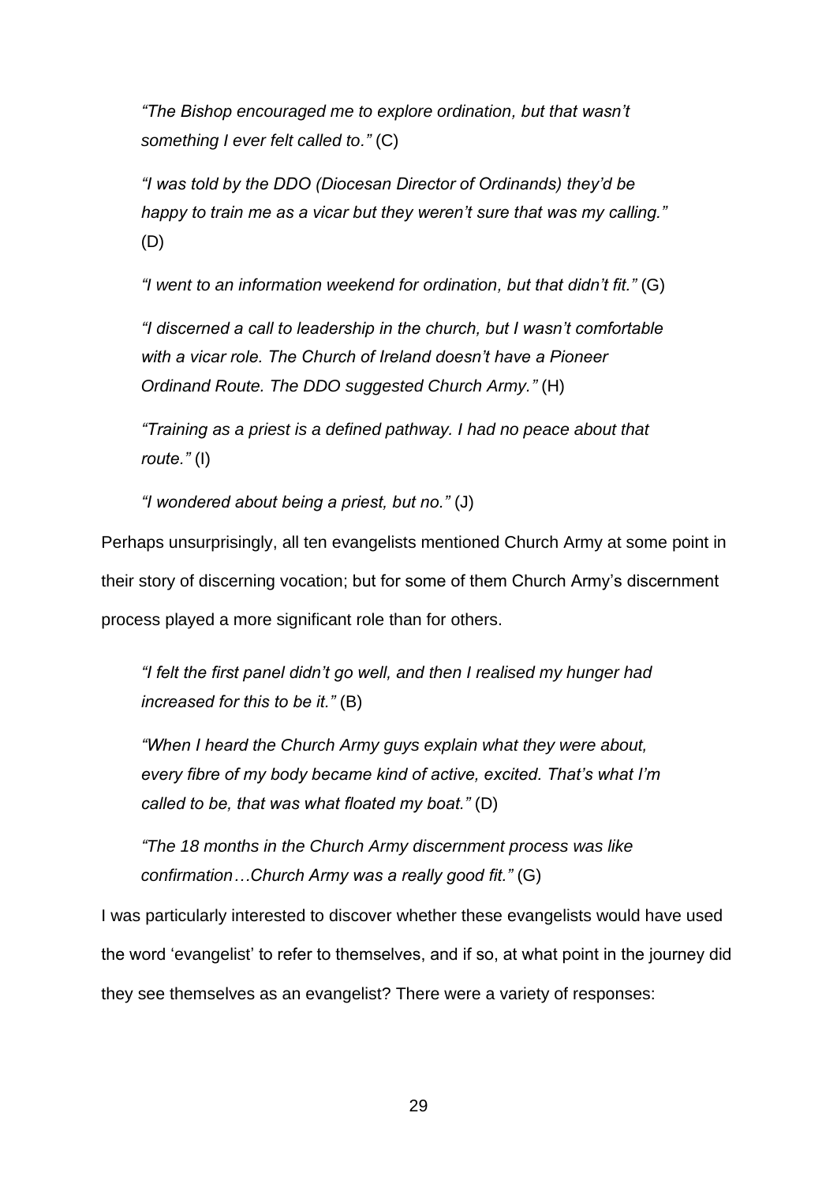> *"The Bishop encouraged me to explore ordination, but that wasn't something I ever felt called to."* (C)

> *"I was told by the DDO (Diocesan Director of Ordinands) they'd be happy to train me as a vicar but they weren't sure that was my calling."* (D)

> *"I went to an information weekend for ordination, but that didn't fit."* (G)

> *"I discerned a call to leadership in the church, but I wasn't comfortable with a vicar role. The Church of Ireland doesn't have a Pioneer Ordinand Route. The DDO suggested Church Army."* (H)

> *"Training as a priest is a defined pathway. I had no peace about that route."* (I)

> *"I wondered about being a priest, but no."* (J)

Perhaps unsurprisingly, all ten evangelists mentioned Church Army at some point in their story of discerning vocation; but for some of them Church Army's discernment process played a more significant role than for others.

> *"I felt the first panel didn't go well, and then I realised my hunger had increased for this to be it."* (B)

> *"When I heard the Church Army guys explain what they were about, every fibre of my body became kind of active, excited. That's what I'm called to be, that was what floated my boat."* (D)

> *"The 18 months in the Church Army discernment process was like confirmation…Church Army was a really good fit."* (G)

I was particularly interested to discover whether these evangelists would have used the word 'evangelist' to refer to themselves, and if so, at what point in the journey did they see themselves as an evangelist? There were a variety of responses: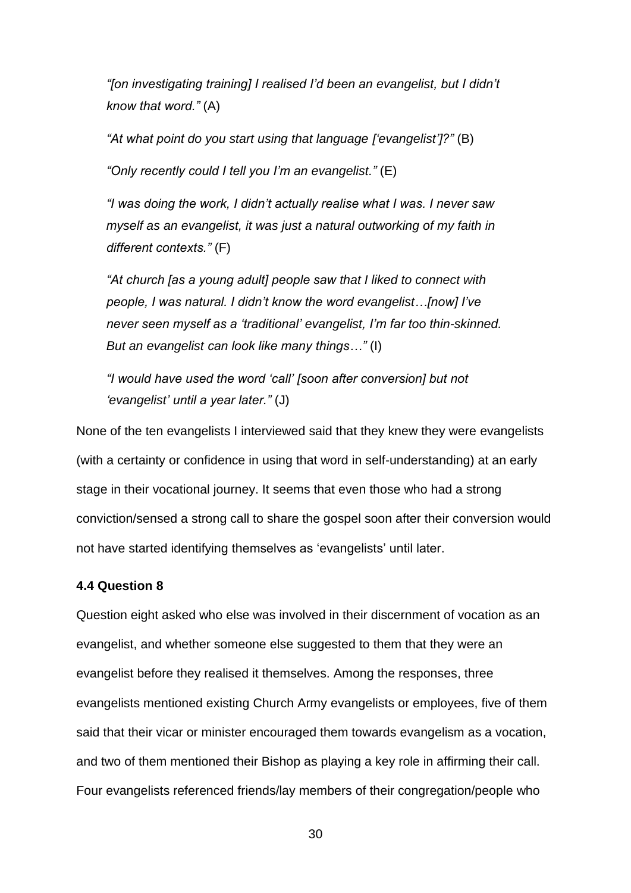*"[on investigating training] I realised I'd been an evangelist, but I didn't know that word."* (A)

*"At what point do you start using that language ['evangelist']?"* (B)

*"Only recently could I tell you I'm an evangelist."* (E)

*"I was doing the work, I didn't actually realise what I was. I never saw myself as an evangelist, it was just a natural outworking of my faith in different contexts."* (F)

*"At church [as a young adult] people saw that I liked to connect with people, I was natural. I didn't know the word evangelist…[now] I've never seen myself as a 'traditional' evangelist, I'm far too thin-skinned. But an evangelist can look like many things…"* (I)

*"I would have used the word 'call' [soon after conversion] but not 'evangelist' until a year later."* (J)

None of the ten evangelists I interviewed said that they knew they were evangelists (with a certainty or confidence in using that word in self-understanding) at an early stage in their vocational journey. It seems that even those who had a strong conviction/sensed a strong call to share the gospel soon after their conversion would not have started identifying themselves as 'evangelists' until later.

### 4.4 Question 8

Question eight asked who else was involved in their discernment of vocation as an evangelist, and whether someone else suggested to them that they were an evangelist before they realised it themselves. Among the responses, three evangelists mentioned existing Church Army evangelists or employees, five of them said that their vicar or minister encouraged them towards evangelism as a vocation, and two of them mentioned their Bishop as playing a key role in affirming their call. Four evangelists referenced friends/lay members of their congregation/people who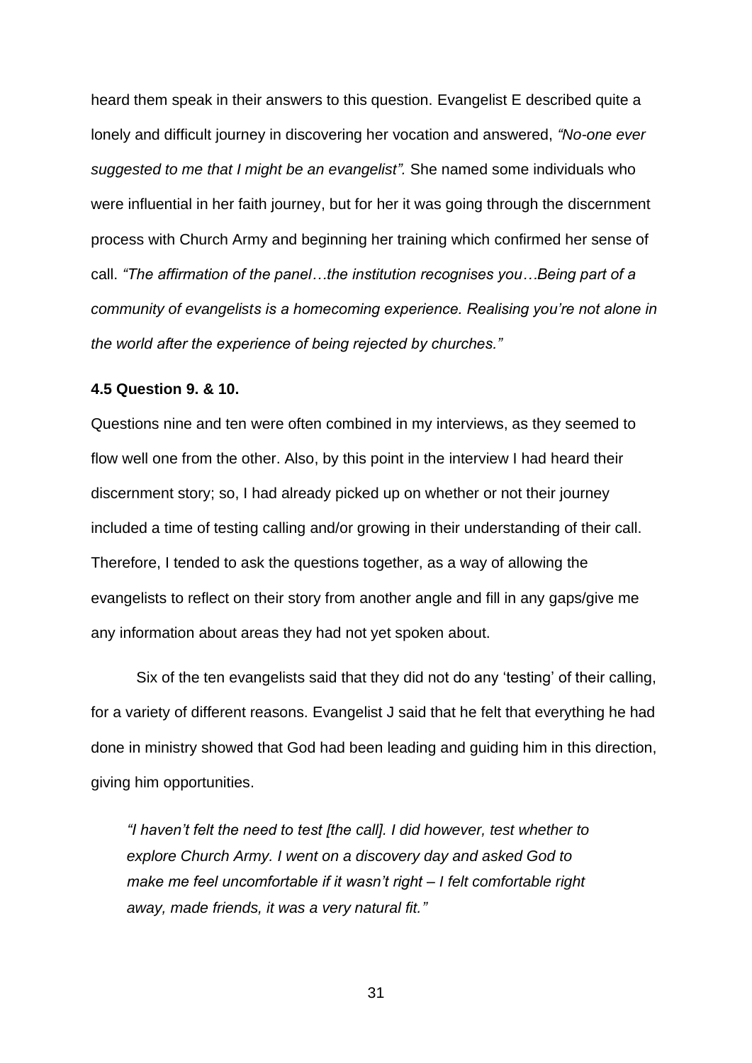heard them speak in their answers to this question. Evangelist E described quite a lonely and difficult journey in discovering her vocation and answered, *"No-one ever suggested to me that I might be an evangelist".* She named some individuals who were influential in her faith journey, but for her it was going through the discernment process with Church Army and beginning her training which confirmed her sense of call. *"The affirmation of the panel…the institution recognises you…Being part of a community of evangelists is a homecoming experience. Realising you're not alone in the world after the experience of being rejected by churches."*

### 4.5 Question 9. & 10.

Questions nine and ten were often combined in my interviews, as they seemed to flow well one from the other. Also, by this point in the interview I had heard their discernment story; so, I had already picked up on whether or not their journey included a time of testing calling and/or growing in their understanding of their call. Therefore, I tended to ask the questions together, as a way of allowing the evangelists to reflect on their story from another angle and fill in any gaps/give me any information about areas they had not yet spoken about.

Six of the ten evangelists said that they did not do any 'testing' of their calling, for a variety of different reasons. Evangelist J said that he felt that everything he had done in ministry showed that God had been leading and guiding him in this direction, giving him opportunities.

> *"I haven't felt the need to test [the call]. I did however, test whether to explore Church Army. I went on a discovery day and asked God to make me feel uncomfortable if it wasn't right – I felt comfortable right away, made friends, it was a very natural fit."*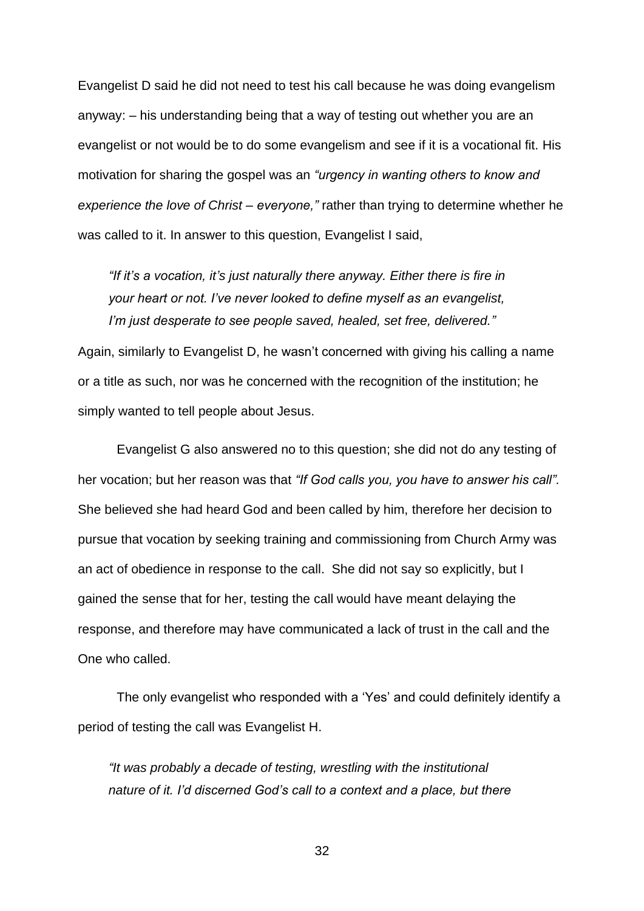Evangelist D said he did not need to test his call because he was doing evangelism anyway: – his understanding being that a way of testing out whether you are an evangelist or not would be to do some evangelism and see if it is a vocational fit. His motivation for sharing the gospel was an *"urgency in wanting others to know and experience the love of Christ – everyone,"* rather than trying to determine whether he was called to it. In answer to this question, Evangelist I said,

> *"If it's a vocation, it's just naturally there anyway. Either there is fire in your heart or not. I've never looked to define myself as an evangelist, I'm just desperate to see people saved, healed, set free, delivered."*

Again, similarly to Evangelist D, he wasn't concerned with giving his calling a name or a title as such, nor was he concerned with the recognition of the institution; he simply wanted to tell people about Jesus.

Evangelist G also answered no to this question; she did not do any testing of her vocation; but her reason was that *"If God calls you, you have to answer his call".* She believed she had heard God and been called by him, therefore her decision to pursue that vocation by seeking training and commissioning from Church Army was an act of obedience in response to the call. She did not say so explicitly, but I gained the sense that for her, testing the call would have meant delaying the response, and therefore may have communicated a lack of trust in the call and the One who called.

The only evangelist who responded with a 'Yes' and could definitely identify a period of testing the call was Evangelist H.

> *"It was probably a decade of testing, wrestling with the institutional nature of it. I'd discerned God's call to a context and a place, but there*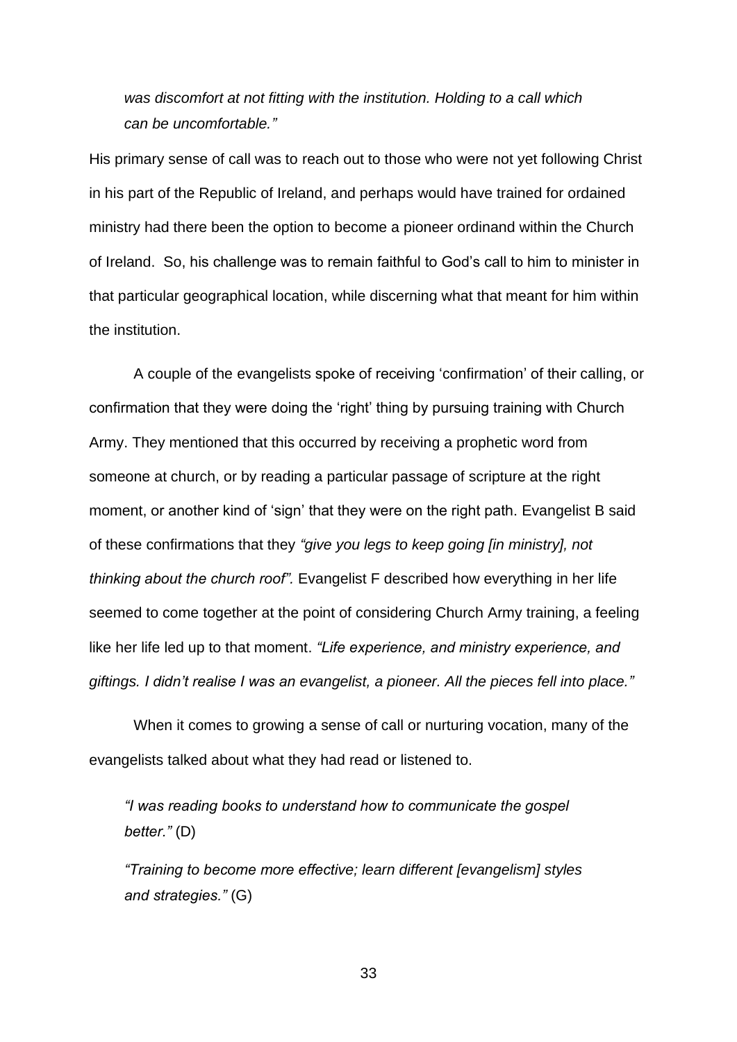*was discomfort at not fitting with the institution. Holding to a call which can be uncomfortable."*

His primary sense of call was to reach out to those who were not yet following Christ in his part of the Republic of Ireland, and perhaps would have trained for ordained ministry had there been the option to become a pioneer ordinand within the Church of Ireland. So, his challenge was to remain faithful to God's call to him to minister in that particular geographical location, while discerning what that meant for him within the institution.

A couple of the evangelists spoke of receiving 'confirmation' of their calling, or confirmation that they were doing the 'right' thing by pursuing training with Church Army. They mentioned that this occurred by receiving a prophetic word from someone at church, or by reading a particular passage of scripture at the right moment, or another kind of 'sign' that they were on the right path. Evangelist B said of these confirmations that they *"give you legs to keep going [in ministry], not thinking about the church roof".* Evangelist F described how everything in her life seemed to come together at the point of considering Church Army training, a feeling like her life led up to that moment. *"Life experience, and ministry experience, and giftings. I didn't realise I was an evangelist, a pioneer. All the pieces fell into place."*

When it comes to growing a sense of call or nurturing vocation, many of the evangelists talked about what they had read or listened to.

> *"I was reading books to understand how to communicate the gospel better."* (D)
>
> *"Training to become more effective; learn different [evangelism] styles and strategies."* (G)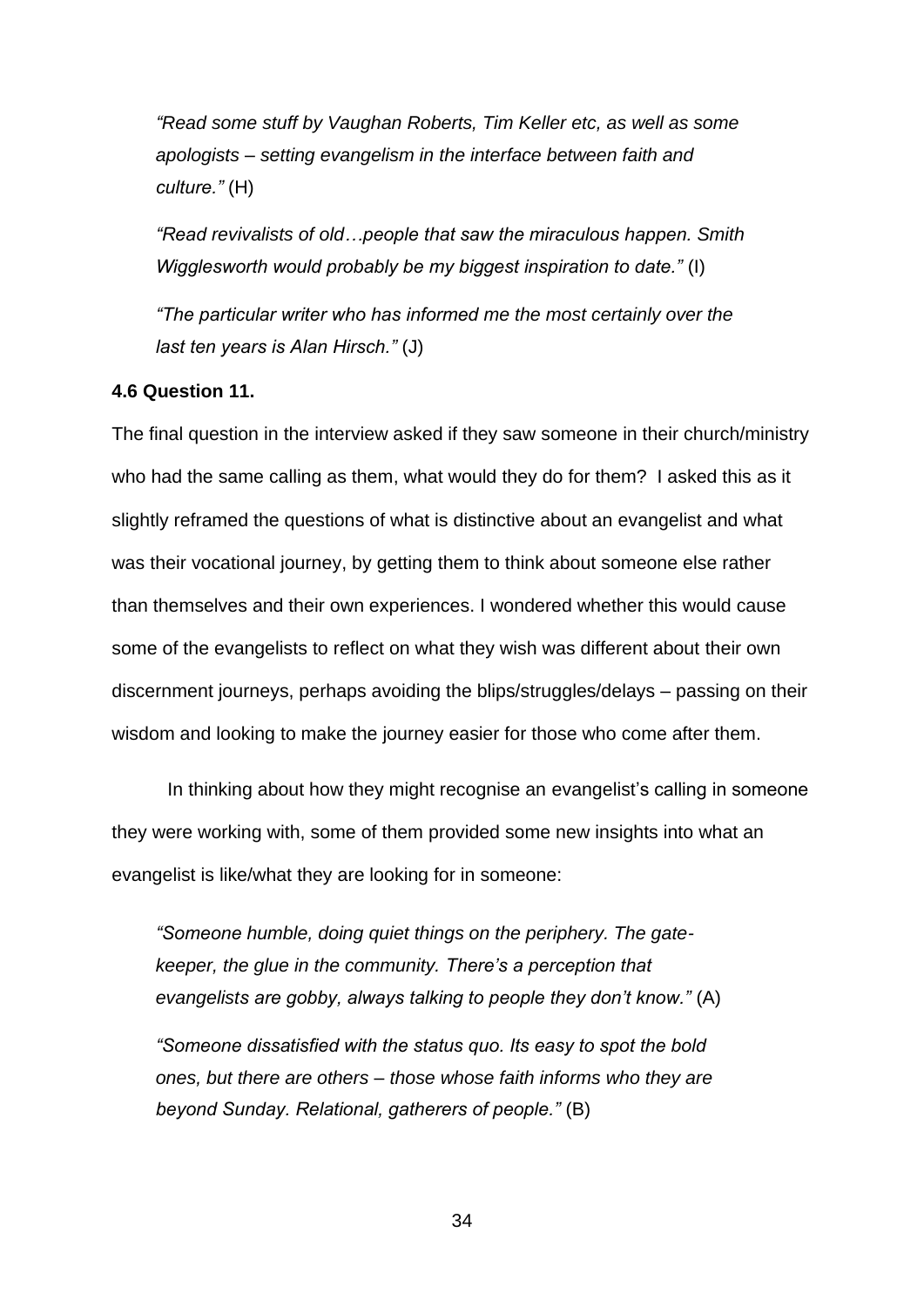*"Read some stuff by Vaughan Roberts, Tim Keller etc, as well as some apologists – setting evangelism in the interface between faith and culture."* (H)

*"Read revivalists of old…people that saw the miraculous happen. Smith Wigglesworth would probably be my biggest inspiration to date."* (I)

*"The particular writer who has informed me the most certainly over the last ten years is Alan Hirsch."* (J)

**4.6 Question 11.**

The final question in the interview asked if they saw someone in their church/ministry who had the same calling as them, what would they do for them? I asked this as it slightly reframed the questions of what is distinctive about an evangelist and what was their vocational journey, by getting them to think about someone else rather than themselves and their own experiences. I wondered whether this would cause some of the evangelists to reflect on what they wish was different about their own discernment journeys, perhaps avoiding the blips/struggles/delays – passing on their wisdom and looking to make the journey easier for those who come after them.

In thinking about how they might recognise an evangelist's calling in someone they were working with, some of them provided some new insights into what an evangelist is like/what they are looking for in someone:

*"Someone humble, doing quiet things on the periphery. The gate-keeper, the glue in the community. There's a perception that evangelists are gobby, always talking to people they don't know."* (A)

*"Someone dissatisfied with the status quo. Its easy to spot the bold ones, but there are others – those whose faith informs who they are beyond Sunday. Relational, gatherers of people."* (B)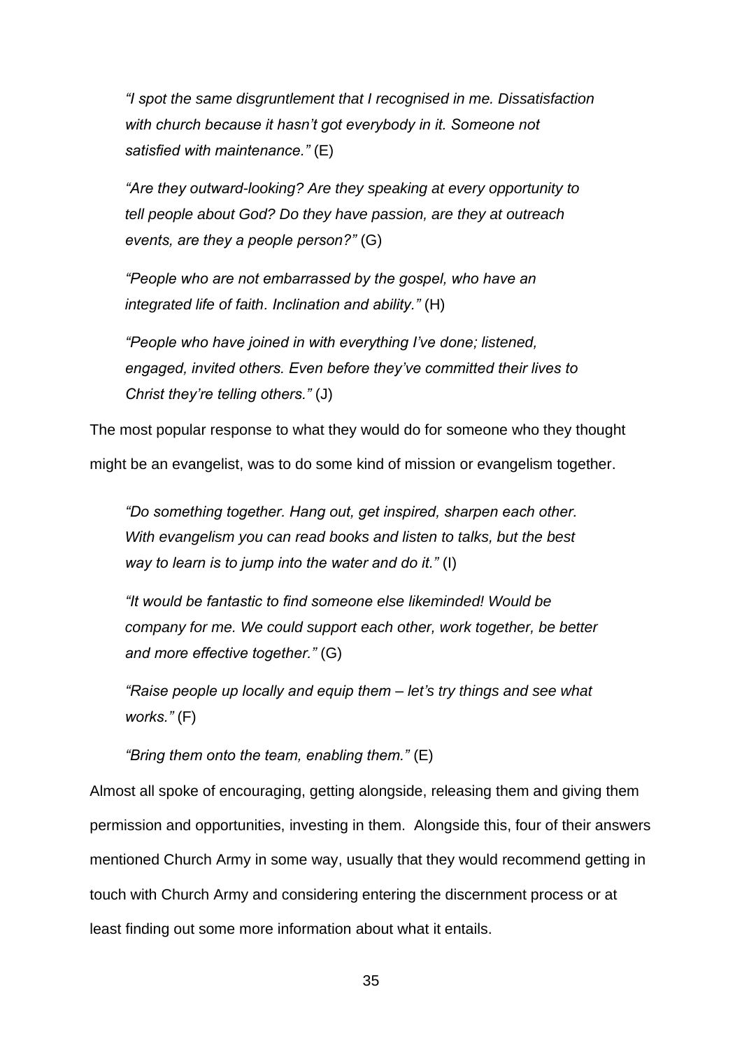> *"I spot the same disgruntlement that I recognised in me. Dissatisfaction with church because it hasn't got everybody in it. Someone not satisfied with maintenance."* (E)

> *"Are they outward-looking? Are they speaking at every opportunity to tell people about God? Do they have passion, are they at outreach events, are they a people person?"* (G)

> *"People who are not embarrassed by the gospel, who have an integrated life of faith. Inclination and ability."* (H)

> *"People who have joined in with everything I've done; listened, engaged, invited others. Even before they've committed their lives to Christ they're telling others."* (J)

The most popular response to what they would do for someone who they thought might be an evangelist, was to do some kind of mission or evangelism together.

> *"Do something together. Hang out, get inspired, sharpen each other. With evangelism you can read books and listen to talks, but the best way to learn is to jump into the water and do it."* (I)

> *"It would be fantastic to find someone else likeminded! Would be company for me. We could support each other, work together, be better and more effective together."* (G)

> *"Raise people up locally and equip them – let's try things and see what works."* (F)

> *"Bring them onto the team, enabling them."* (E)

Almost all spoke of encouraging, getting alongside, releasing them and giving them permission and opportunities, investing in them. Alongside this, four of their answers mentioned Church Army in some way, usually that they would recommend getting in touch with Church Army and considering entering the discernment process or at least finding out some more information about what it entails.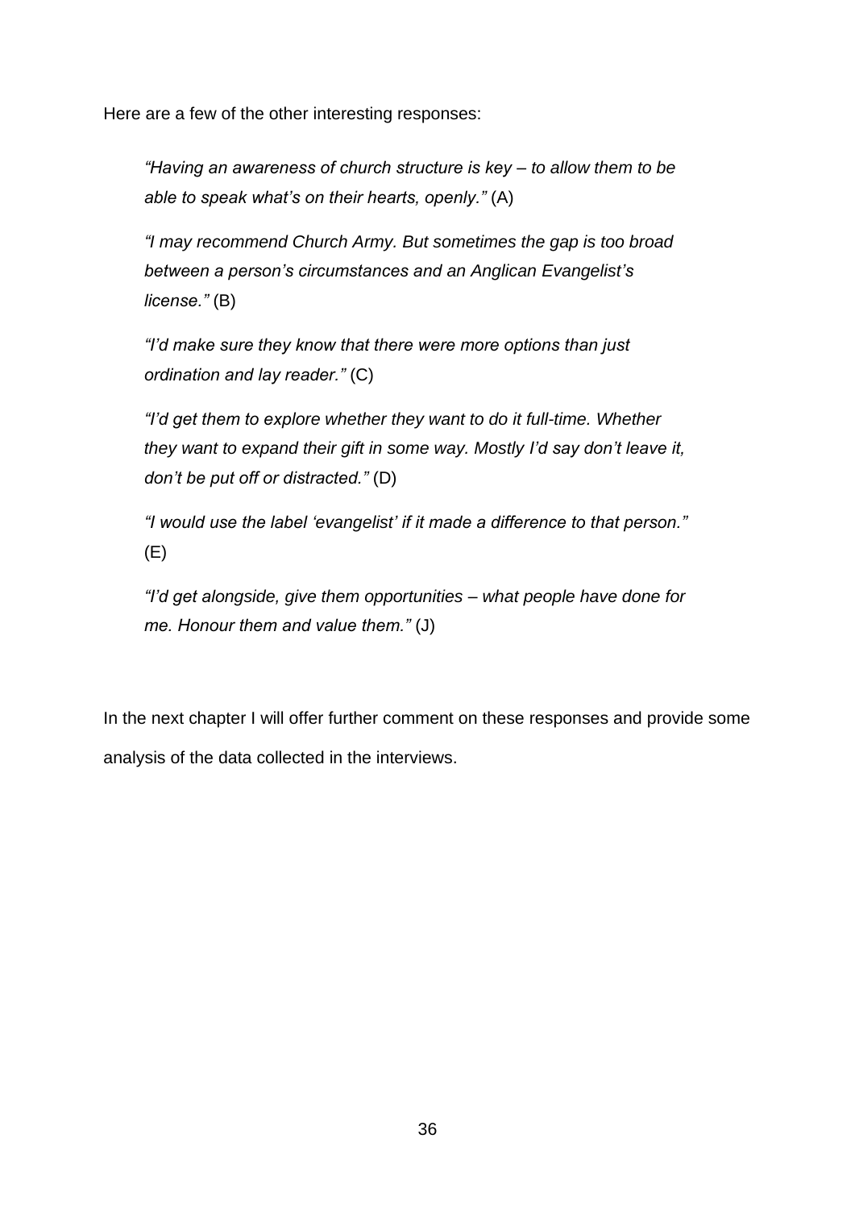Here are a few of the other interesting responses:

> *"Having an awareness of church structure is key – to allow them to be able to speak what's on their hearts, openly."* (A)
>
> *"I may recommend Church Army. But sometimes the gap is too broad between a person's circumstances and an Anglican Evangelist's license."* (B)
>
> *"I'd make sure they know that there were more options than just ordination and lay reader."* (C)
>
> *"I'd get them to explore whether they want to do it full-time. Whether they want to expand their gift in some way. Mostly I'd say don't leave it, don't be put off or distracted."* (D)
>
> *"I would use the label 'evangelist' if it made a difference to that person."* (E)
>
> *"I'd get alongside, give them opportunities – what people have done for me. Honour them and value them."* (J)

In the next chapter I will offer further comment on these responses and provide some analysis of the data collected in the interviews.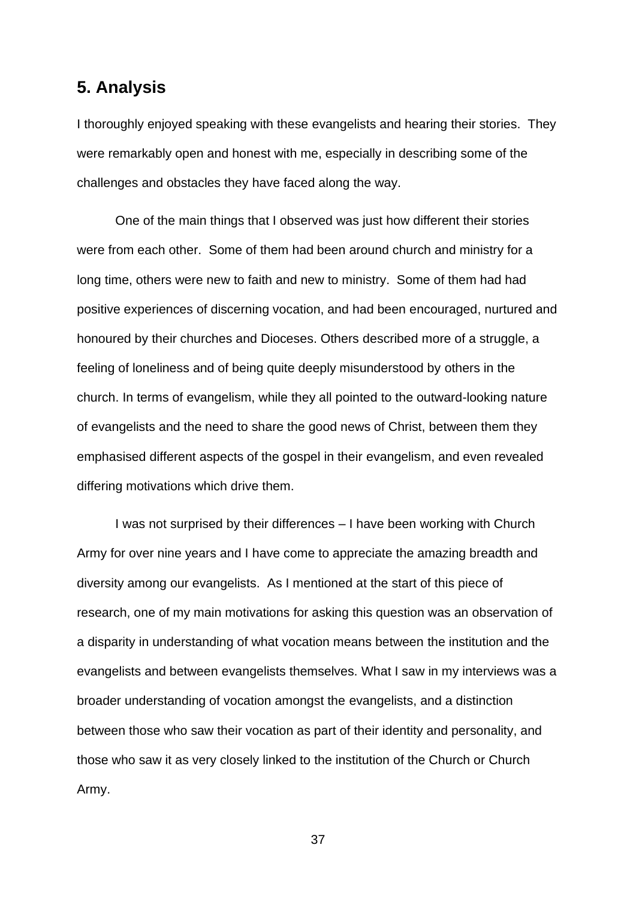## 5. Analysis

I thoroughly enjoyed speaking with these evangelists and hearing their stories. They were remarkably open and honest with me, especially in describing some of the challenges and obstacles they have faced along the way.

One of the main things that I observed was just how different their stories were from each other. Some of them had been around church and ministry for a long time, others were new to faith and new to ministry. Some of them had had positive experiences of discerning vocation, and had been encouraged, nurtured and honoured by their churches and Dioceses. Others described more of a struggle, a feeling of loneliness and of being quite deeply misunderstood by others in the church. In terms of evangelism, while they all pointed to the outward-looking nature of evangelists and the need to share the good news of Christ, between them they emphasised different aspects of the gospel in their evangelism, and even revealed differing motivations which drive them.

I was not surprised by their differences – I have been working with Church Army for over nine years and I have come to appreciate the amazing breadth and diversity among our evangelists. As I mentioned at the start of this piece of research, one of my main motivations for asking this question was an observation of a disparity in understanding of what vocation means between the institution and the evangelists and between evangelists themselves. What I saw in my interviews was a broader understanding of vocation amongst the evangelists, and a distinction between those who saw their vocation as part of their identity and personality, and those who saw it as very closely linked to the institution of the Church or Church Army.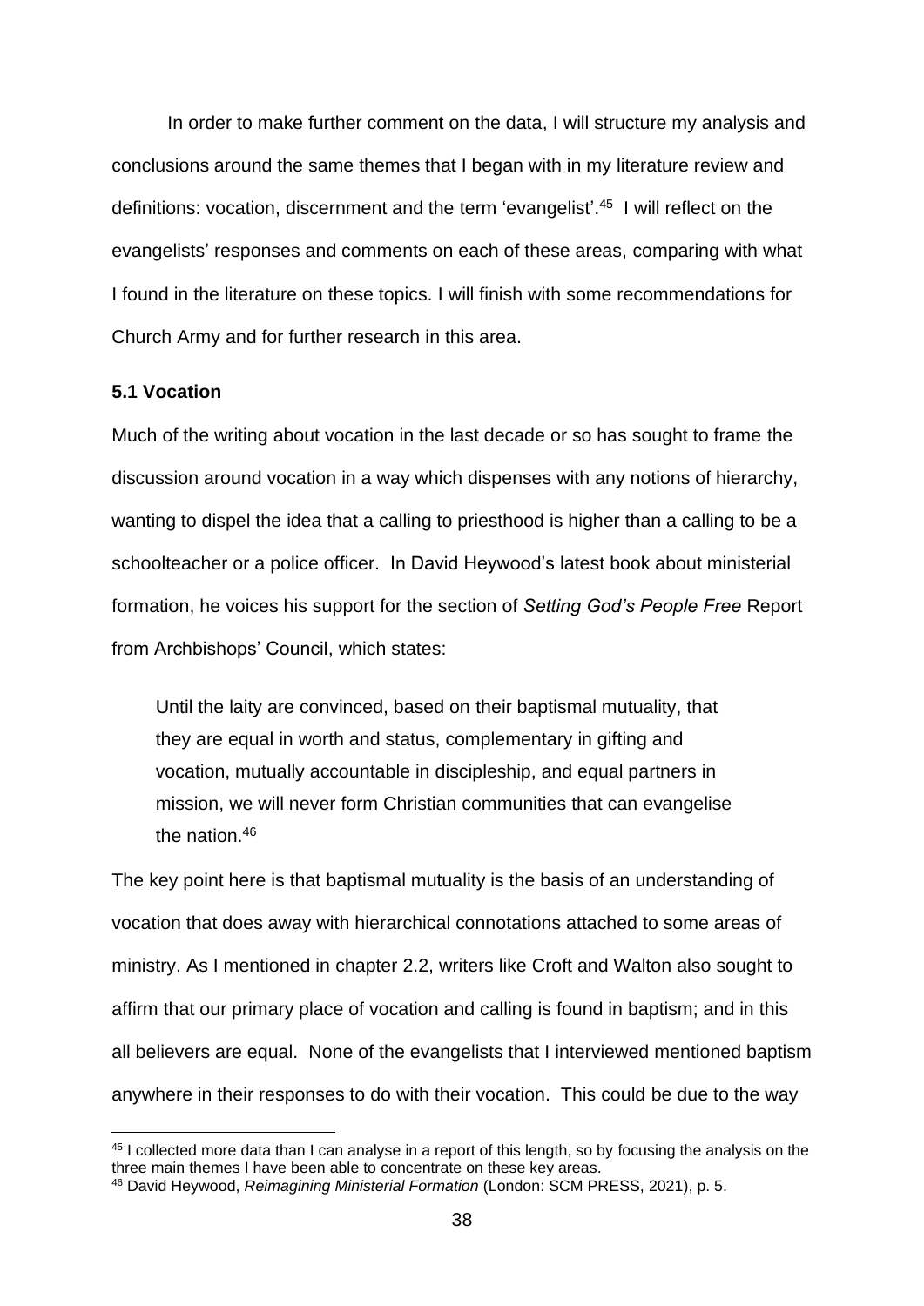In order to make further comment on the data, I will structure my analysis and conclusions around the same themes that I began with in my literature review and definitions: vocation, discernment and the term 'evangelist'.[45] I will reflect on the evangelists' responses and comments on each of these areas, comparing with what I found in the literature on these topics. I will finish with some recommendations for Church Army and for further research in this area.

### 5.1 Vocation

Much of the writing about vocation in the last decade or so has sought to frame the discussion around vocation in a way which dispenses with any notions of hierarchy, wanting to dispel the idea that a calling to priesthood is higher than a calling to be a schoolteacher or a police officer. In David Heywood's latest book about ministerial formation, he voices his support for the section of *Setting God's People Free* Report from Archbishops' Council, which states:

> Until the laity are convinced, based on their baptismal mutuality, that they are equal in worth and status, complementary in gifting and vocation, mutually accountable in discipleship, and equal partners in mission, we will never form Christian communities that can evangelise the nation.[46]

The key point here is that baptismal mutuality is the basis of an understanding of vocation that does away with hierarchical connotations attached to some areas of ministry. As I mentioned in chapter 2.2, writers like Croft and Walton also sought to affirm that our primary place of vocation and calling is found in baptism; and in this all believers are equal. None of the evangelists that I interviewed mentioned baptism anywhere in their responses to do with their vocation. This could be due to the way

---

[45] I collected more data than I can analyse in a report of this length, so by focusing the analysis on the three main themes I have been able to concentrate on these key areas.

[46] David Heywood, *Reimagining Ministerial Formation* (London: SCM PRESS, 2021), p. 5.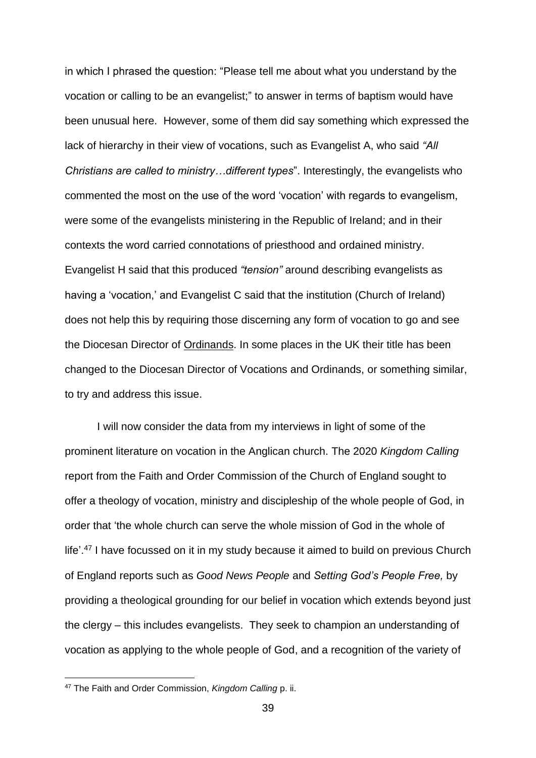in which I phrased the question: "Please tell me about what you understand by the vocation or calling to be an evangelist;" to answer in terms of baptism would have been unusual here. However, some of them did say something which expressed the lack of hierarchy in their view of vocations, such as Evangelist A, who said *"All Christians are called to ministry…different types*". Interestingly, the evangelists who commented the most on the use of the word 'vocation' with regards to evangelism, were some of the evangelists ministering in the Republic of Ireland; and in their contexts the word carried connotations of priesthood and ordained ministry. Evangelist H said that this produced *"tension"* around describing evangelists as having a 'vocation,' and Evangelist C said that the institution (Church of Ireland) does not help this by requiring those discerning any form of vocation to go and see the Diocesan Director of Ordinands. In some places in the UK their title has been changed to the Diocesan Director of Vocations and Ordinands, or something similar, to try and address this issue.

I will now consider the data from my interviews in light of some of the prominent literature on vocation in the Anglican church. The 2020 *Kingdom Calling* report from the Faith and Order Commission of the Church of England sought to offer a theology of vocation, ministry and discipleship of the whole people of God, in order that 'the whole church can serve the whole mission of God in the whole of life'.[47] I have focussed on it in my study because it aimed to build on previous Church of England reports such as *Good News People* and *Setting God's People Free,* by providing a theological grounding for our belief in vocation which extends beyond just the clergy – this includes evangelists. They seek to champion an understanding of vocation as applying to the whole people of God, and a recognition of the variety of

[47] The Faith and Order Commission, *Kingdom Calling* p. ii.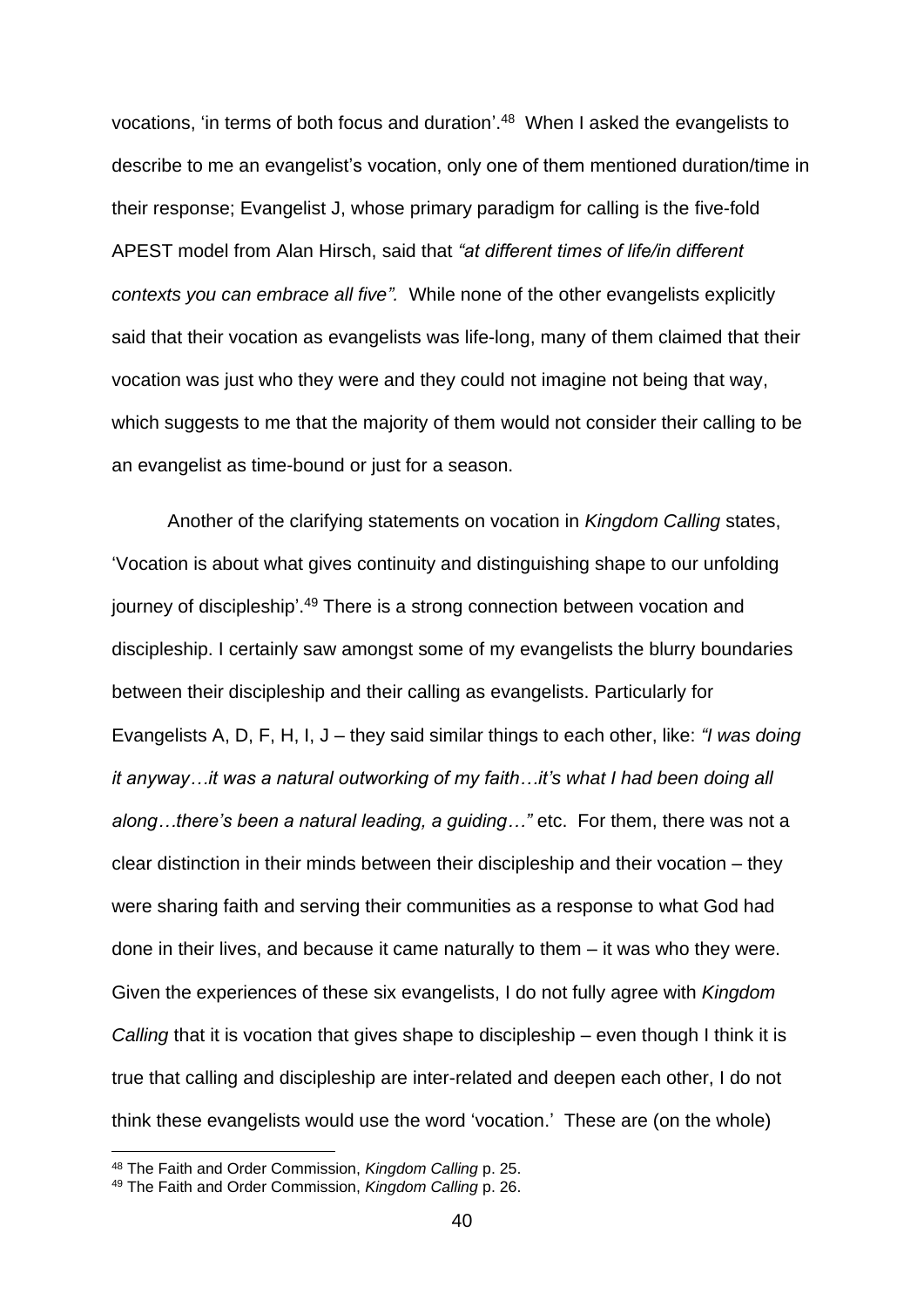vocations, 'in terms of both focus and duration'.[48] When I asked the evangelists to describe to me an evangelist's vocation, only one of them mentioned duration/time in their response; Evangelist J, whose primary paradigm for calling is the five-fold APEST model from Alan Hirsch, said that *"at different times of life/in different contexts you can embrace all five".* While none of the other evangelists explicitly said that their vocation as evangelists was life-long, many of them claimed that their vocation was just who they were and they could not imagine not being that way, which suggests to me that the majority of them would not consider their calling to be an evangelist as time-bound or just for a season.

Another of the clarifying statements on vocation in *Kingdom Calling* states, 'Vocation is about what gives continuity and distinguishing shape to our unfolding journey of discipleship'.[49] There is a strong connection between vocation and discipleship. I certainly saw amongst some of my evangelists the blurry boundaries between their discipleship and their calling as evangelists. Particularly for Evangelists A, D, F, H, I, J – they said similar things to each other, like: *"I was doing it anyway…it was a natural outworking of my faith…it's what I had been doing all along…there's been a natural leading, a guiding…"* etc. For them, there was not a clear distinction in their minds between their discipleship and their vocation – they were sharing faith and serving their communities as a response to what God had done in their lives, and because it came naturally to them – it was who they were. Given the experiences of these six evangelists, I do not fully agree with *Kingdom Calling* that it is vocation that gives shape to discipleship – even though I think it is true that calling and discipleship are inter-related and deepen each other, I do not think these evangelists would use the word 'vocation.' These are (on the whole)

[48] The Faith and Order Commission, *Kingdom Calling* p. 25.

[49] The Faith and Order Commission, *Kingdom Calling* p. 26.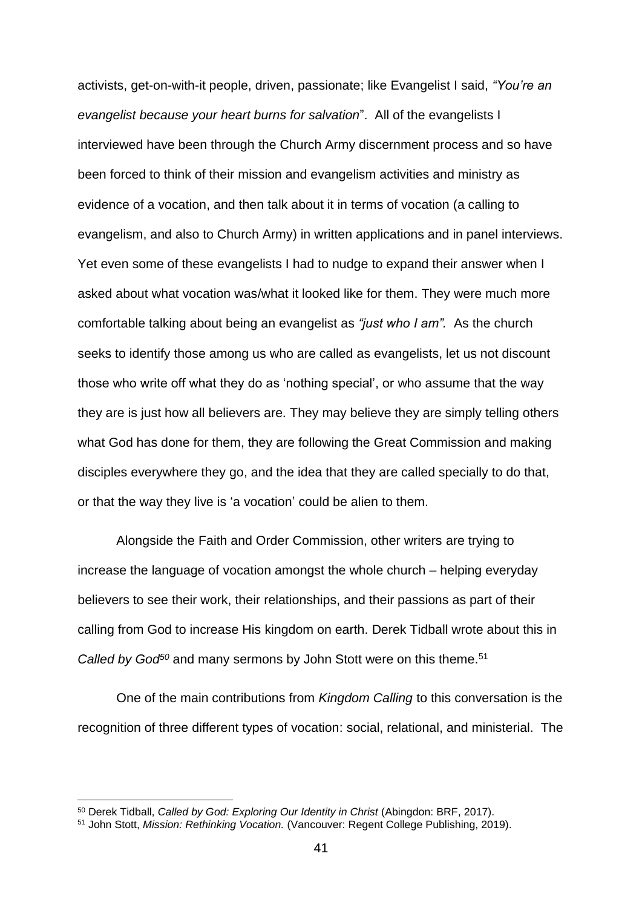activists, get-on-with-it people, driven, passionate; like Evangelist I said, *"You're an evangelist because your heart burns for salvation*". All of the evangelists I interviewed have been through the Church Army discernment process and so have been forced to think of their mission and evangelism activities and ministry as evidence of a vocation, and then talk about it in terms of vocation (a calling to evangelism, and also to Church Army) in written applications and in panel interviews. Yet even some of these evangelists I had to nudge to expand their answer when I asked about what vocation was/what it looked like for them. They were much more comfortable talking about being an evangelist as *"just who I am".* As the church seeks to identify those among us who are called as evangelists, let us not discount those who write off what they do as 'nothing special', or who assume that the way they are is just how all believers are. They may believe they are simply telling others what God has done for them, they are following the Great Commission and making disciples everywhere they go, and the idea that they are called specially to do that, or that the way they live is 'a vocation' could be alien to them.

Alongside the Faith and Order Commission, other writers are trying to increase the language of vocation amongst the whole church – helping everyday believers to see their work, their relationships, and their passions as part of their calling from God to increase His kingdom on earth. Derek Tidball wrote about this in *Called by God*[50] and many sermons by John Stott were on this theme.[51]

One of the main contributions from *Kingdom Calling* to this conversation is the recognition of three different types of vocation: social, relational, and ministerial. The

---

[50] Derek Tidball, *Called by God: Exploring Our Identity in Christ* (Abingdon: BRF, 2017).

[51] John Stott, *Mission: Rethinking Vocation.* (Vancouver: Regent College Publishing, 2019).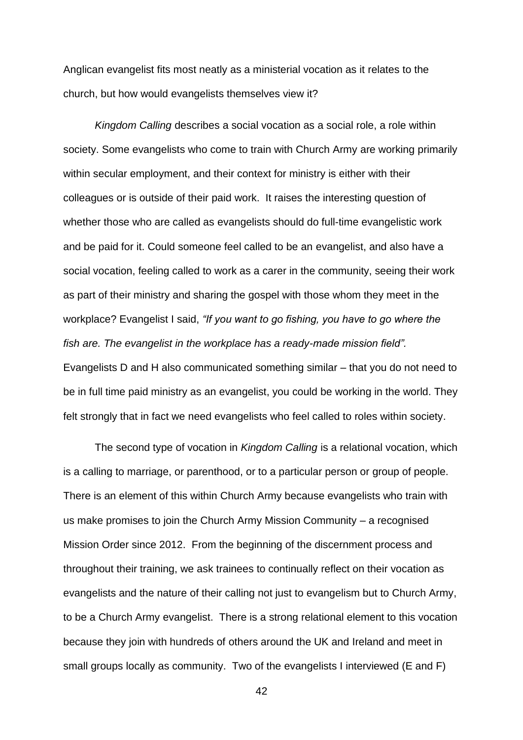Anglican evangelist fits most neatly as a ministerial vocation as it relates to the church, but how would evangelists themselves view it?

*Kingdom Calling* describes a social vocation as a social role, a role within society. Some evangelists who come to train with Church Army are working primarily within secular employment, and their context for ministry is either with their colleagues or is outside of their paid work. It raises the interesting question of whether those who are called as evangelists should do full-time evangelistic work and be paid for it. Could someone feel called to be an evangelist, and also have a social vocation, feeling called to work as a carer in the community, seeing their work as part of their ministry and sharing the gospel with those whom they meet in the workplace? Evangelist I said, *"If you want to go fishing, you have to go where the fish are. The evangelist in the workplace has a ready-made mission field".* Evangelists D and H also communicated something similar – that you do not need to be in full time paid ministry as an evangelist, you could be working in the world. They felt strongly that in fact we need evangelists who feel called to roles within society.

The second type of vocation in *Kingdom Calling* is a relational vocation, which is a calling to marriage, or parenthood, or to a particular person or group of people. There is an element of this within Church Army because evangelists who train with us make promises to join the Church Army Mission Community – a recognised Mission Order since 2012. From the beginning of the discernment process and throughout their training, we ask trainees to continually reflect on their vocation as evangelists and the nature of their calling not just to evangelism but to Church Army, to be a Church Army evangelist. There is a strong relational element to this vocation because they join with hundreds of others around the UK and Ireland and meet in small groups locally as community. Two of the evangelists I interviewed (E and F)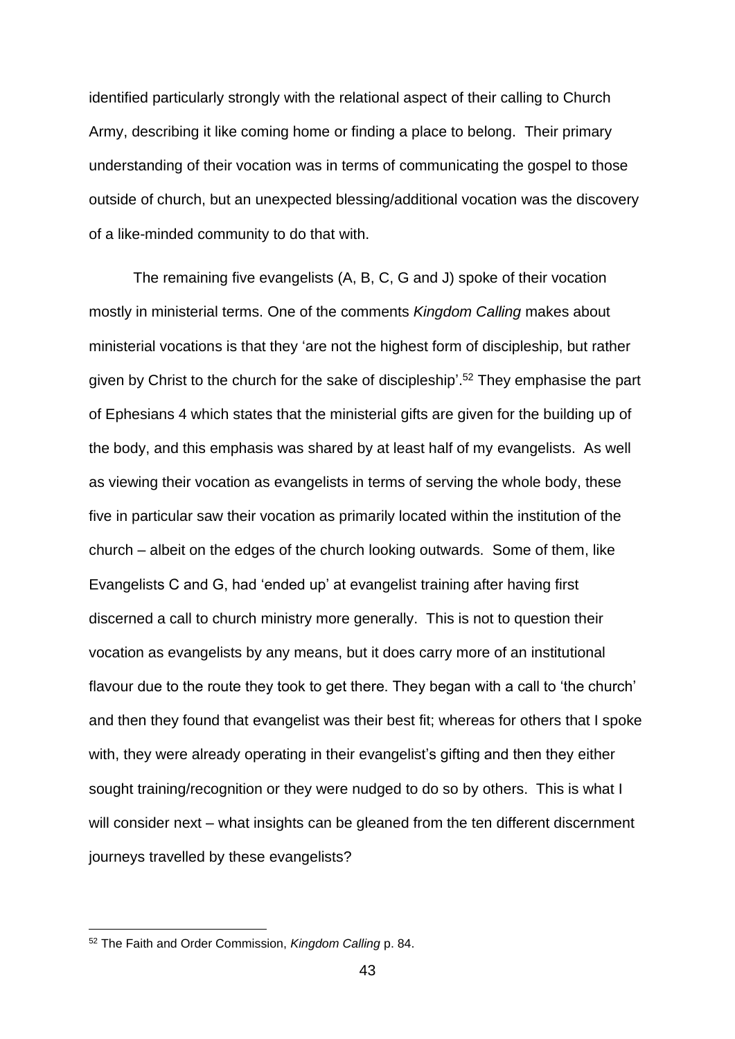identified particularly strongly with the relational aspect of their calling to Church Army, describing it like coming home or finding a place to belong. Their primary understanding of their vocation was in terms of communicating the gospel to those outside of church, but an unexpected blessing/additional vocation was the discovery of a like-minded community to do that with.

The remaining five evangelists (A, B, C, G and J) spoke of their vocation mostly in ministerial terms. One of the comments *Kingdom Calling* makes about ministerial vocations is that they 'are not the highest form of discipleship, but rather given by Christ to the church for the sake of discipleship'.[52] They emphasise the part of Ephesians 4 which states that the ministerial gifts are given for the building up of the body, and this emphasis was shared by at least half of my evangelists. As well as viewing their vocation as evangelists in terms of serving the whole body, these five in particular saw their vocation as primarily located within the institution of the church – albeit on the edges of the church looking outwards. Some of them, like Evangelists C and G, had 'ended up' at evangelist training after having first discerned a call to church ministry more generally. This is not to question their vocation as evangelists by any means, but it does carry more of an institutional flavour due to the route they took to get there. They began with a call to 'the church' and then they found that evangelist was their best fit; whereas for others that I spoke with, they were already operating in their evangelist's gifting and then they either sought training/recognition or they were nudged to do so by others. This is what I will consider next – what insights can be gleaned from the ten different discernment journeys travelled by these evangelists?

[52] The Faith and Order Commission, *Kingdom Calling* p. 84.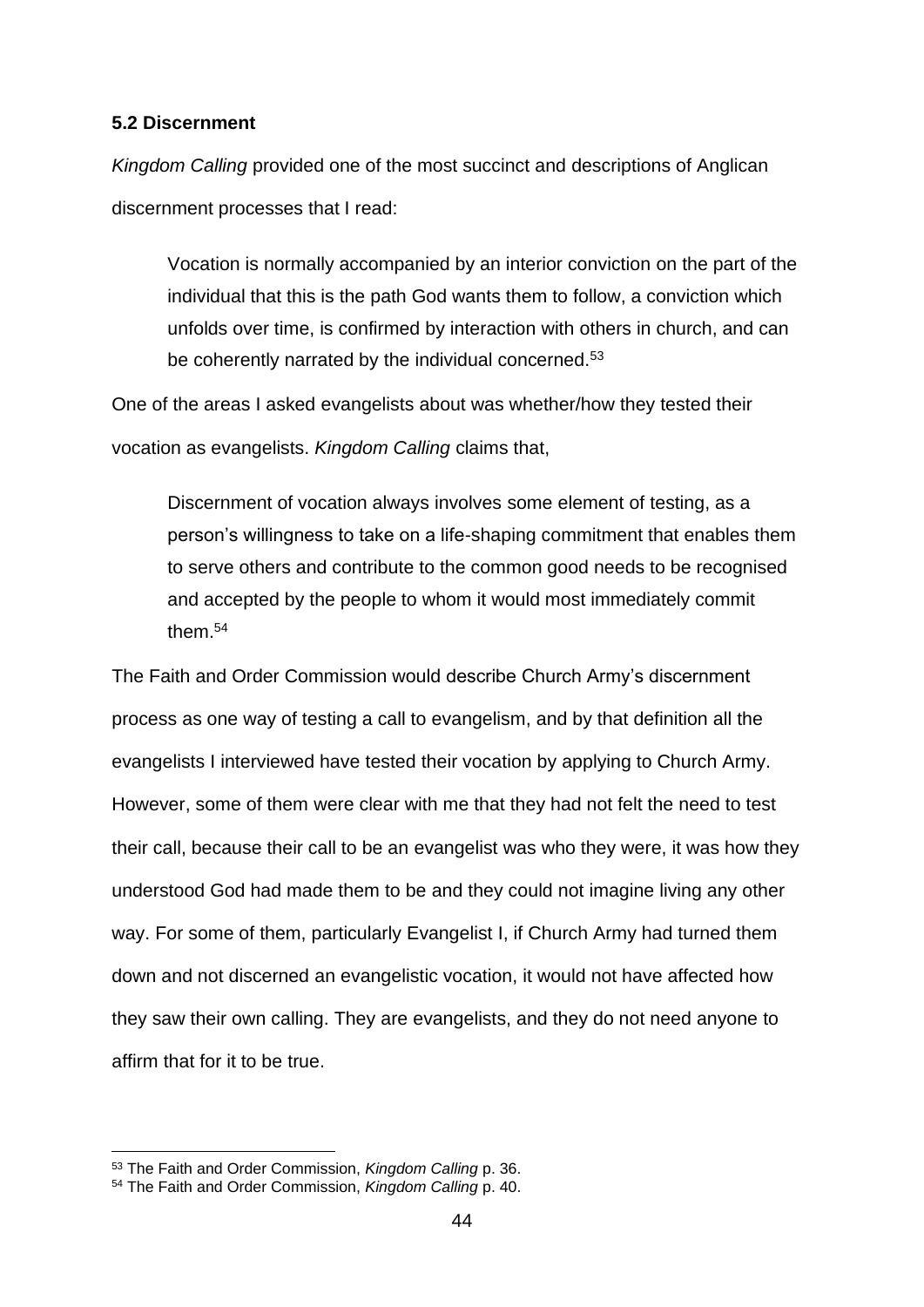### 5.2 Discernment

*Kingdom Calling* provided one of the most succinct and descriptions of Anglican discernment processes that I read:

> Vocation is normally accompanied by an interior conviction on the part of the individual that this is the path God wants them to follow, a conviction which unfolds over time, is confirmed by interaction with others in church, and can be coherently narrated by the individual concerned.[53]

One of the areas I asked evangelists about was whether/how they tested their vocation as evangelists. *Kingdom Calling* claims that,

> Discernment of vocation always involves some element of testing, as a person's willingness to take on a life-shaping commitment that enables them to serve others and contribute to the common good needs to be recognised and accepted by the people to whom it would most immediately commit them.[54]

The Faith and Order Commission would describe Church Army's discernment process as one way of testing a call to evangelism, and by that definition all the evangelists I interviewed have tested their vocation by applying to Church Army. However, some of them were clear with me that they had not felt the need to test their call, because their call to be an evangelist was who they were, it was how they understood God had made them to be and they could not imagine living any other way. For some of them, particularly Evangelist I, if Church Army had turned them down and not discerned an evangelistic vocation, it would not have affected how they saw their own calling. They are evangelists, and they do not need anyone to affirm that for it to be true.

---

[53] The Faith and Order Commission, *Kingdom Calling* p. 36.

[54] The Faith and Order Commission, *Kingdom Calling* p. 40.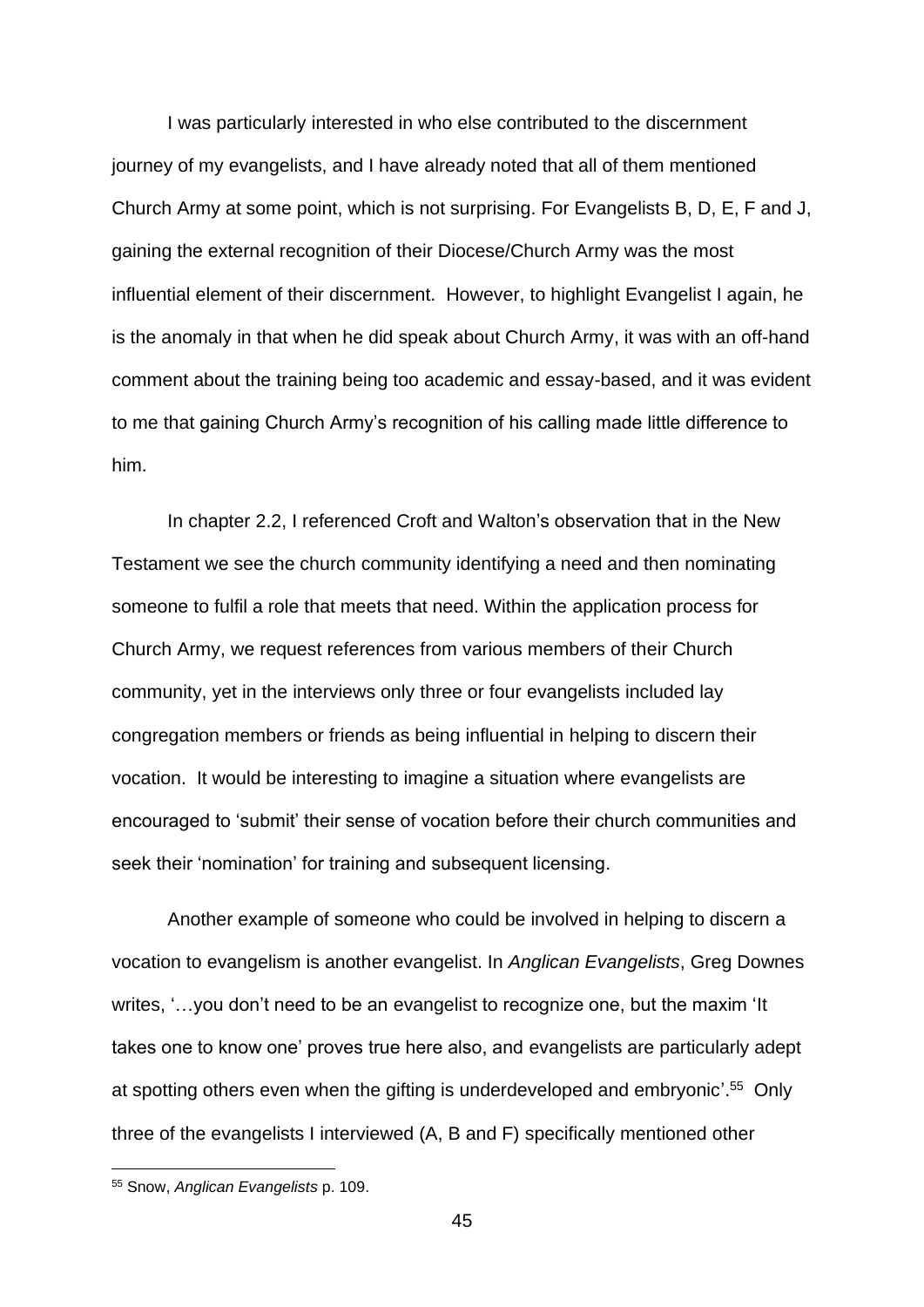I was particularly interested in who else contributed to the discernment journey of my evangelists, and I have already noted that all of them mentioned Church Army at some point, which is not surprising. For Evangelists B, D, E, F and J, gaining the external recognition of their Diocese/Church Army was the most influential element of their discernment. However, to highlight Evangelist I again, he is the anomaly in that when he did speak about Church Army, it was with an off-hand comment about the training being too academic and essay-based, and it was evident to me that gaining Church Army's recognition of his calling made little difference to him.

In chapter 2.2, I referenced Croft and Walton's observation that in the New Testament we see the church community identifying a need and then nominating someone to fulfil a role that meets that need. Within the application process for Church Army, we request references from various members of their Church community, yet in the interviews only three or four evangelists included lay congregation members or friends as being influential in helping to discern their vocation. It would be interesting to imagine a situation where evangelists are encouraged to 'submit' their sense of vocation before their church communities and seek their 'nomination' for training and subsequent licensing.

Another example of someone who could be involved in helping to discern a vocation to evangelism is another evangelist. In *Anglican Evangelists*, Greg Downes writes, '…you don't need to be an evangelist to recognize one, but the maxim 'It takes one to know one' proves true here also, and evangelists are particularly adept at spotting others even when the gifting is underdeveloped and embryonic'.[55] Only three of the evangelists I interviewed (A, B and F) specifically mentioned other

[55] Snow, *Anglican Evangelists* p. 109.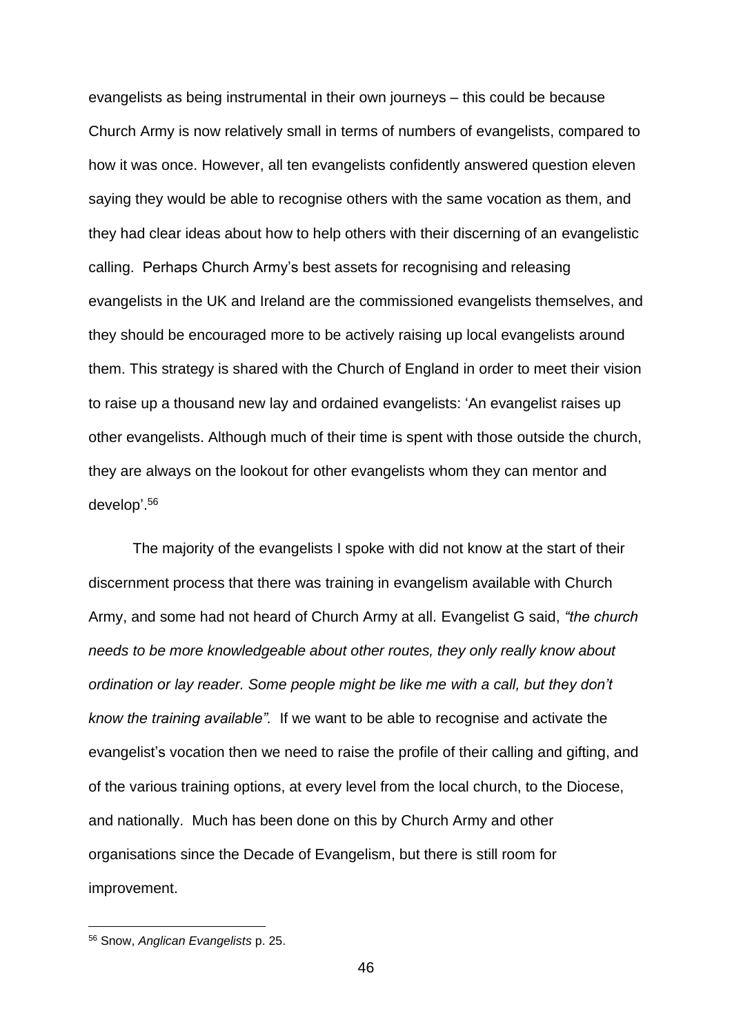evangelists as being instrumental in their own journeys – this could be because Church Army is now relatively small in terms of numbers of evangelists, compared to how it was once. However, all ten evangelists confidently answered question eleven saying they would be able to recognise others with the same vocation as them, and they had clear ideas about how to help others with their discerning of an evangelistic calling. Perhaps Church Army's best assets for recognising and releasing evangelists in the UK and Ireland are the commissioned evangelists themselves, and they should be encouraged more to be actively raising up local evangelists around them. This strategy is shared with the Church of England in order to meet their vision to raise up a thousand new lay and ordained evangelists: 'An evangelist raises up other evangelists. Although much of their time is spent with those outside the church, they are always on the lookout for other evangelists whom they can mentor and develop'.[56]

The majority of the evangelists I spoke with did not know at the start of their discernment process that there was training in evangelism available with Church Army, and some had not heard of Church Army at all. Evangelist G said, *"the church needs to be more knowledgeable about other routes, they only really know about ordination or lay reader. Some people might be like me with a call, but they don't know the training available".* If we want to be able to recognise and activate the evangelist's vocation then we need to raise the profile of their calling and gifting, and of the various training options, at every level from the local church, to the Diocese, and nationally. Much has been done on this by Church Army and other organisations since the Decade of Evangelism, but there is still room for improvement.

---

[56] Snow, *Anglican Evangelists* p. 25.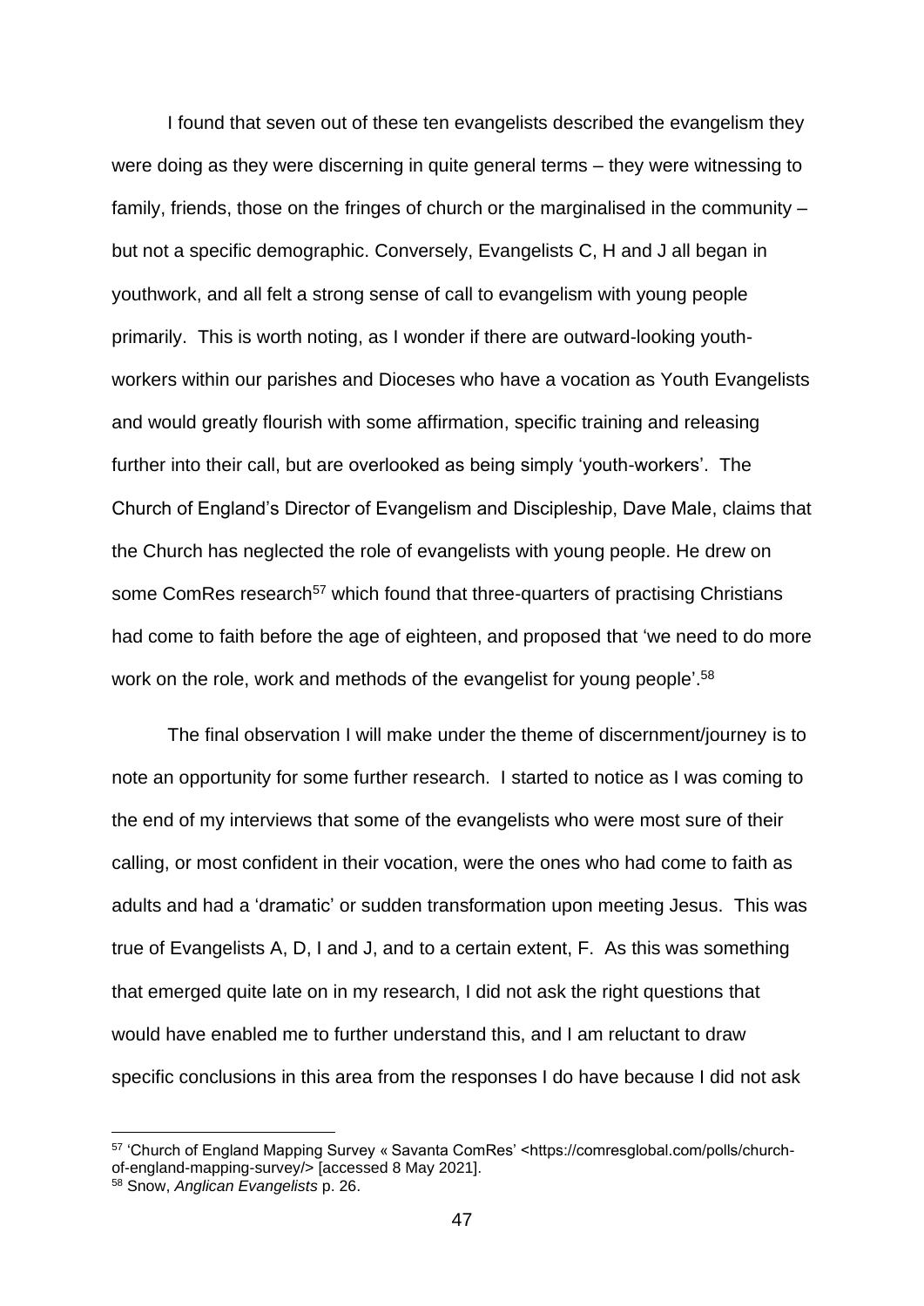I found that seven out of these ten evangelists described the evangelism they were doing as they were discerning in quite general terms – they were witnessing to family, friends, those on the fringes of church or the marginalised in the community – but not a specific demographic. Conversely, Evangelists C, H and J all began in youthwork, and all felt a strong sense of call to evangelism with young people primarily. This is worth noting, as I wonder if there are outward-looking youth-workers within our parishes and Dioceses who have a vocation as Youth Evangelists and would greatly flourish with some affirmation, specific training and releasing further into their call, but are overlooked as being simply 'youth-workers'. The Church of England's Director of Evangelism and Discipleship, Dave Male, claims that the Church has neglected the role of evangelists with young people. He drew on some ComRes research[57] which found that three-quarters of practising Christians had come to faith before the age of eighteen, and proposed that 'we need to do more work on the role, work and methods of the evangelist for young people'.[58]

The final observation I will make under the theme of discernment/journey is to note an opportunity for some further research. I started to notice as I was coming to the end of my interviews that some of the evangelists who were most sure of their calling, or most confident in their vocation, were the ones who had come to faith as adults and had a 'dramatic' or sudden transformation upon meeting Jesus. This was true of Evangelists A, D, I and J, and to a certain extent, F. As this was something that emerged quite late on in my research, I did not ask the right questions that would have enabled me to further understand this, and I am reluctant to draw specific conclusions in this area from the responses I do have because I did not ask

[57] 'Church of England Mapping Survey « Savanta ComRes' <https://comresglobal.com/polls/church-of-england-mapping-survey/> [accessed 8 May 2021].

[58] Snow, *Anglican Evangelists* p. 26.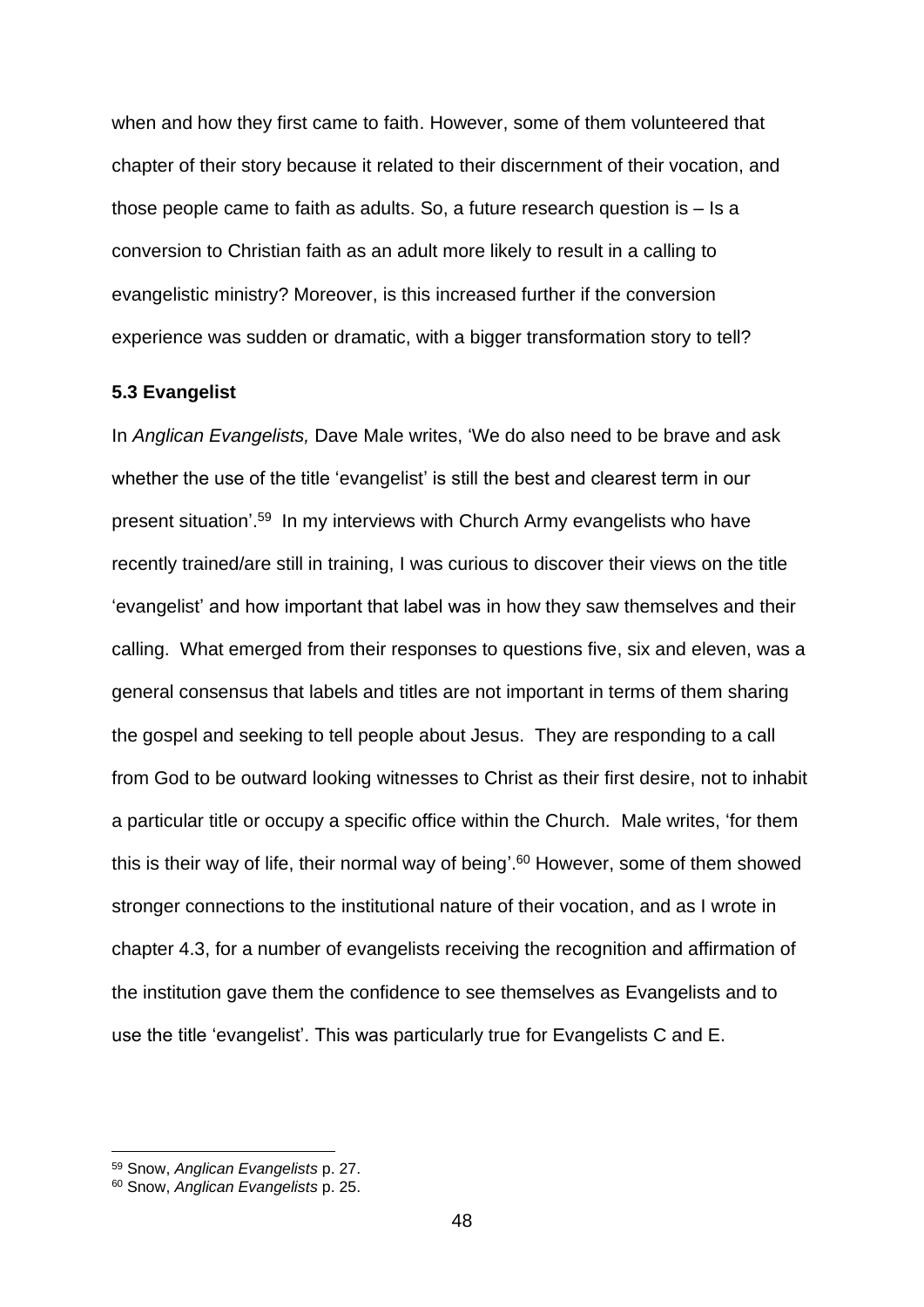when and how they first came to faith. However, some of them volunteered that chapter of their story because it related to their discernment of their vocation, and those people came to faith as adults. So, a future research question is – Is a conversion to Christian faith as an adult more likely to result in a calling to evangelistic ministry? Moreover, is this increased further if the conversion experience was sudden or dramatic, with a bigger transformation story to tell?

### 5.3 Evangelist

In *Anglican Evangelists,* Dave Male writes, 'We do also need to be brave and ask whether the use of the title 'evangelist' is still the best and clearest term in our present situation'.[59] In my interviews with Church Army evangelists who have recently trained/are still in training, I was curious to discover their views on the title 'evangelist' and how important that label was in how they saw themselves and their calling. What emerged from their responses to questions five, six and eleven, was a general consensus that labels and titles are not important in terms of them sharing the gospel and seeking to tell people about Jesus. They are responding to a call from God to be outward looking witnesses to Christ as their first desire, not to inhabit a particular title or occupy a specific office within the Church. Male writes, 'for them this is their way of life, their normal way of being'.[60] However, some of them showed stronger connections to the institutional nature of their vocation, and as I wrote in chapter 4.3, for a number of evangelists receiving the recognition and affirmation of the institution gave them the confidence to see themselves as Evangelists and to use the title 'evangelist'. This was particularly true for Evangelists C and E.

---

[59] Snow, *Anglican Evangelists* p. 27.

[60] Snow, *Anglican Evangelists* p. 25.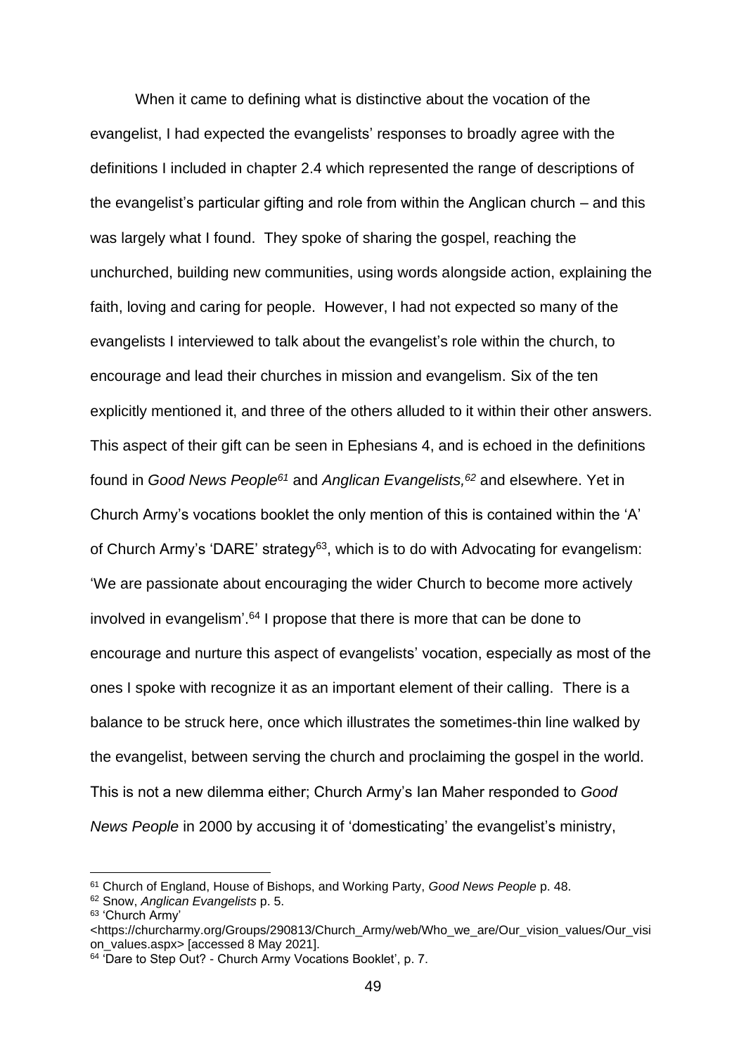When it came to defining what is distinctive about the vocation of the evangelist, I had expected the evangelists' responses to broadly agree with the definitions I included in chapter 2.4 which represented the range of descriptions of the evangelist's particular gifting and role from within the Anglican church – and this was largely what I found. They spoke of sharing the gospel, reaching the unchurched, building new communities, using words alongside action, explaining the faith, loving and caring for people. However, I had not expected so many of the evangelists I interviewed to talk about the evangelist's role within the church, to encourage and lead their churches in mission and evangelism. Six of the ten explicitly mentioned it, and three of the others alluded to it within their other answers. This aspect of their gift can be seen in Ephesians 4, and is echoed in the definitions found in *Good News People*[61] and *Anglican Evangelists,*[62] and elsewhere. Yet in Church Army's vocations booklet the only mention of this is contained within the 'A' of Church Army's 'DARE' strategy[63], which is to do with Advocating for evangelism: 'We are passionate about encouraging the wider Church to become more actively involved in evangelism'.[64] I propose that there is more that can be done to encourage and nurture this aspect of evangelists' vocation, especially as most of the ones I spoke with recognize it as an important element of their calling. There is a balance to be struck here, once which illustrates the sometimes-thin line walked by the evangelist, between serving the church and proclaiming the gospel in the world. This is not a new dilemma either; Church Army's Ian Maher responded to *Good News People* in 2000 by accusing it of 'domesticating' the evangelist's ministry,

---

[61] Church of England, House of Bishops, and Working Party, *Good News People* p. 48.

[62] Snow, *Anglican Evangelists* p. 5.

[63] 'Church Army' <https://churcharmy.org/Groups/290813/Church_Army/web/Who_we_are/Our_vision_values/Our_vision_values.aspx> [accessed 8 May 2021].

[64] 'Dare to Step Out? - Church Army Vocations Booklet', p. 7.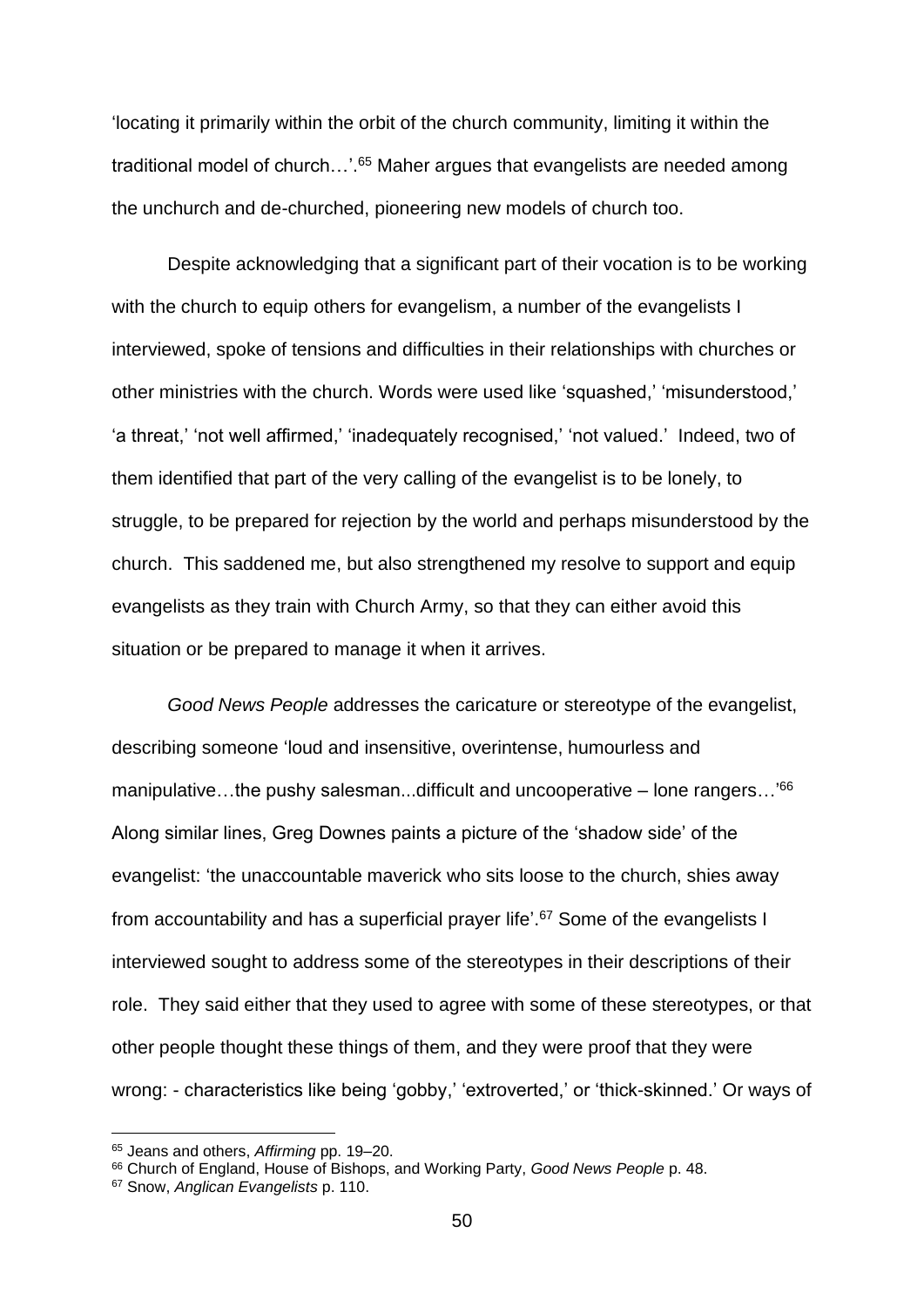'locating it primarily within the orbit of the church community, limiting it within the traditional model of church…'.[65] Maher argues that evangelists are needed among the unchurch and de-churched, pioneering new models of church too.

Despite acknowledging that a significant part of their vocation is to be working with the church to equip others for evangelism, a number of the evangelists I interviewed, spoke of tensions and difficulties in their relationships with churches or other ministries with the church. Words were used like 'squashed,' 'misunderstood,' 'a threat,' 'not well affirmed,' 'inadequately recognised,' 'not valued.' Indeed, two of them identified that part of the very calling of the evangelist is to be lonely, to struggle, to be prepared for rejection by the world and perhaps misunderstood by the church. This saddened me, but also strengthened my resolve to support and equip evangelists as they train with Church Army, so that they can either avoid this situation or be prepared to manage it when it arrives.

*Good News People* addresses the caricature or stereotype of the evangelist, describing someone 'loud and insensitive, overintense, humourless and manipulative…the pushy salesman...difficult and uncooperative – lone rangers…'[66] Along similar lines, Greg Downes paints a picture of the 'shadow side' of the evangelist: 'the unaccountable maverick who sits loose to the church, shies away from accountability and has a superficial prayer life'.[67] Some of the evangelists I interviewed sought to address some of the stereotypes in their descriptions of their role. They said either that they used to agree with some of these stereotypes, or that other people thought these things of them, and they were proof that they were wrong: - characteristics like being 'gobby,' 'extroverted,' or 'thick-skinned.' Or ways of

---

[65] Jeans and others, *Affirming* pp. 19–20.

[66] Church of England, House of Bishops, and Working Party, *Good News People* p. 48.

[67] Snow, *Anglican Evangelists* p. 110.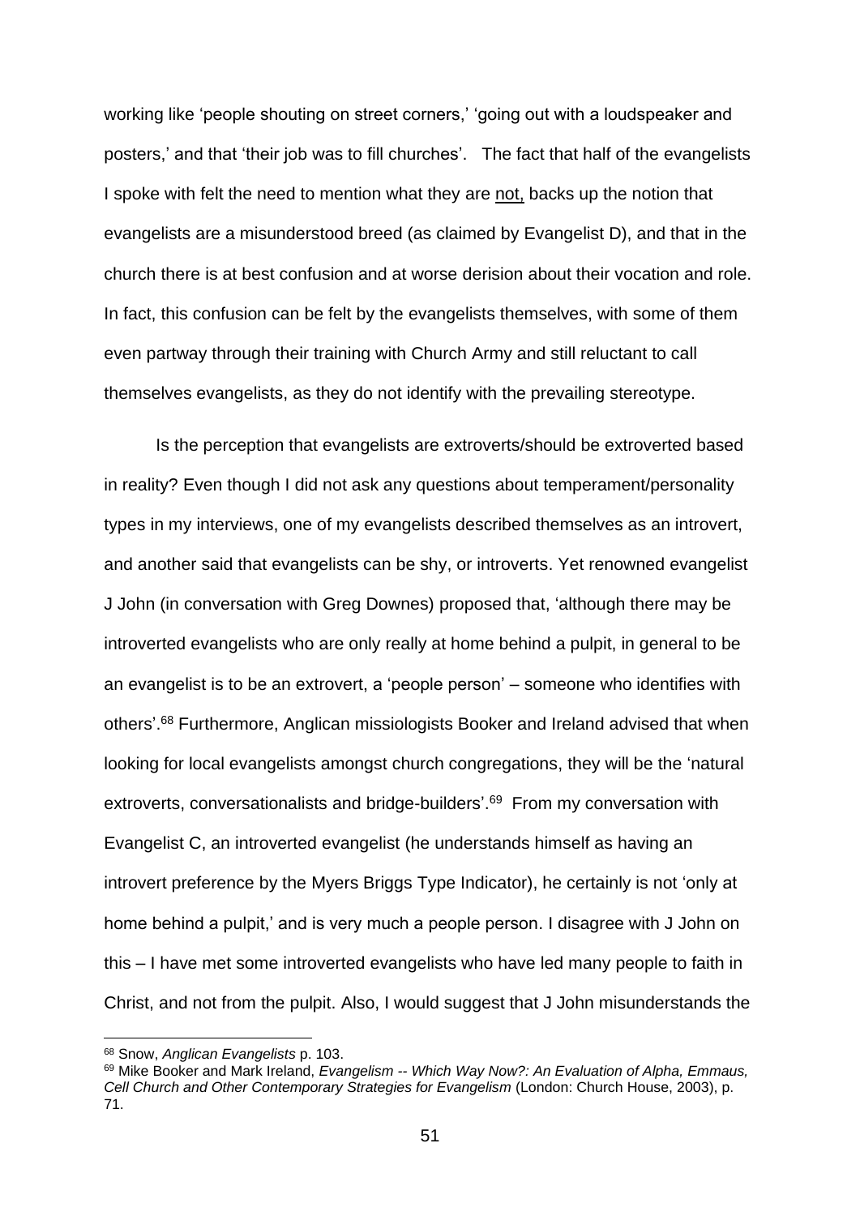working like 'people shouting on street corners,' 'going out with a loudspeaker and posters,' and that 'their job was to fill churches'. The fact that half of the evangelists I spoke with felt the need to mention what they are <u>not,</u> backs up the notion that evangelists are a misunderstood breed (as claimed by Evangelist D), and that in the church there is at best confusion and at worse derision about their vocation and role. In fact, this confusion can be felt by the evangelists themselves, with some of them even partway through their training with Church Army and still reluctant to call themselves evangelists, as they do not identify with the prevailing stereotype.

Is the perception that evangelists are extroverts/should be extroverted based in reality? Even though I did not ask any questions about temperament/personality types in my interviews, one of my evangelists described themselves as an introvert, and another said that evangelists can be shy, or introverts. Yet renowned evangelist J John (in conversation with Greg Downes) proposed that, 'although there may be introverted evangelists who are only really at home behind a pulpit, in general to be an evangelist is to be an extrovert, a 'people person' – someone who identifies with others'.[68] Furthermore, Anglican missiologists Booker and Ireland advised that when looking for local evangelists amongst church congregations, they will be the 'natural extroverts, conversationalists and bridge-builders'.[69] From my conversation with Evangelist C, an introverted evangelist (he understands himself as having an introvert preference by the Myers Briggs Type Indicator), he certainly is not 'only at home behind a pulpit,' and is very much a people person. I disagree with J John on this – I have met some introverted evangelists who have led many people to faith in Christ, and not from the pulpit. Also, I would suggest that J John misunderstands the

---

[68] Snow, *Anglican Evangelists* p. 103.

[69] Mike Booker and Mark Ireland, *Evangelism -- Which Way Now?: An Evaluation of Alpha, Emmaus, Cell Church and Other Contemporary Strategies for Evangelism* (London: Church House, 2003), p. 71.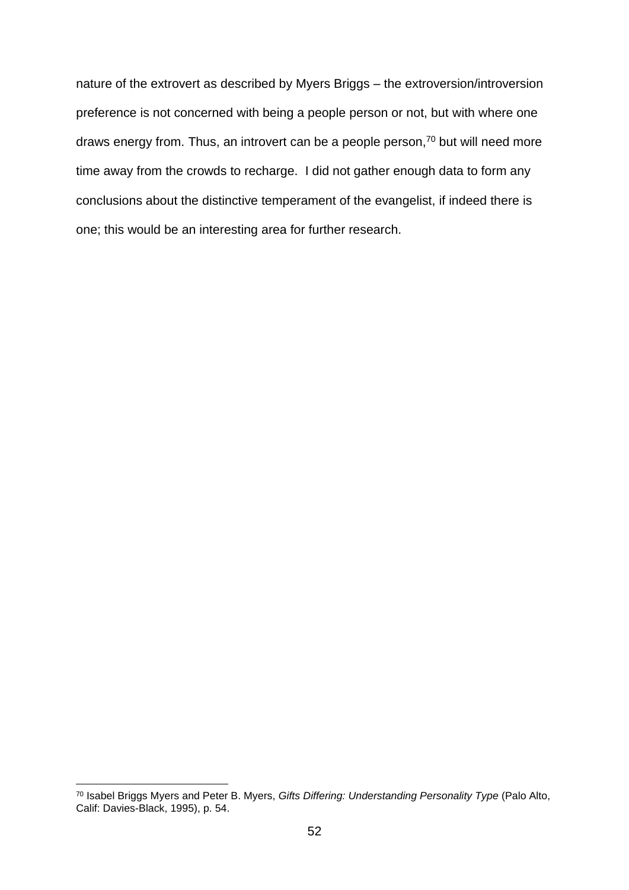nature of the extrovert as described by Myers Briggs – the extroversion/introversion preference is not concerned with being a people person or not, but with where one draws energy from. Thus, an introvert can be a people person,[70] but will need more time away from the crowds to recharge. I did not gather enough data to form any conclusions about the distinctive temperament of the evangelist, if indeed there is one; this would be an interesting area for further research.

---

[70] Isabel Briggs Myers and Peter B. Myers, *Gifts Differing: Understanding Personality Type* (Palo Alto, Calif: Davies-Black, 1995), p. 54.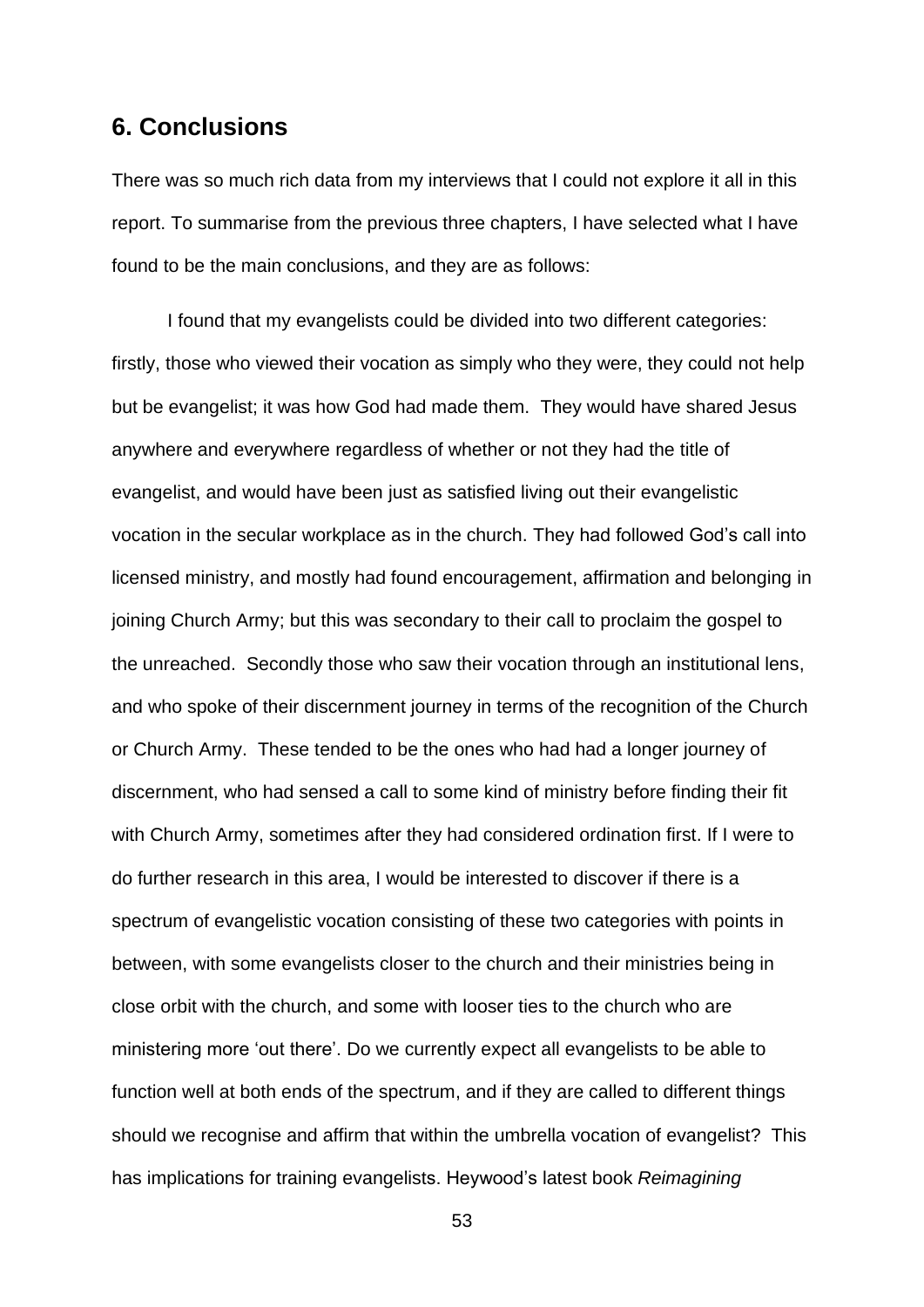## 6. Conclusions

There was so much rich data from my interviews that I could not explore it all in this report. To summarise from the previous three chapters, I have selected what I have found to be the main conclusions, and they are as follows:

I found that my evangelists could be divided into two different categories: firstly, those who viewed their vocation as simply who they were, they could not help but be evangelist; it was how God had made them. They would have shared Jesus anywhere and everywhere regardless of whether or not they had the title of evangelist, and would have been just as satisfied living out their evangelistic vocation in the secular workplace as in the church. They had followed God's call into licensed ministry, and mostly had found encouragement, affirmation and belonging in joining Church Army; but this was secondary to their call to proclaim the gospel to the unreached. Secondly those who saw their vocation through an institutional lens, and who spoke of their discernment journey in terms of the recognition of the Church or Church Army. These tended to be the ones who had had a longer journey of discernment, who had sensed a call to some kind of ministry before finding their fit with Church Army, sometimes after they had considered ordination first. If I were to do further research in this area, I would be interested to discover if there is a spectrum of evangelistic vocation consisting of these two categories with points in between, with some evangelists closer to the church and their ministries being in close orbit with the church, and some with looser ties to the church who are ministering more 'out there'. Do we currently expect all evangelists to be able to function well at both ends of the spectrum, and if they are called to different things should we recognise and affirm that within the umbrella vocation of evangelist? This has implications for training evangelists. Heywood's latest book *Reimagining*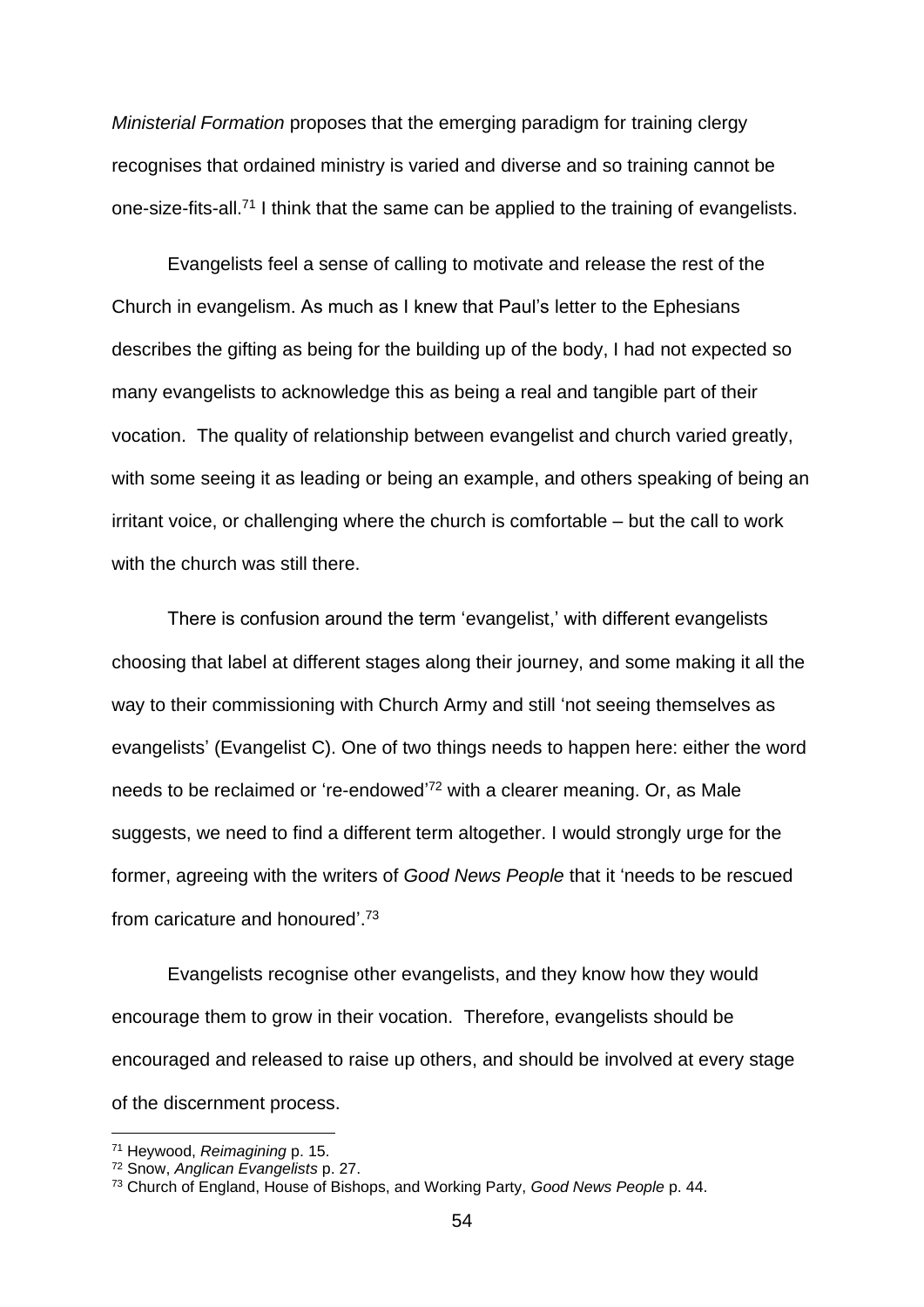*Ministerial Formation* proposes that the emerging paradigm for training clergy recognises that ordained ministry is varied and diverse and so training cannot be one-size-fits-all.[71] I think that the same can be applied to the training of evangelists.

Evangelists feel a sense of calling to motivate and release the rest of the Church in evangelism. As much as I knew that Paul's letter to the Ephesians describes the gifting as being for the building up of the body, I had not expected so many evangelists to acknowledge this as being a real and tangible part of their vocation. The quality of relationship between evangelist and church varied greatly, with some seeing it as leading or being an example, and others speaking of being an irritant voice, or challenging where the church is comfortable – but the call to work with the church was still there.

There is confusion around the term 'evangelist,' with different evangelists choosing that label at different stages along their journey, and some making it all the way to their commissioning with Church Army and still 'not seeing themselves as evangelists' (Evangelist C). One of two things needs to happen here: either the word needs to be reclaimed or 're-endowed'[72] with a clearer meaning. Or, as Male suggests, we need to find a different term altogether. I would strongly urge for the former, agreeing with the writers of *Good News People* that it 'needs to be rescued from caricature and honoured'.[73]

Evangelists recognise other evangelists, and they know how they would encourage them to grow in their vocation. Therefore, evangelists should be encouraged and released to raise up others, and should be involved at every stage of the discernment process.

---

[71] Heywood, *Reimagining* p. 15.

[72] Snow, *Anglican Evangelists* p. 27.

[73] Church of England, House of Bishops, and Working Party, *Good News People* p. 44.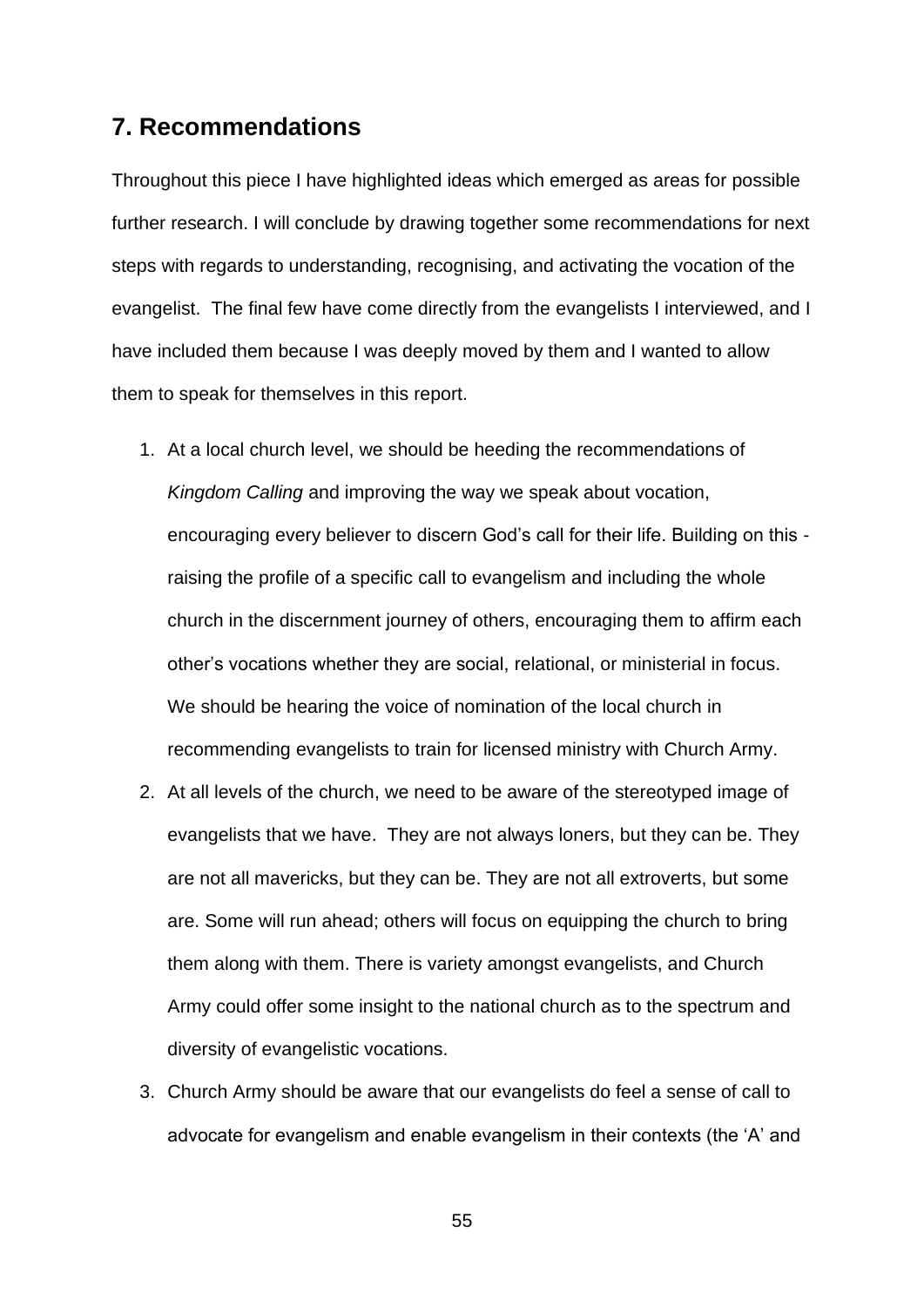## 7. Recommendations

Throughout this piece I have highlighted ideas which emerged as areas for possible further research. I will conclude by drawing together some recommendations for next steps with regards to understanding, recognising, and activating the vocation of the evangelist. The final few have come directly from the evangelists I interviewed, and I have included them because I was deeply moved by them and I wanted to allow them to speak for themselves in this report.

1. At a local church level, we should be heeding the recommendations of *Kingdom Calling* and improving the way we speak about vocation, encouraging every believer to discern God's call for their life. Building on this - raising the profile of a specific call to evangelism and including the whole church in the discernment journey of others, encouraging them to affirm each other's vocations whether they are social, relational, or ministerial in focus. We should be hearing the voice of nomination of the local church in recommending evangelists to train for licensed ministry with Church Army.
2. At all levels of the church, we need to be aware of the stereotyped image of evangelists that we have. They are not always loners, but they can be. They are not all mavericks, but they can be. They are not all extroverts, but some are. Some will run ahead; others will focus on equipping the church to bring them along with them. There is variety amongst evangelists, and Church Army could offer some insight to the national church as to the spectrum and diversity of evangelistic vocations.
3. Church Army should be aware that our evangelists do feel a sense of call to advocate for evangelism and enable evangelism in their contexts (the 'A' and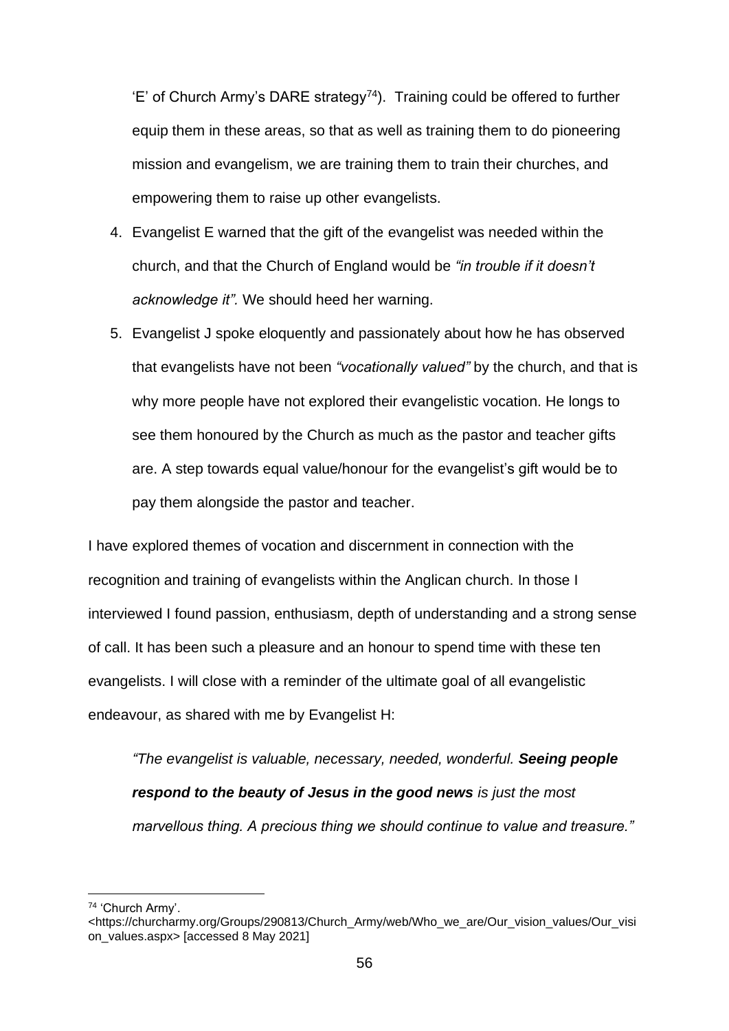'E' of Church Army's DARE strategy[74]). Training could be offered to further equip them in these areas, so that as well as training them to do pioneering mission and evangelism, we are training them to train their churches, and empowering them to raise up other evangelists.

4. Evangelist E warned that the gift of the evangelist was needed within the church, and that the Church of England would be *"in trouble if it doesn't acknowledge it".* We should heed her warning.
5. Evangelist J spoke eloquently and passionately about how he has observed that evangelists have not been *"vocationally valued"* by the church, and that is why more people have not explored their evangelistic vocation. He longs to see them honoured by the Church as much as the pastor and teacher gifts are. A step towards equal value/honour for the evangelist's gift would be to pay them alongside the pastor and teacher.

I have explored themes of vocation and discernment in connection with the recognition and training of evangelists within the Anglican church. In those I interviewed I found passion, enthusiasm, depth of understanding and a strong sense of call. It has been such a pleasure and an honour to spend time with these ten evangelists. I will close with a reminder of the ultimate goal of all evangelistic endeavour, as shared with me by Evangelist H:

> *"The evangelist is valuable, necessary, needed, wonderful.* ***Seeing people respond to the beauty of Jesus in the good news*** *is just the most marvellous thing. A precious thing we should continue to value and treasure."*

---

[74] 'Church Army'. <https://churcharmy.org/Groups/290813/Church_Army/web/Who_we_are/Our_vision_values/Our_vision_values.aspx> [accessed 8 May 2021]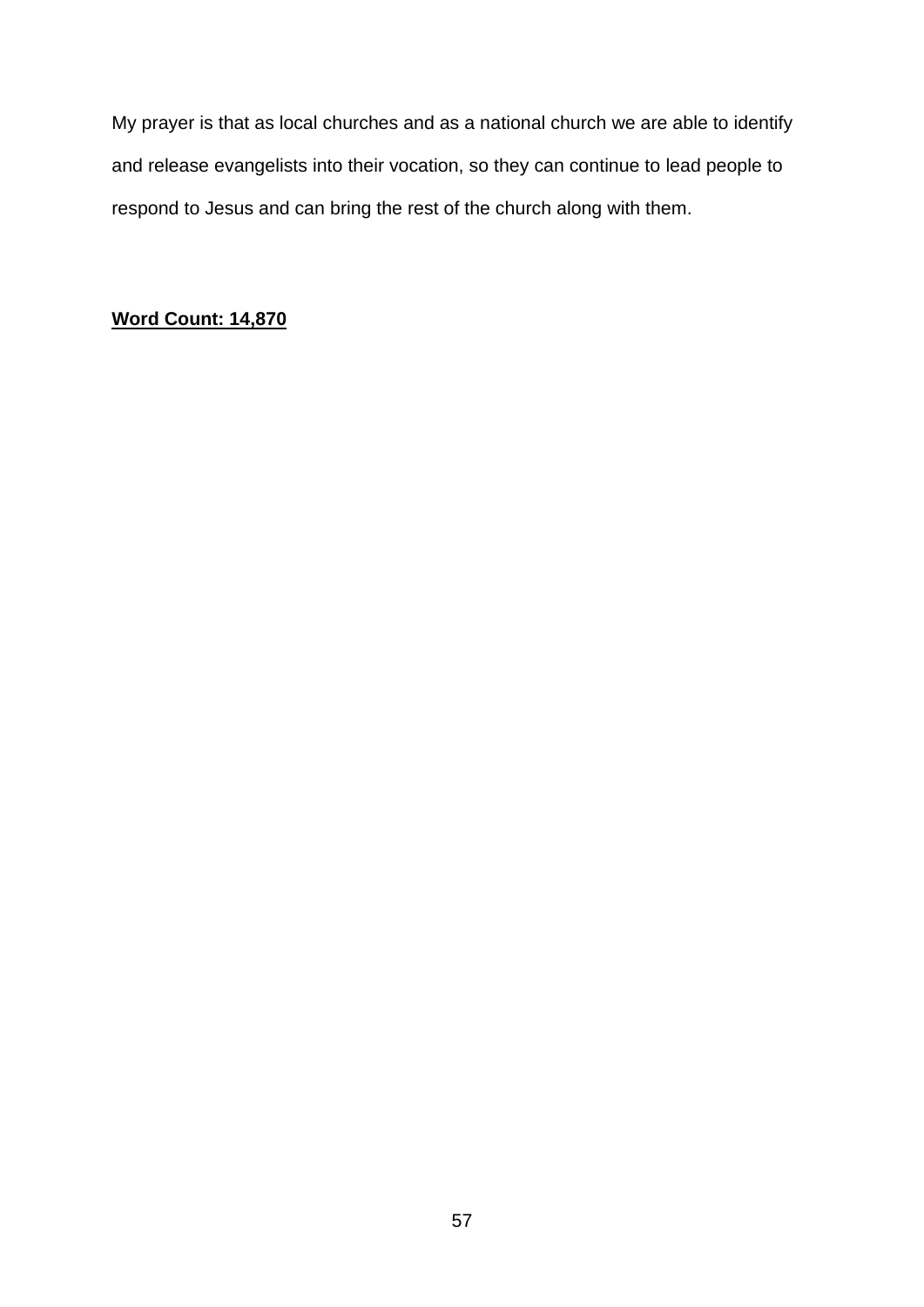My prayer is that as local churches and as a national church we are able to identify and release evangelists into their vocation, so they can continue to lead people to respond to Jesus and can bring the rest of the church along with them.

**Word Count: 14,870**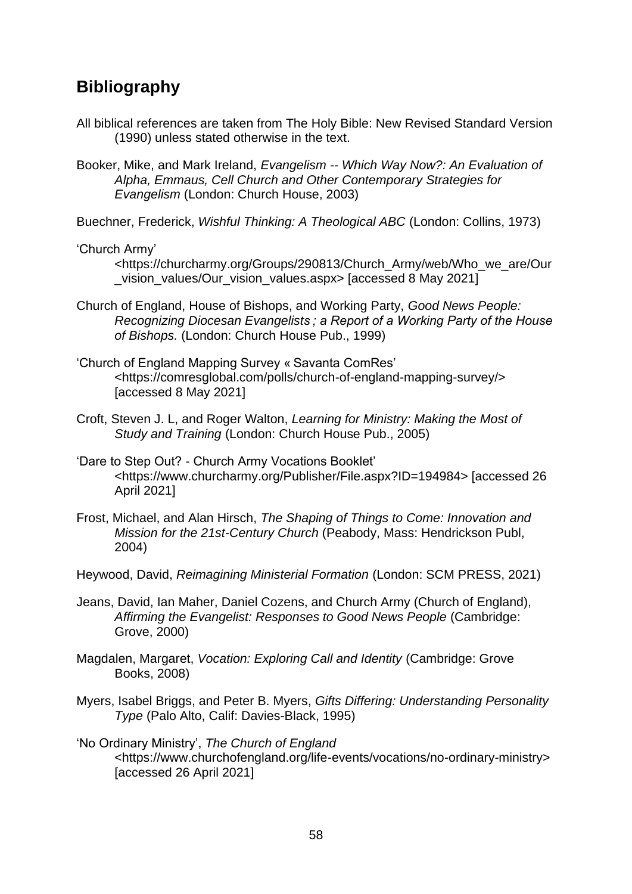## Bibliography

All biblical references are taken from The Holy Bible: New Revised Standard Version (1990) unless stated otherwise in the text.

Booker, Mike, and Mark Ireland, *Evangelism -- Which Way Now?: An Evaluation of Alpha, Emmaus, Cell Church and Other Contemporary Strategies for Evangelism* (London: Church House, 2003)

Buechner, Frederick, *Wishful Thinking: A Theological ABC* (London: Collins, 1973)

'Church Army' <https://churcharmy.org/Groups/290813/Church_Army/web/Who_we_are/Our_vision_values/Our_vision_values.aspx> [accessed 8 May 2021]

Church of England, House of Bishops, and Working Party, *Good News People: Recognizing Diocesan Evangelists ; a Report of a Working Party of the House of Bishops.* (London: Church House Pub., 1999)

'Church of England Mapping Survey « Savanta ComRes' <https://comresglobal.com/polls/church-of-england-mapping-survey/> [accessed 8 May 2021]

Croft, Steven J. L, and Roger Walton, *Learning for Ministry: Making the Most of Study and Training* (London: Church House Pub., 2005)

'Dare to Step Out? - Church Army Vocations Booklet' <https://www.churcharmy.org/Publisher/File.aspx?ID=194984> [accessed 26 April 2021]

Frost, Michael, and Alan Hirsch, *The Shaping of Things to Come: Innovation and Mission for the 21st-Century Church* (Peabody, Mass: Hendrickson Publ, 2004)

Heywood, David, *Reimagining Ministerial Formation* (London: SCM PRESS, 2021)

Jeans, David, Ian Maher, Daniel Cozens, and Church Army (Church of England), *Affirming the Evangelist: Responses to Good News People* (Cambridge: Grove, 2000)

Magdalen, Margaret, *Vocation: Exploring Call and Identity* (Cambridge: Grove Books, 2008)

Myers, Isabel Briggs, and Peter B. Myers, *Gifts Differing: Understanding Personality Type* (Palo Alto, Calif: Davies-Black, 1995)

'No Ordinary Ministry', *The Church of England* <https://www.churchofengland.org/life-events/vocations/no-ordinary-ministry> [accessed 26 April 2021]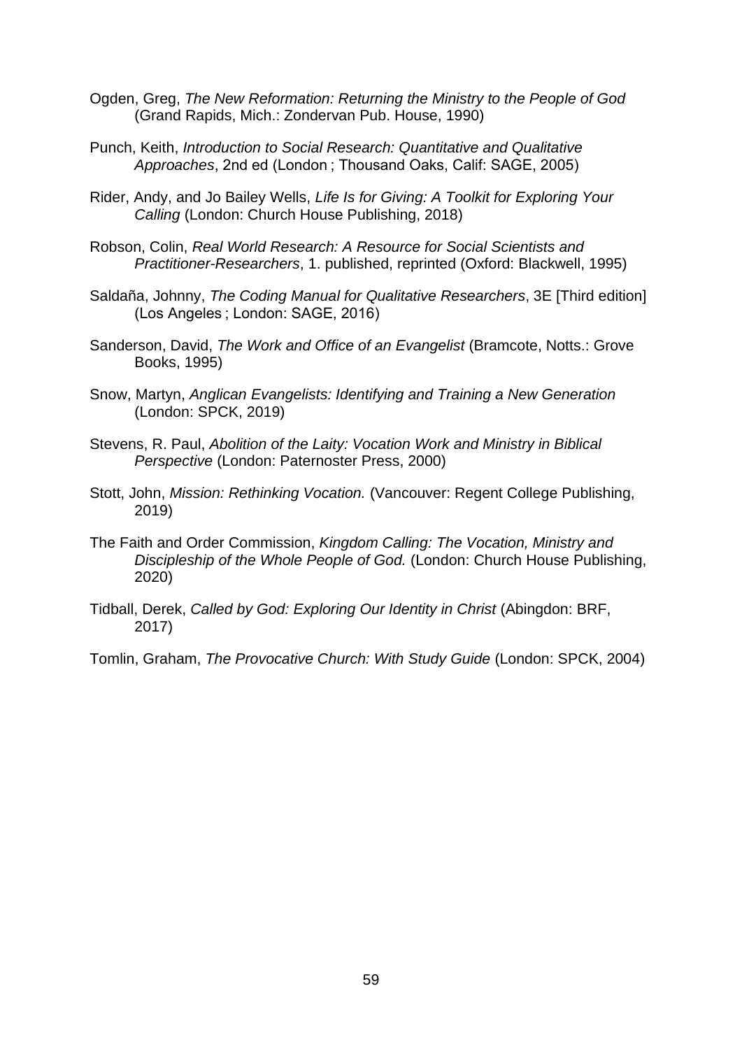Ogden, Greg, *The New Reformation: Returning the Ministry to the People of God* (Grand Rapids, Mich.: Zondervan Pub. House, 1990)

Punch, Keith, *Introduction to Social Research: Quantitative and Qualitative Approaches*, 2nd ed (London ; Thousand Oaks, Calif: SAGE, 2005)

Rider, Andy, and Jo Bailey Wells, *Life Is for Giving: A Toolkit for Exploring Your Calling* (London: Church House Publishing, 2018)

Robson, Colin, *Real World Research: A Resource for Social Scientists and Practitioner-Researchers*, 1. published, reprinted (Oxford: Blackwell, 1995)

Saldaña, Johnny, *The Coding Manual for Qualitative Researchers*, 3E [Third edition] (Los Angeles ; London: SAGE, 2016)

Sanderson, David, *The Work and Office of an Evangelist* (Bramcote, Notts.: Grove Books, 1995)

Snow, Martyn, *Anglican Evangelists: Identifying and Training a New Generation* (London: SPCK, 2019)

Stevens, R. Paul, *Abolition of the Laity: Vocation Work and Ministry in Biblical Perspective* (London: Paternoster Press, 2000)

Stott, John, *Mission: Rethinking Vocation.* (Vancouver: Regent College Publishing, 2019)

The Faith and Order Commission, *Kingdom Calling: The Vocation, Ministry and Discipleship of the Whole People of God.* (London: Church House Publishing, 2020)

Tidball, Derek, *Called by God: Exploring Our Identity in Christ* (Abingdon: BRF, 2017)

Tomlin, Graham, *The Provocative Church: With Study Guide* (London: SPCK, 2004)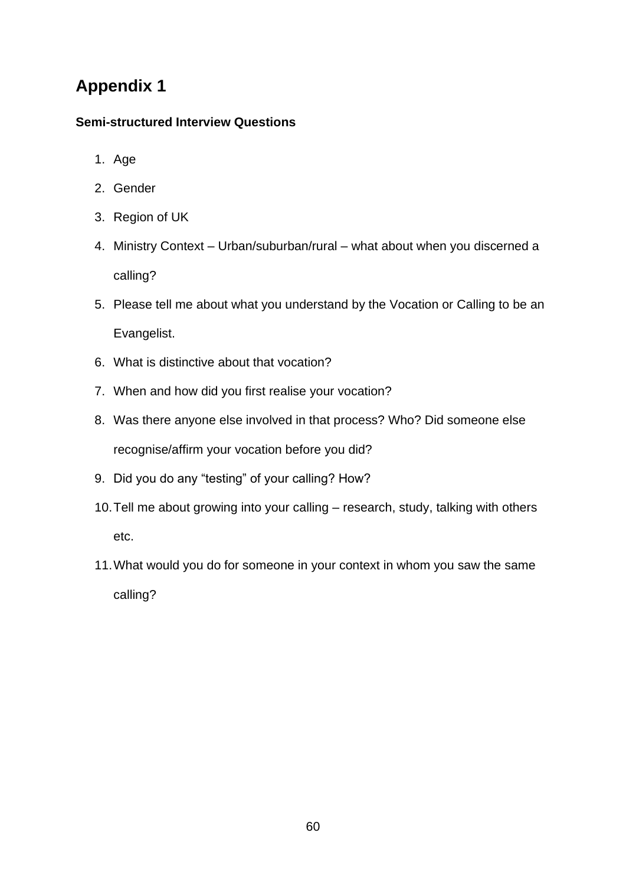# Appendix 1

**Semi-structured Interview Questions**

1. Age
2. Gender
3. Region of UK
4. Ministry Context – Urban/suburban/rural – what about when you discerned a calling?
5. Please tell me about what you understand by the Vocation or Calling to be an Evangelist.
6. What is distinctive about that vocation?
7. When and how did you first realise your vocation?
8. Was there anyone else involved in that process? Who? Did someone else recognise/affirm your vocation before you did?
9. Did you do any "testing" of your calling? How?
10. Tell me about growing into your calling – research, study, talking with others etc.
11. What would you do for someone in your context in whom you saw the same calling?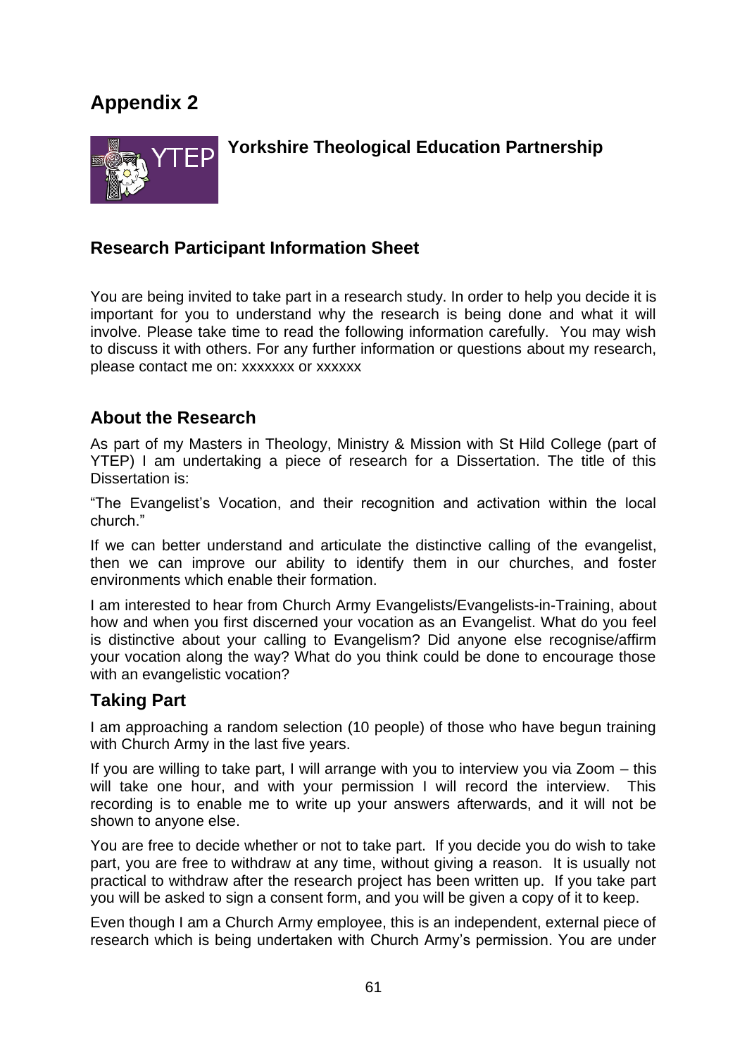# Appendix 2

**Yorkshire Theological Education Partnership**

## Research Participant Information Sheet

You are being invited to take part in a research study. In order to help you decide it is important for you to understand why the research is being done and what it will involve. Please take time to read the following information carefully. You may wish to discuss it with others. For any further information or questions about my research, please contact me on: xxxxxxx or xxxxxx

## About the Research

As part of my Masters in Theology, Ministry & Mission with St Hild College (part of YTEP) I am undertaking a piece of research for a Dissertation. The title of this Dissertation is:

"The Evangelist's Vocation, and their recognition and activation within the local church."

If we can better understand and articulate the distinctive calling of the evangelist, then we can improve our ability to identify them in our churches, and foster environments which enable their formation.

I am interested to hear from Church Army Evangelists/Evangelists-in-Training, about how and when you first discerned your vocation as an Evangelist. What do you feel is distinctive about your calling to Evangelism? Did anyone else recognise/affirm your vocation along the way? What do you think could be done to encourage those with an evangelistic vocation?

## Taking Part

I am approaching a random selection (10 people) of those who have begun training with Church Army in the last five years.

If you are willing to take part, I will arrange with you to interview you via Zoom – this will take one hour, and with your permission I will record the interview. This recording is to enable me to write up your answers afterwards, and it will not be shown to anyone else.

You are free to decide whether or not to take part. If you decide you do wish to take part, you are free to withdraw at any time, without giving a reason. It is usually not practical to withdraw after the research project has been written up. If you take part you will be asked to sign a consent form, and you will be given a copy of it to keep.

Even though I am a Church Army employee, this is an independent, external piece of research which is being undertaken with Church Army's permission. You are under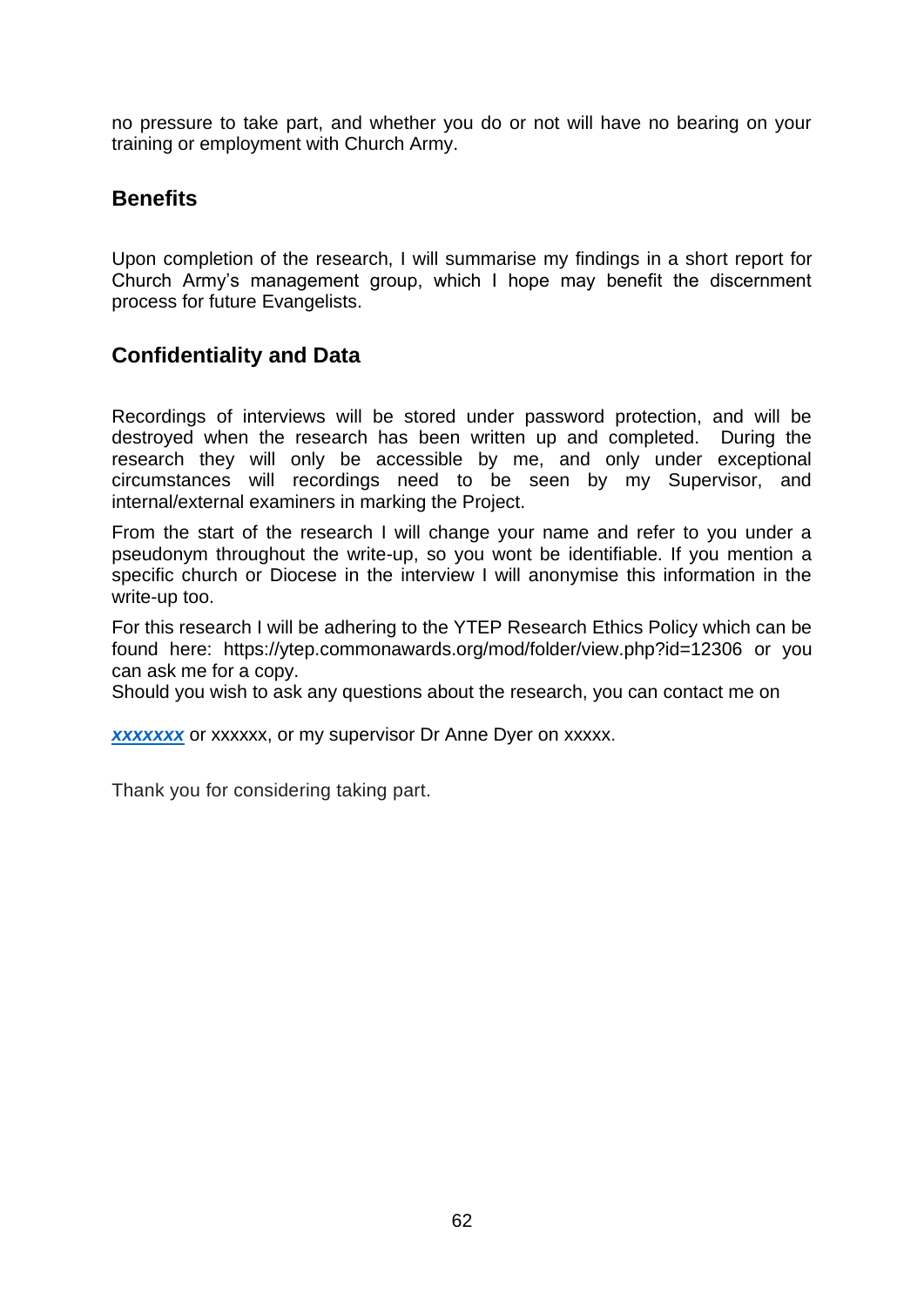no pressure to take part, and whether you do or not will have no bearing on your training or employment with Church Army.

## Benefits

Upon completion of the research, I will summarise my findings in a short report for Church Army's management group, which I hope may benefit the discernment process for future Evangelists.

## Confidentiality and Data

Recordings of interviews will be stored under password protection, and will be destroyed when the research has been written up and completed. During the research they will only be accessible by me, and only under exceptional circumstances will recordings need to be seen by my Supervisor, and internal/external examiners in marking the Project.

From the start of the research I will change your name and refer to you under a pseudonym throughout the write-up, so you wont be identifiable. If you mention a specific church or Diocese in the interview I will anonymise this information in the write-up too.

For this research I will be adhering to the YTEP Research Ethics Policy which can be found here: https://ytep.commonawards.org/mod/folder/view.php?id=12306 or you can ask me for a copy.
Should you wish to ask any questions about the research, you can contact me on

***xxxxxxx*** or xxxxxx, or my supervisor Dr Anne Dyer on xxxxx.

Thank you for considering taking part.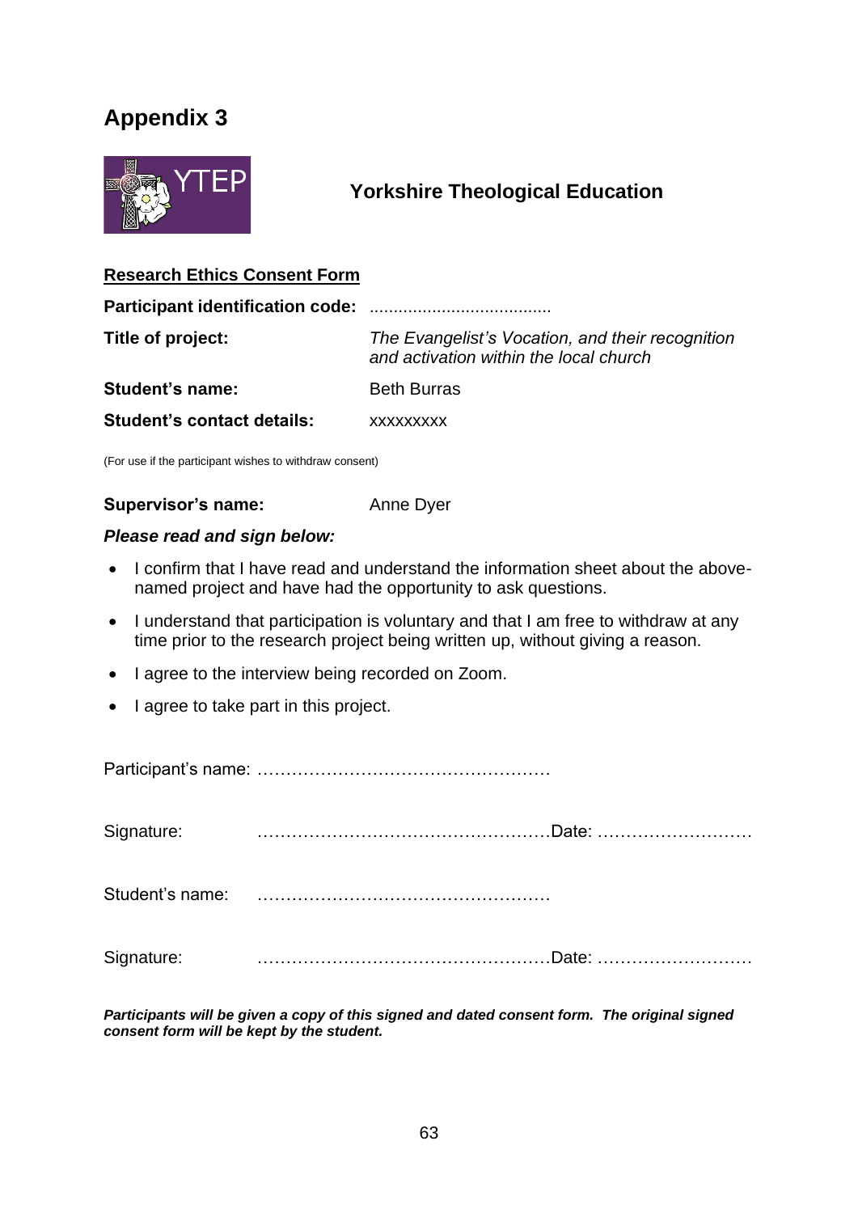# Appendix 3

## Yorkshire Theological Education

**Research Ethics Consent Form**

| | |
|---|---|
| **Participant identification code:** | ..................................... |
| **Title of project:** | *The Evangelist's Vocation, and their recognition and activation within the local church* |
| **Student's name:** | Beth Burras |
| **Student's contact details:** | xxxxxxxxx |

(For use if the participant wishes to withdraw consent)

| | |
|---|---|
| **Supervisor's name:** | Anne Dyer |

***Please read and sign below:***

- I confirm that I have read and understand the information sheet about the above-named project and have had the opportunity to ask questions.
- I understand that participation is voluntary and that I am free to withdraw at any time prior to the research project being written up, without giving a reason.
- I agree to the interview being recorded on Zoom.
- I agree to take part in this project.

Participant's name: ……………………………………………

Signature: ……………………………………………Date: ………………………

Student's name: ……………………………………………

Signature: ……………………………………………Date: ………………………

***Participants will be given a copy of this signed and dated consent form. The original signed consent form will be kept by the student.***